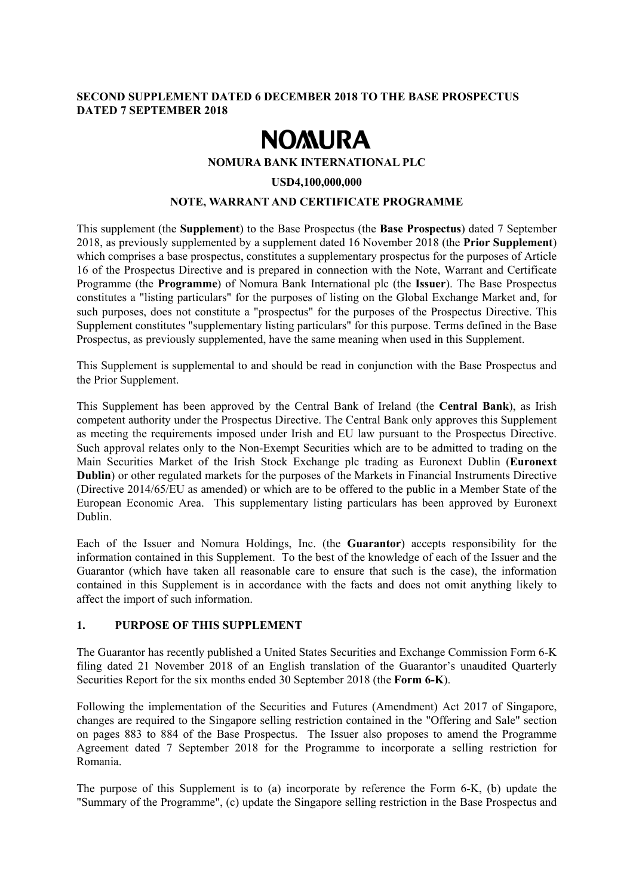**SECOND SUPPLEMENT DATED 6 DECEMBER 2018 TO THE BASE PROSPECTUS DATED 7 SEPTEMBER 2018**

# NOMURA

**NOMURA BANK INTERNATIONAL PLC**

**USD4,100,000,000**

**NOTE, WARRANT AND CERTIFICATE PROGRAMME**

This supplement (the **Supplement**) to the Base Prospectus (the **Base Prospectus**) dated 7 September 2018, as previously supplemented by a supplement dated 16 November 2018 (the **Prior Supplement**) which comprises a base prospectus, constitutes a supplementary prospectus for the purposes of Article 16 of the Prospectus Directive and is prepared in connection with the Note, Warrant and Certificate Programme (the **Programme**) of Nomura Bank International plc (the **Issuer**). The Base Prospectus constitutes a "listing particulars" for the purposes of listing on the Global Exchange Market and, for such purposes, does not constitute a "prospectus" for the purposes of the Prospectus Directive. This Supplement constitutes "supplementary listing particulars" for this purpose. Terms defined in the Base Prospectus, as previously supplemented, have the same meaning when used in this Supplement.

This Supplement is supplemental to and should be read in conjunction with the Base Prospectus and the Prior Supplement.

This Supplement has been approved by the Central Bank of Ireland (the **Central Bank**), as Irish competent authority under the Prospectus Directive. The Central Bank only approves this Supplement as meeting the requirements imposed under Irish and EU law pursuant to the Prospectus Directive. Such approval relates only to the Non-Exempt Securities which are to be admitted to trading on the Main Securities Market of the Irish Stock Exchange plc trading as Euronext Dublin (**Euronext Dublin**) or other regulated markets for the purposes of the Markets in Financial Instruments Directive (Directive 2014/65/EU as amended) or which are to be offered to the public in a Member State of the European Economic Area. This supplementary listing particulars has been approved by Euronext Dublin.

Each of the Issuer and Nomura Holdings, Inc. (the **Guarantor**) accepts responsibility for the information contained in this Supplement. To the best of the knowledge of each of the Issuer and the Guarantor (which have taken all reasonable care to ensure that such is the case), the information contained in this Supplement is in accordance with the facts and does not omit anything likely to affect the import of such information.

## 1. PURPOSE OF THIS SUPPLEMENT

The Guarantor has recently published a United States Securities and Exchange Commission Form 6-K filing dated 21 November 2018 of an English translation of the Guarantor's unaudited Quarterly Securities Report for the six months ended 30 September 2018 (the **Form 6-K**).

Following the implementation of the Securities and Futures (Amendment) Act 2017 of Singapore, changes are required to the Singapore selling restriction contained in the "Offering and Sale" section on pages 883 to 884 of the Base Prospectus. The Issuer also proposes to amend the Programme Agreement dated 7 September 2018 for the Programme to incorporate a selling restriction for Romania.

The purpose of this Supplement is to (a) incorporate by reference the Form 6-K, (b) update the "Summary of the Programme", (c) update the Singapore selling restriction in the Base Prospectus and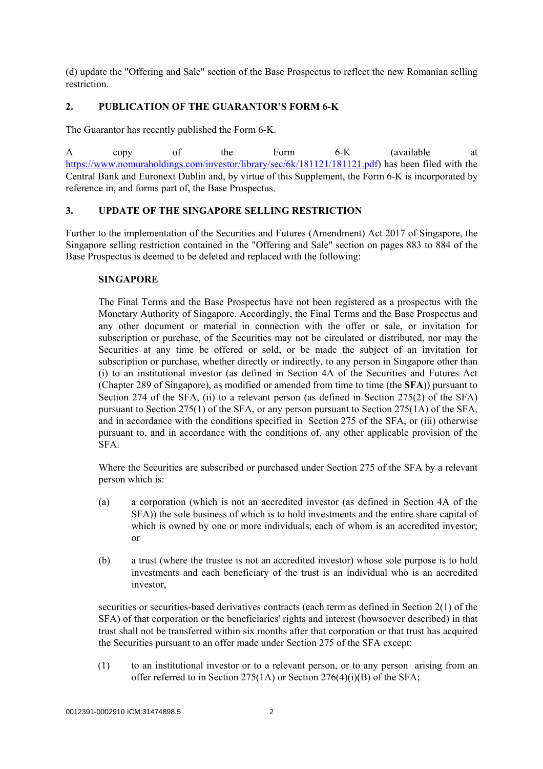(d) update the "Offering and Sale" section of the Base Prospectus to reflect the new Romanian selling restriction.

## 2. PUBLICATION OF THE GUARANTOR'S FORM 6-K

The Guarantor has recently published the Form 6-K.

A copy of the Form 6-K (available at https://www.nomuraholdings.com/investor/library/sec/6k/181121/181121.pdf) has been filed with the Central Bank and Euronext Dublin and, by virtue of this Supplement, the Form 6-K is incorporated by reference in, and forms part of, the Base Prospectus.

## 3. UPDATE OF THE SINGAPORE SELLING RESTRICTION

Further to the implementation of the Securities and Futures (Amendment) Act 2017 of Singapore, the Singapore selling restriction contained in the "Offering and Sale" section on pages 883 to 884 of the Base Prospectus is deemed to be deleted and replaced with the following:

**SINGAPORE**

The Final Terms and the Base Prospectus have not been registered as a prospectus with the Monetary Authority of Singapore. Accordingly, the Final Terms and the Base Prospectus and any other document or material in connection with the offer or sale, or invitation for subscription or purchase, of the Securities may not be circulated or distributed, nor may the Securities at any time be offered or sold, or be made the subject of an invitation for subscription or purchase, whether directly or indirectly, to any person in Singapore other than (i) to an institutional investor (as defined in Section 4A of the Securities and Futures Act (Chapter 289 of Singapore), as modified or amended from time to time (the **SFA**)) pursuant to Section 274 of the SFA, (ii) to a relevant person (as defined in Section 275(2) of the SFA) pursuant to Section 275(1) of the SFA, or any person pursuant to Section 275(1A) of the SFA, and in accordance with the conditions specified in Section 275 of the SFA, or (iii) otherwise pursuant to, and in accordance with the conditions of, any other applicable provision of the SFA.

Where the Securities are subscribed or purchased under Section 275 of the SFA by a relevant person which is:

(a) a corporation (which is not an accredited investor (as defined in Section 4A of the SFA)) the sole business of which is to hold investments and the entire share capital of which is owned by one or more individuals, each of whom is an accredited investor; or

(b) a trust (where the trustee is not an accredited investor) whose sole purpose is to hold investments and each beneficiary of the trust is an individual who is an accredited investor,

securities or securities-based derivatives contracts (each term as defined in Section 2(1) of the SFA) of that corporation or the beneficiaries' rights and interest (howsoever described) in that trust shall not be transferred within six months after that corporation or that trust has acquired the Securities pursuant to an offer made under Section 275 of the SFA except:

(1) to an institutional investor or to a relevant person, or to any person arising from an offer referred to in Section 275(1A) or Section 276(4)(i)(B) of the SFA;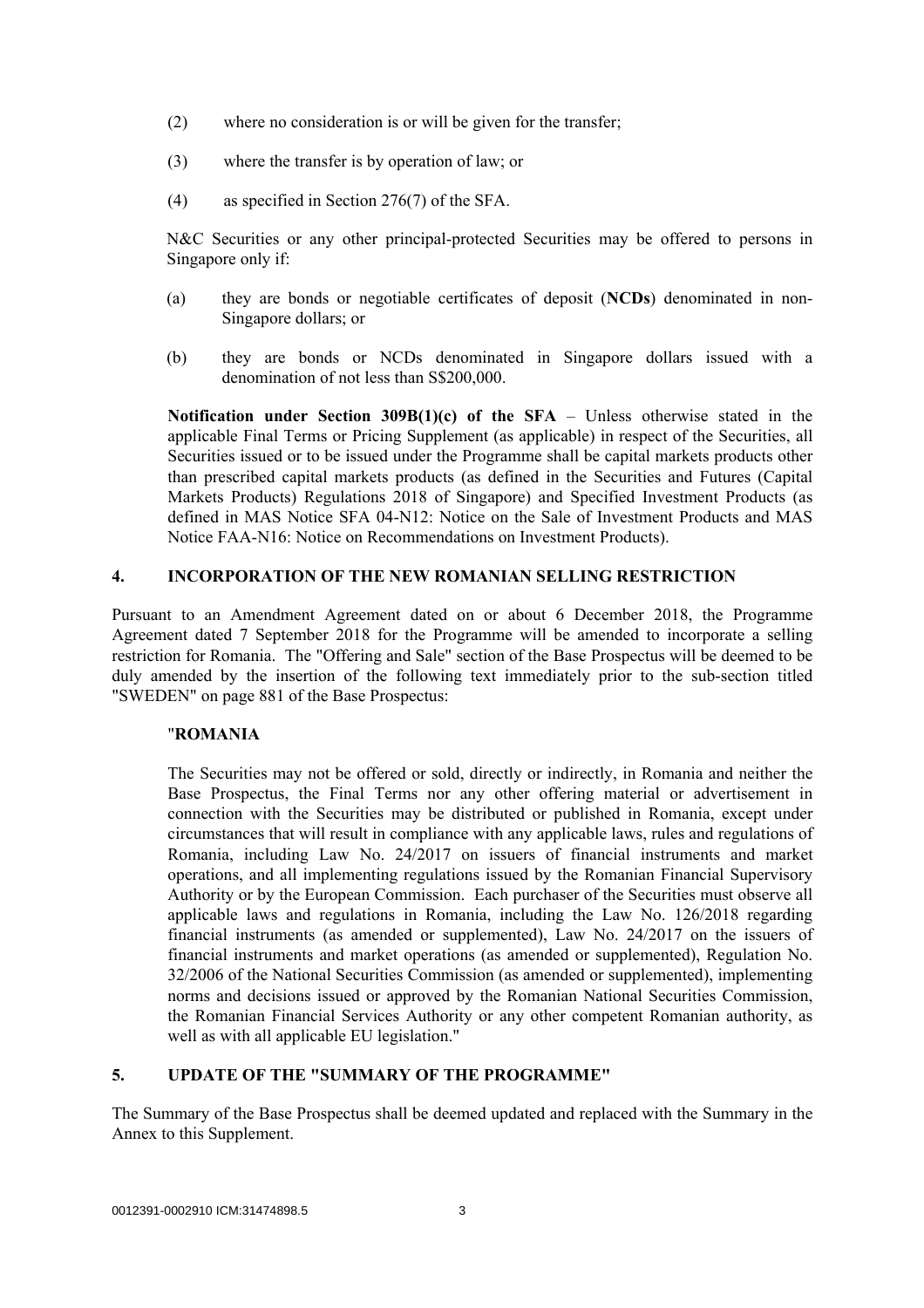(2) where no consideration is or will be given for the transfer;

(3) where the transfer is by operation of law; or

(4) as specified in Section 276(7) of the SFA.

N&C Securities or any other principal-protected Securities may be offered to persons in Singapore only if:

(a) they are bonds or negotiable certificates of deposit (**NCDs**) denominated in non-Singapore dollars; or

(b) they are bonds or NCDs denominated in Singapore dollars issued with a denomination of not less than S$200,000.

**Notification under Section 309B(1)(c) of the SFA** – Unless otherwise stated in the applicable Final Terms or Pricing Supplement (as applicable) in respect of the Securities, all Securities issued or to be issued under the Programme shall be capital markets products other than prescribed capital markets products (as defined in the Securities and Futures (Capital Markets Products) Regulations 2018 of Singapore) and Specified Investment Products (as defined in MAS Notice SFA 04-N12: Notice on the Sale of Investment Products and MAS Notice FAA-N16: Notice on Recommendations on Investment Products).

## 4. INCORPORATION OF THE NEW ROMANIAN SELLING RESTRICTION

Pursuant to an Amendment Agreement dated on or about 6 December 2018, the Programme Agreement dated 7 September 2018 for the Programme will be amended to incorporate a selling restriction for Romania. The "Offering and Sale" section of the Base Prospectus will be deemed to be duly amended by the insertion of the following text immediately prior to the sub-section titled "SWEDEN" on page 881 of the Base Prospectus:

"**ROMANIA**

The Securities may not be offered or sold, directly or indirectly, in Romania and neither the Base Prospectus, the Final Terms nor any other offering material or advertisement in connection with the Securities may be distributed or published in Romania, except under circumstances that will result in compliance with any applicable laws, rules and regulations of Romania, including Law No. 24/2017 on issuers of financial instruments and market operations, and all implementing regulations issued by the Romanian Financial Supervisory Authority or by the European Commission. Each purchaser of the Securities must observe all applicable laws and regulations in Romania, including the Law No. 126/2018 regarding financial instruments (as amended or supplemented), Law No. 24/2017 on the issuers of financial instruments and market operations (as amended or supplemented), Regulation No. 32/2006 of the National Securities Commission (as amended or supplemented), implementing norms and decisions issued or approved by the Romanian National Securities Commission, the Romanian Financial Services Authority or any other competent Romanian authority, as well as with all applicable EU legislation."

## 5. UPDATE OF THE "SUMMARY OF THE PROGRAMME"

The Summary of the Base Prospectus shall be deemed updated and replaced with the Summary in the Annex to this Supplement.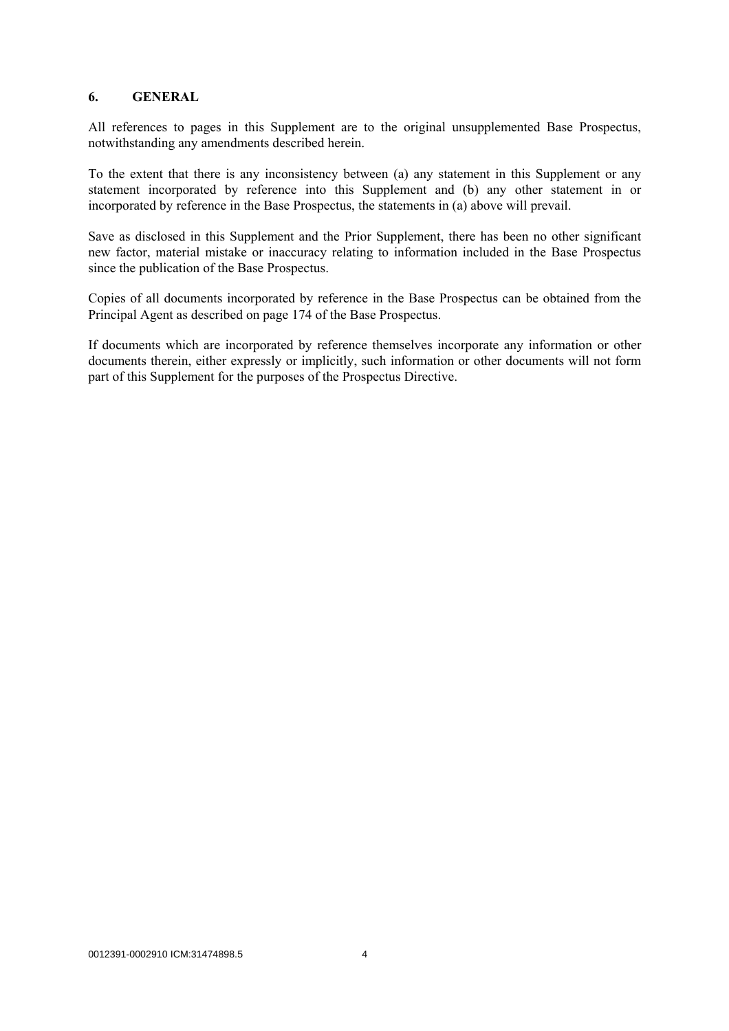## 6. GENERAL

All references to pages in this Supplement are to the original unsupplemented Base Prospectus, notwithstanding any amendments described herein.

To the extent that there is any inconsistency between (a) any statement in this Supplement or any statement incorporated by reference into this Supplement and (b) any other statement in or incorporated by reference in the Base Prospectus, the statements in (a) above will prevail.

Save as disclosed in this Supplement and the Prior Supplement, there has been no other significant new factor, material mistake or inaccuracy relating to information included in the Base Prospectus since the publication of the Base Prospectus.

Copies of all documents incorporated by reference in the Base Prospectus can be obtained from the Principal Agent as described on page 174 of the Base Prospectus.

If documents which are incorporated by reference themselves incorporate any information or other documents therein, either expressly or implicitly, such information or other documents will not form part of this Supplement for the purposes of the Prospectus Directive.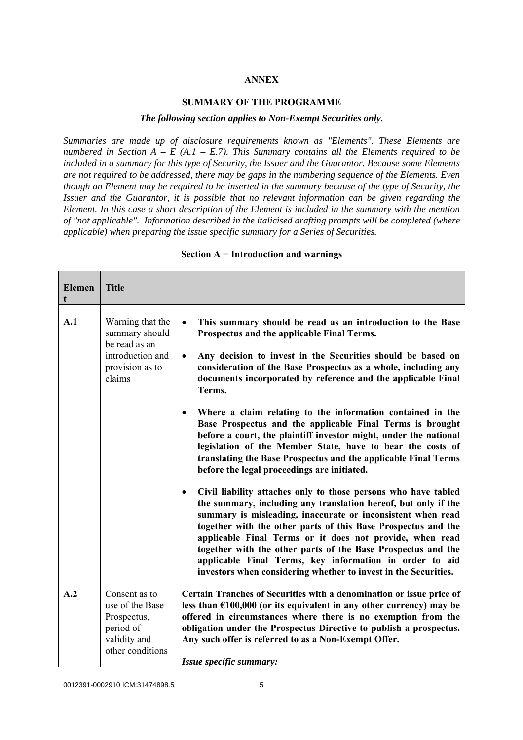# ANNEX

## SUMMARY OF THE PROGRAMME

***The following section applies to Non-Exempt Securities only.***

*Summaries are made up of disclosure requirements known as "Elements". These Elements are numbered in Section A – E (A.1 – E.7). This Summary contains all the Elements required to be included in a summary for this type of Security, the Issuer and the Guarantor. Because some Elements are not required to be addressed, there may be gaps in the numbering sequence of the Elements. Even though an Element may be required to be inserted in the summary because of the type of Security, the Issuer and the Guarantor, it is possible that no relevant information can be given regarding the Element. In this case a short description of the Element is included in the summary with the mention of "not applicable". Information described in the italicised drafting prompts will be completed (where applicable) when preparing the issue specific summary for a Series of Securities.*

### Section A − Introduction and warnings

| Element | Title | |
|---|---|---|
| **A.1** | Warning that the summary should be read as an introduction and provision as to claims | • **This summary should be read as an introduction to the Base Prospectus and the applicable Final Terms.**<br>• **Any decision to invest in the Securities should be based on consideration of the Base Prospectus as a whole, including any documents incorporated by reference and the applicable Final Terms.**<br>• **Where a claim relating to the information contained in the Base Prospectus and the applicable Final Terms is brought before a court, the plaintiff investor might, under the national legislation of the Member State, have to bear the costs of translating the Base Prospectus and the applicable Final Terms before the legal proceedings are initiated.**<br>• **Civil liability attaches only to those persons who have tabled the summary, including any translation hereof, but only if the summary is misleading, inaccurate or inconsistent when read together with the other parts of this Base Prospectus and the applicable Final Terms or it does not provide, when read together with the other parts of the Base Prospectus and the applicable Final Terms, key information in order to aid investors when considering whether to invest in the Securities.** |
| **A.2** | Consent as to use of the Base Prospectus, period of validity and other conditions | **Certain Tranches of Securities with a denomination or issue price of less than €100,000 (or its equivalent in any other currency) may be offered in circumstances where there is no exemption from the obligation under the Prospectus Directive to publish a prospectus. Any such offer is referred to as a Non-Exempt Offer.**<br><br>***Issue specific summary:*** |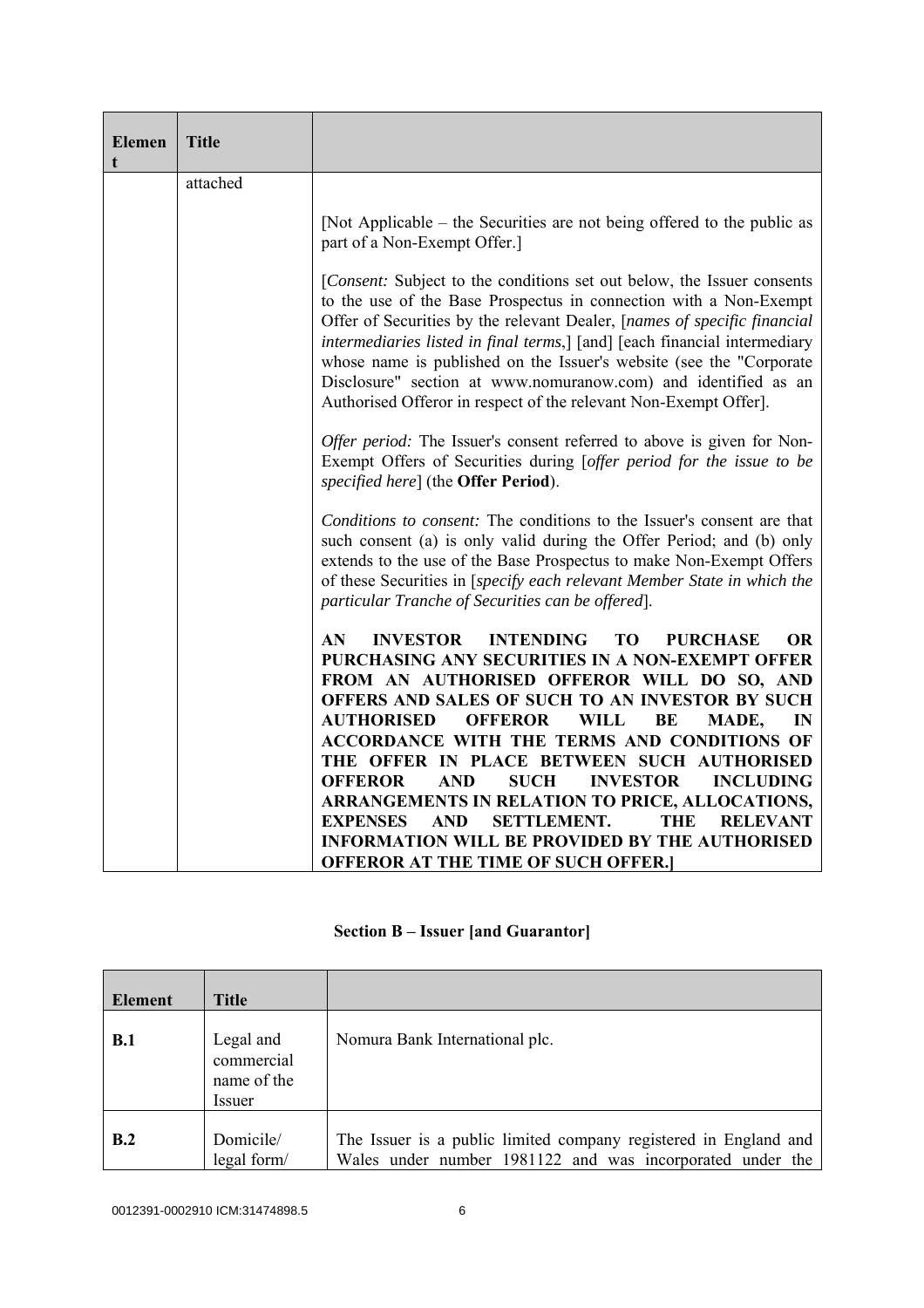| Element | Title | |
|---|---|---|
| | attached | [Not Applicable – the Securities are not being offered to the public as part of a Non-Exempt Offer.]<br><br>[*Consent:* Subject to the conditions set out below, the Issuer consents to the use of the Base Prospectus in connection with a Non-Exempt Offer of Securities by the relevant Dealer, [*names of specific financial intermediaries listed in final terms*,] [and] [each financial intermediary whose name is published on the Issuer's website (see the "Corporate Disclosure" section at www.nomuranow.com) and identified as an Authorised Offeror in respect of the relevant Non-Exempt Offer].<br><br>*Offer period:* The Issuer's consent referred to above is given for Non-Exempt Offers of Securities during [*offer period for the issue to be specified here*] (the **Offer Period**).<br><br>*Conditions to consent:* The conditions to the Issuer's consent are that such consent (a) is only valid during the Offer Period; and (b) only extends to the use of the Base Prospectus to make Non-Exempt Offers of these Securities in [*specify each relevant Member State in which the particular Tranche of Securities can be offered*].<br><br>**AN INVESTOR INTENDING TO PURCHASE OR PURCHASING ANY SECURITIES IN A NON-EXEMPT OFFER FROM AN AUTHORISED OFFEROR WILL DO SO, AND OFFERS AND SALES OF SUCH TO AN INVESTOR BY SUCH AUTHORISED OFFEROR WILL BE MADE, IN ACCORDANCE WITH THE TERMS AND CONDITIONS OF THE OFFER IN PLACE BETWEEN SUCH AUTHORISED OFFEROR AND SUCH INVESTOR INCLUDING ARRANGEMENTS IN RELATION TO PRICE, ALLOCATIONS, EXPENSES AND SETTLEMENT. THE RELEVANT INFORMATION WILL BE PROVIDED BY THE AUTHORISED OFFEROR AT THE TIME OF SUCH OFFER.]** |

## Section B – Issuer [and Guarantor]

| Element | Title | |
|---|---|---|
| **B.1** | Legal and commercial name of the Issuer | Nomura Bank International plc. |
| **B.2** | Domicile/ legal form/ | The Issuer is a public limited company registered in England and Wales under number 1981122 and was incorporated under the |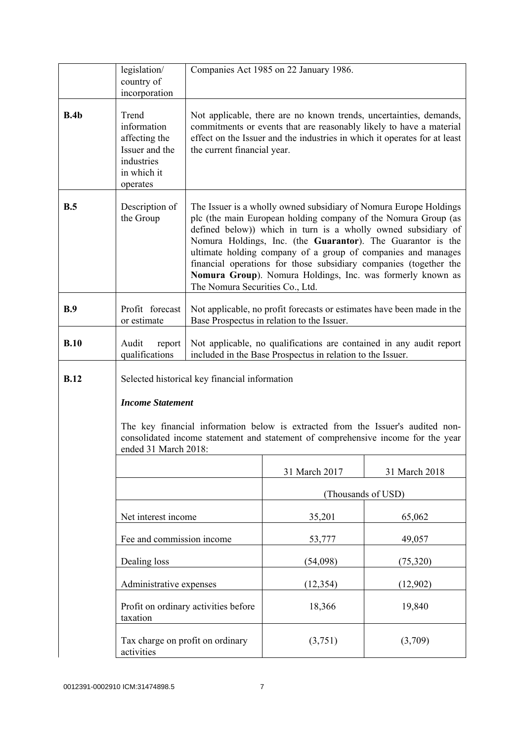| | | |
|---|---|---|
| | legislation/ country of incorporation | Companies Act 1985 on 22 January 1986. |
| **B.4b** | Trend information affecting the Issuer and the industries in which it operates | Not applicable, there are no known trends, uncertainties, demands, commitments or events that are reasonably likely to have a material effect on the Issuer and the industries in which it operates for at least the current financial year. |
| **B.5** | Description of the Group | The Issuer is a wholly owned subsidiary of Nomura Europe Holdings plc (the main European holding company of the Nomura Group (as defined below)) which in turn is a wholly owned subsidiary of Nomura Holdings, Inc. (the **Guarantor**). The Guarantor is the ultimate holding company of a group of companies and manages financial operations for those subsidiary companies (together the **Nomura Group**). Nomura Holdings, Inc. was formerly known as The Nomura Securities Co., Ltd. |
| **B.9** | Profit forecast or estimate | Not applicable, no profit forecasts or estimates have been made in the Base Prospectus in relation to the Issuer. |
| **B.10** | Audit report qualifications | Not applicable, no qualifications are contained in any audit report included in the Base Prospectus in relation to the Issuer. |
| **B.12** | Selected historical key financial information | |

***Income Statement***

The key financial information below is extracted from the Issuer's audited non-consolidated income statement and statement of comprehensive income for the year ended 31 March 2018:

| | 31 March 2017 | 31 March 2018 |
|---|---|---|
| | (Thousands of USD) | |
| Net interest income | 35,201 | 65,062 |
| Fee and commission income | 53,777 | 49,057 |
| Dealing loss | (54,098) | (75,320) |
| Administrative expenses | (12,354) | (12,902) |
| Profit on ordinary activities before taxation | 18,366 | 19,840 |
| Tax charge on profit on ordinary activities | (3,751) | (3,709) |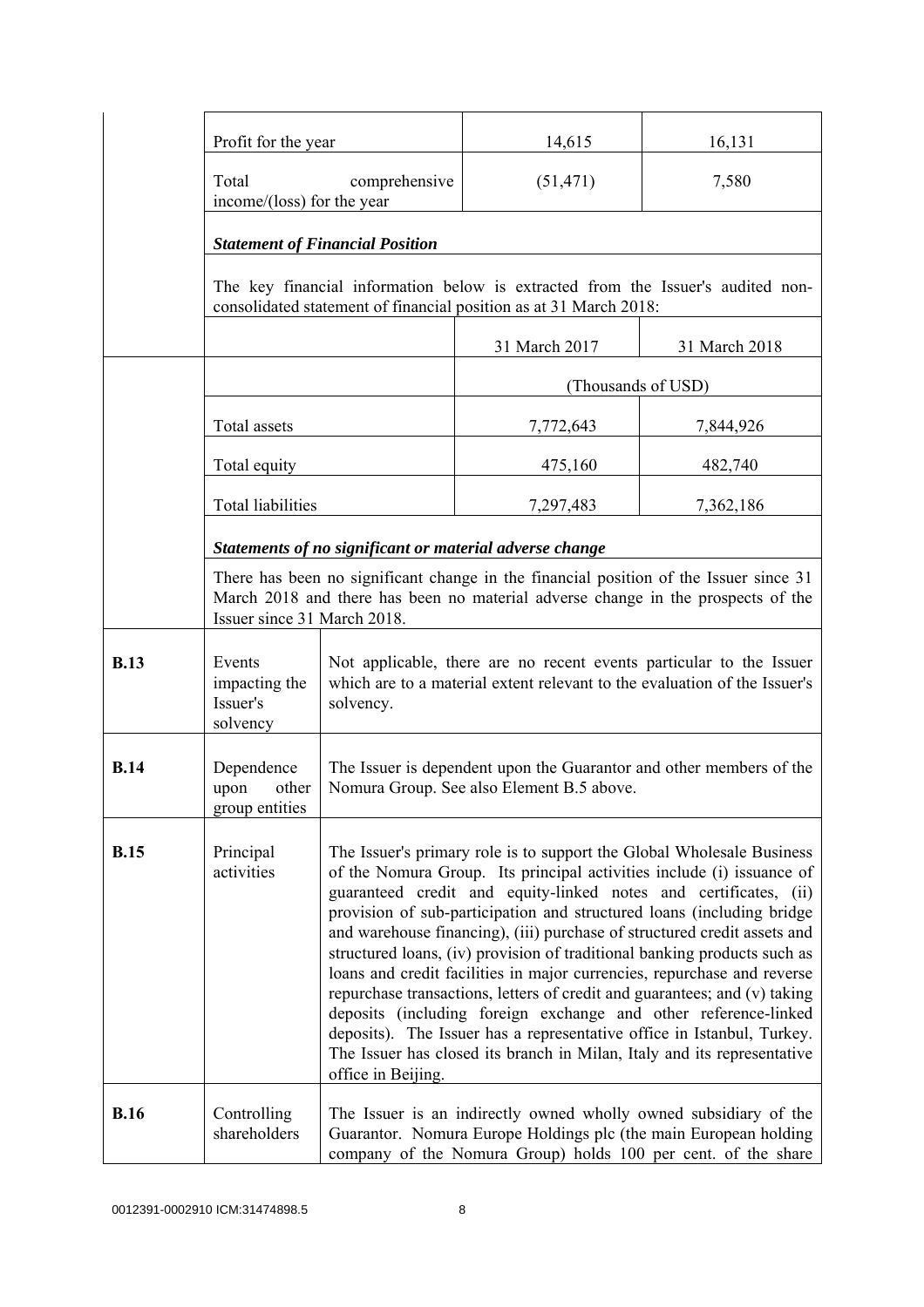| | | | |
|---|---|---|---|
| | Profit for the year | 14,615 | 16,131 |
| | Total comprehensive income/(loss) for the year | (51,471) | 7,580 |

***Statement of Financial Position***

The key financial information below is extracted from the Issuer's audited non-consolidated statement of financial position as at 31 March 2018:

| | 31 March 2017 | 31 March 2018 |
|---|---|---|
| | (Thousands of USD) | |
| Total assets | 7,772,643 | 7,844,926 |
| Total equity | 475,160 | 482,740 |
| Total liabilities | 7,297,483 | 7,362,186 |

***Statements of no significant or material adverse change***

There has been no significant change in the financial position of the Issuer since 31 March 2018 and there has been no material adverse change in the prospects of the Issuer since 31 March 2018.

| | | |
|---|---|---|
| **B.13** | Events impacting the Issuer's solvency | Not applicable, there are no recent events particular to the Issuer which are to a material extent relevant to the evaluation of the Issuer's solvency. |
| **B.14** | Dependence upon other group entities | The Issuer is dependent upon the Guarantor and other members of the Nomura Group. See also Element B.5 above. |
| **B.15** | Principal activities | The Issuer's primary role is to support the Global Wholesale Business of the Nomura Group. Its principal activities include (i) issuance of guaranteed credit and equity-linked notes and certificates, (ii) provision of sub-participation and structured loans (including bridge and warehouse financing), (iii) purchase of structured credit assets and structured loans, (iv) provision of traditional banking products such as loans and credit facilities in major currencies, repurchase and reverse repurchase transactions, letters of credit and guarantees; and (v) taking deposits (including foreign exchange and other reference-linked deposits). The Issuer has a representative office in Istanbul, Turkey. The Issuer has closed its branch in Milan, Italy and its representative office in Beijing. |
| **B.16** | Controlling shareholders | The Issuer is an indirectly owned wholly owned subsidiary of the Guarantor. Nomura Europe Holdings plc (the main European holding company of the Nomura Group) holds 100 per cent. of the share |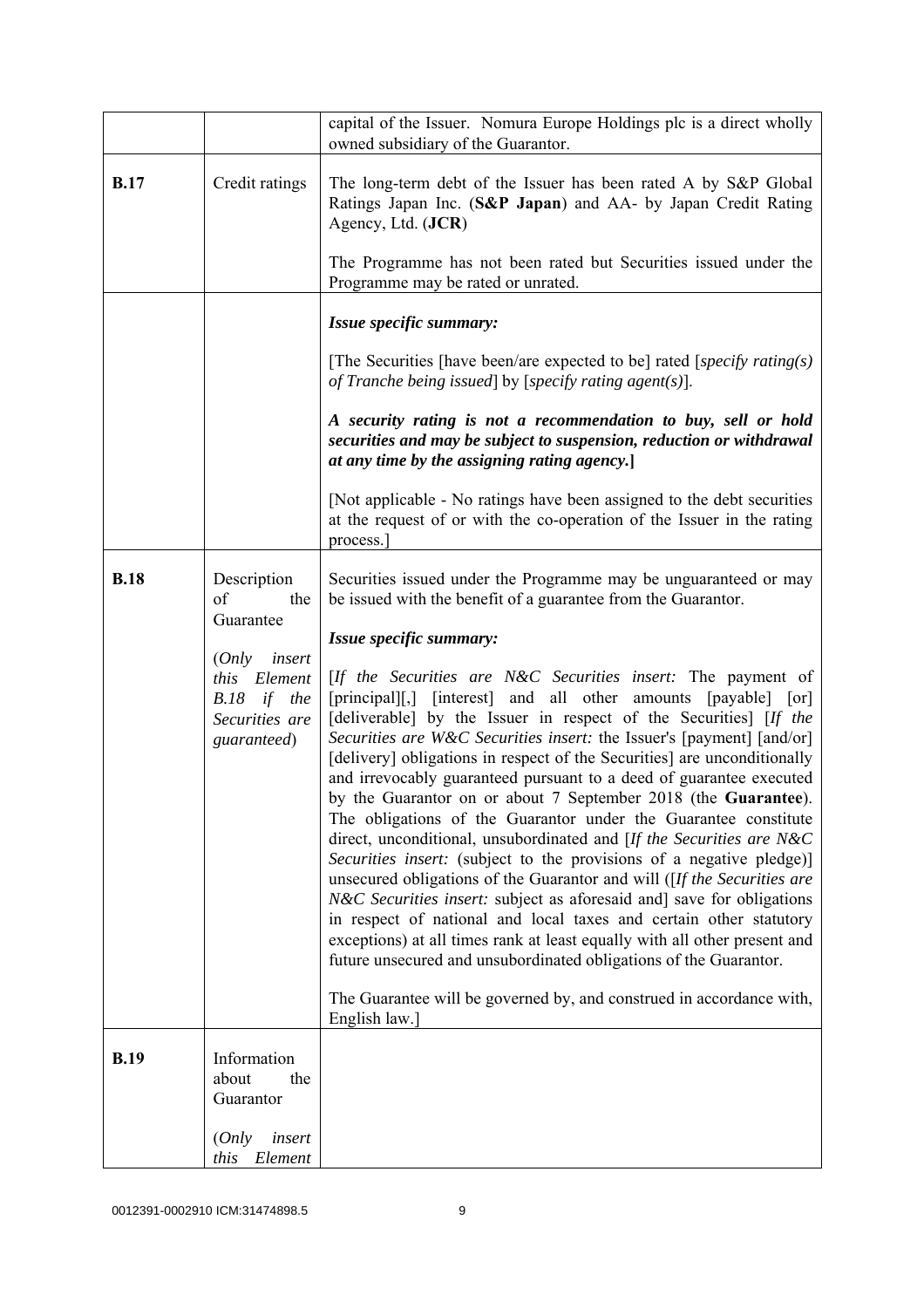| | | |
|---|---|---|
| | | capital of the Issuer. Nomura Europe Holdings plc is a direct wholly owned subsidiary of the Guarantor. |
| **B.17** | Credit ratings | The long-term debt of the Issuer has been rated A by S&P Global Ratings Japan Inc. (**S&P Japan**) and AA- by Japan Credit Rating Agency, Ltd. (**JCR**)<br><br>The Programme has not been rated but Securities issued under the Programme may be rated or unrated. |
| | | ***Issue specific summary:***<br><br>[The Securities [have been/are expected to be] rated [*specify rating(s) of Tranche being issued*] by [*specify rating agent(s)*].<br><br>***A security rating is not a recommendation to buy, sell or hold securities and may be subject to suspension, reduction or withdrawal at any time by the assigning rating agency.*]**<br><br>[Not applicable - No ratings have been assigned to the debt securities at the request of or with the co-operation of the Issuer in the rating process.] |
| **B.18** | Description of the Guarantee<br><br>(*Only insert this Element B.18 if the Securities are guaranteed*) | Securities issued under the Programme may be unguaranteed or may be issued with the benefit of a guarantee from the Guarantor.<br><br>***Issue specific summary:***<br><br>[*If the Securities are N&C Securities insert:* The payment of [principal][,] [interest] and all other amounts [payable] [or] [deliverable] by the Issuer in respect of the Securities] [*If the Securities are W&C Securities insert:* the Issuer's [payment] [and/or] [delivery] obligations in respect of the Securities] are unconditionally and irrevocably guaranteed pursuant to a deed of guarantee executed by the Guarantor on or about 7 September 2018 (the **Guarantee**). The obligations of the Guarantor under the Guarantee constitute direct, unconditional, unsubordinated and [*If the Securities are N&C Securities insert:* (subject to the provisions of a negative pledge)] unsecured obligations of the Guarantor and will ([*If the Securities are N&C Securities insert:* subject as aforesaid and] save for obligations in respect of national and local taxes and certain other statutory exceptions) at all times rank at least equally with all other present and future unsecured and unsubordinated obligations of the Guarantor.<br><br>The Guarantee will be governed by, and construed in accordance with, English law.] |
| **B.19** | Information about the Guarantor<br><br>(*Only insert this Element* | |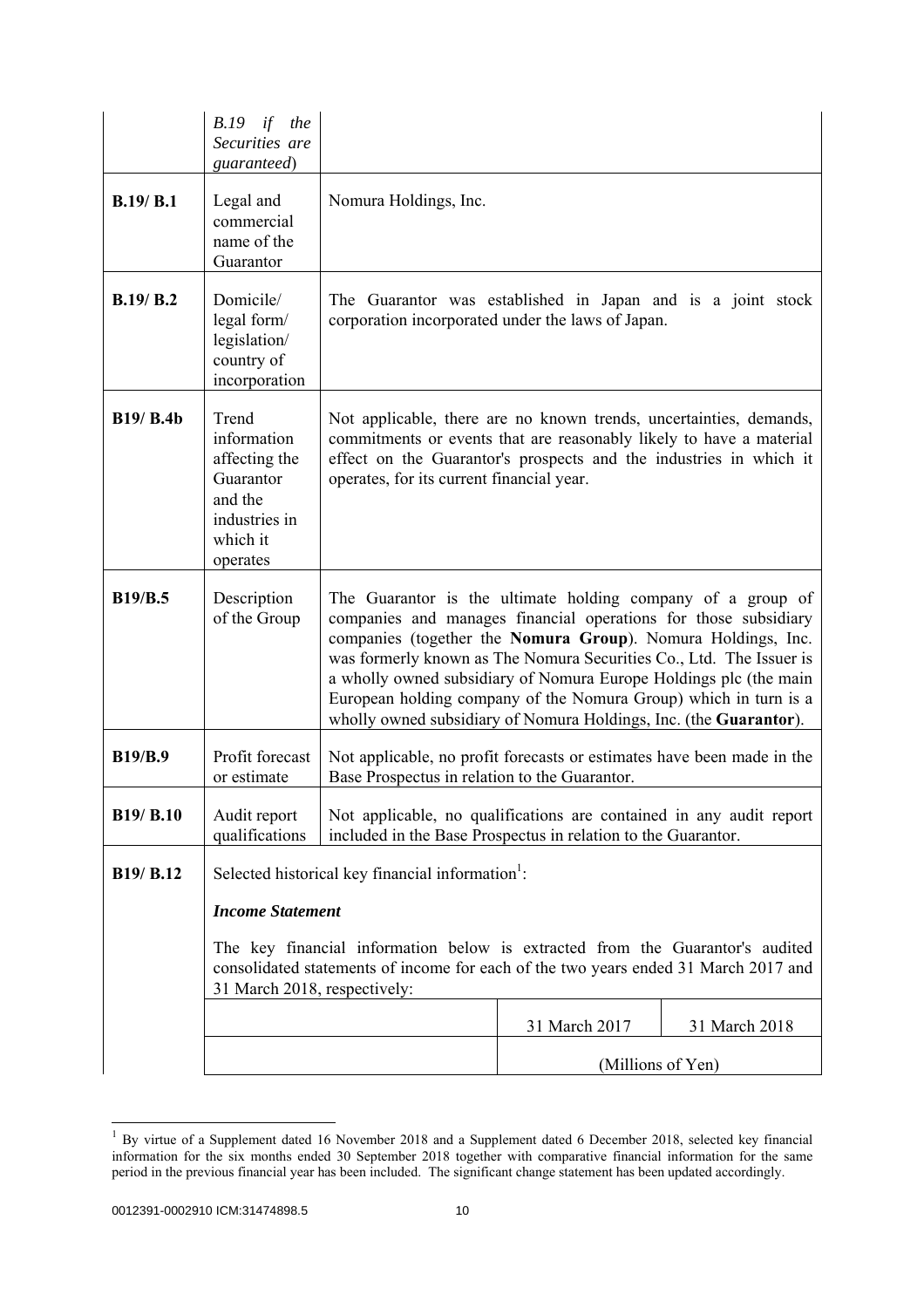| | | |
|---|---|---|
| | *B.19 if the Securities are guaranteed*) | |
| **B.19/ B.1** | Legal and commercial name of the Guarantor | Nomura Holdings, Inc. |
| **B.19/ B.2** | Domicile/ legal form/ legislation/ country of incorporation | The Guarantor was established in Japan and is a joint stock corporation incorporated under the laws of Japan. |
| **B19/ B.4b** | Trend information affecting the Guarantor and the industries in which it operates | Not applicable, there are no known trends, uncertainties, demands, commitments or events that are reasonably likely to have a material effect on the Guarantor's prospects and the industries in which it operates, for its current financial year. |
| **B19/B.5** | Description of the Group | The Guarantor is the ultimate holding company of a group of companies and manages financial operations for those subsidiary companies (together the **Nomura Group**). Nomura Holdings, Inc. was formerly known as The Nomura Securities Co., Ltd. The Issuer is a wholly owned subsidiary of Nomura Europe Holdings plc (the main European holding company of the Nomura Group) which in turn is a wholly owned subsidiary of Nomura Holdings, Inc. (the **Guarantor**). |
| **B19/B.9** | Profit forecast or estimate | Not applicable, no profit forecasts or estimates have been made in the Base Prospectus in relation to the Guarantor. |
| **B19/ B.10** | Audit report qualifications | Not applicable, no qualifications are contained in any audit report included in the Base Prospectus in relation to the Guarantor. |
| **B19/ B.12** | Selected historical key financial information[1]: | |

***Income Statement***

The key financial information below is extracted from the Guarantor's audited consolidated statements of income for each of the two years ended 31 March 2017 and 31 March 2018, respectively:

| | 31 March 2017 | 31 March 2018 |
|---|---|---|
| | (Millions of Yen) | |

[1] By virtue of a Supplement dated 16 November 2018 and a Supplement dated 6 December 2018, selected key financial information for the six months ended 30 September 2018 together with comparative financial information for the same period in the previous financial year has been included. The significant change statement has been updated accordingly.

0012391-0002910 ICM:31474898.5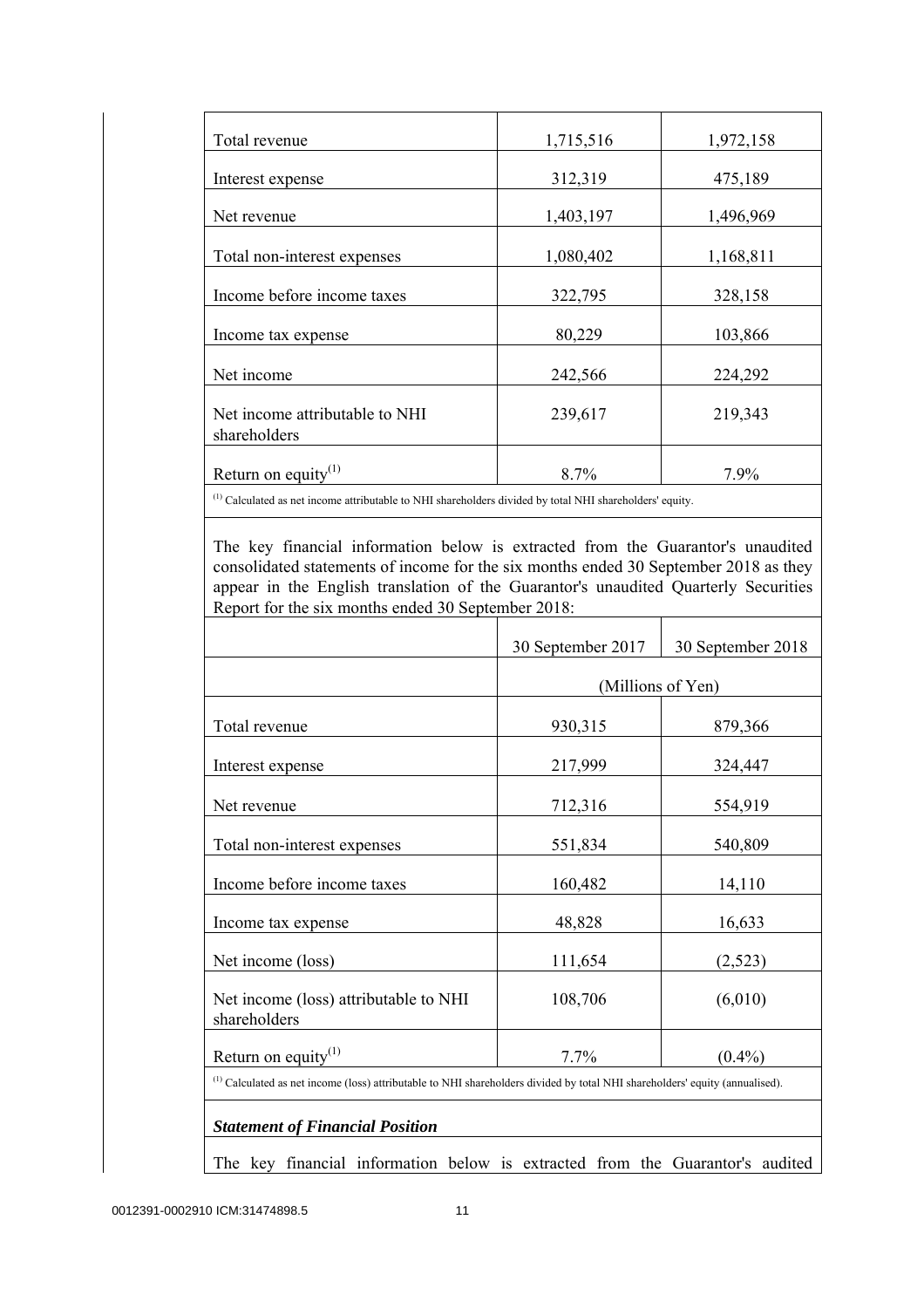| | | |
|---|---|---|
| Total revenue | 1,715,516 | 1,972,158 |
| Interest expense | 312,319 | 475,189 |
| Net revenue | 1,403,197 | 1,496,969 |
| Total non-interest expenses | 1,080,402 | 1,168,811 |
| Income before income taxes | 322,795 | 328,158 |
| Income tax expense | 80,229 | 103,866 |
| Net income | 242,566 | 224,292 |
| Net income attributable to NHI shareholders | 239,617 | 219,343 |
| Return on equity[(1)] | 8.7% | 7.9% |

[(1)] Calculated as net income attributable to NHI shareholders divided by total NHI shareholders' equity.

The key financial information below is extracted from the Guarantor's unaudited consolidated statements of income for the six months ended 30 September 2018 as they appear in the English translation of the Guarantor's unaudited Quarterly Securities Report for the six months ended 30 September 2018:

| | 30 September 2017 | 30 September 2018 |
|---|---|---|
| | (Millions of Yen) | |
| Total revenue | 930,315 | 879,366 |
| Interest expense | 217,999 | 324,447 |
| Net revenue | 712,316 | 554,919 |
| Total non-interest expenses | 551,834 | 540,809 |
| Income before income taxes | 160,482 | 14,110 |
| Income tax expense | 48,828 | 16,633 |
| Net income (loss) | 111,654 | (2,523) |
| Net income (loss) attributable to NHI shareholders | 108,706 | (6,010) |
| Return on equity[(1)] | 7.7% | (0.4%) |

[(1)] Calculated as net income (loss) attributable to NHI shareholders divided by total NHI shareholders' equity (annualised).

***Statement of Financial Position***

The key financial information below is extracted from the Guarantor's audited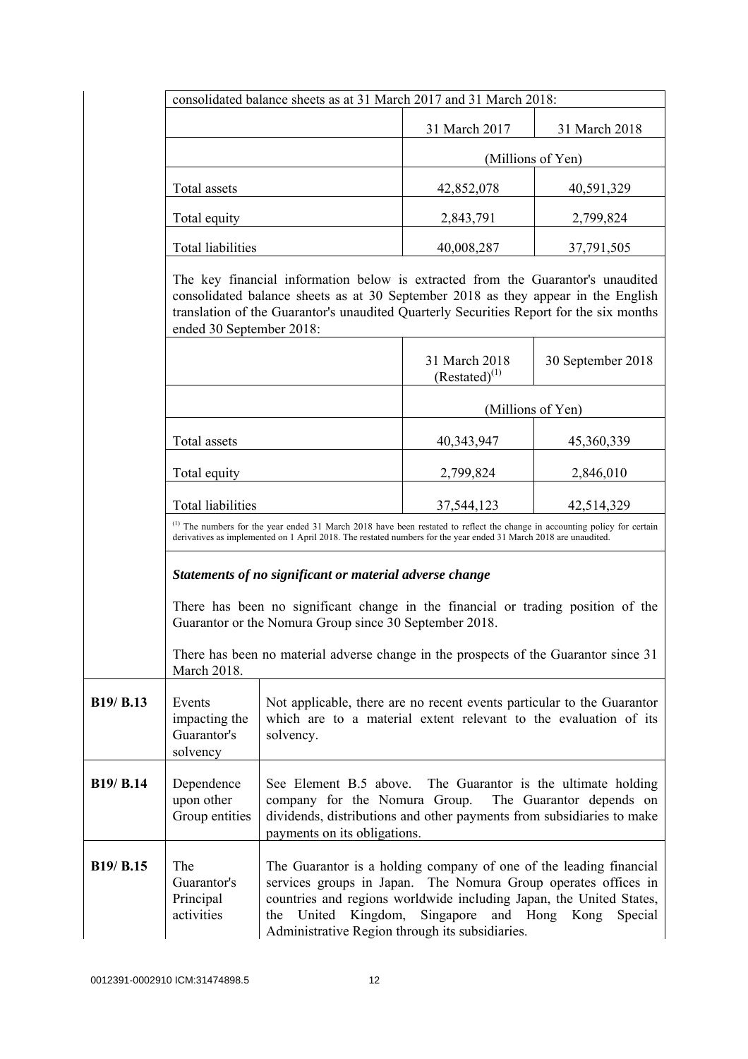consolidated balance sheets as at 31 March 2017 and 31 March 2018:

| | 31 March 2017 | 31 March 2018 |
|---|---|---|
| | (Millions of Yen) | |
| Total assets | 42,852,078 | 40,591,329 |
| Total equity | 2,843,791 | 2,799,824 |
| Total liabilities | 40,008,287 | 37,791,505 |

The key financial information below is extracted from the Guarantor's unaudited consolidated balance sheets as at 30 September 2018 as they appear in the English translation of the Guarantor's unaudited Quarterly Securities Report for the six months ended 30 September 2018:

| | 31 March 2018 (Restated)[(1)] | 30 September 2018 |
|---|---|---|
| | (Millions of Yen) | |
| Total assets | 40,343,947 | 45,360,339 |
| Total equity | 2,799,824 | 2,846,010 |
| Total liabilities | 37,544,123 | 42,514,329 |

[(1)] The numbers for the year ended 31 March 2018 have been restated to reflect the change in accounting policy for certain derivatives as implemented on 1 April 2018. The restated numbers for the year ended 31 March 2018 are unaudited.

***Statements of no significant or material adverse change***

There has been no significant change in the financial or trading position of the Guarantor or the Nomura Group since 30 September 2018.

There has been no material adverse change in the prospects of the Guarantor since 31 March 2018.

| | | |
|---|---|---|
| **B19/ B.13** | Events impacting the Guarantor's solvency | Not applicable, there are no recent events particular to the Guarantor which are to a material extent relevant to the evaluation of its solvency. |
| **B19/ B.14** | Dependence upon other Group entities | See Element B.5 above. The Guarantor is the ultimate holding company for the Nomura Group. The Guarantor depends on dividends, distributions and other payments from subsidiaries to make payments on its obligations. |
| **B19/ B.15** | The Guarantor's Principal activities | The Guarantor is a holding company of one of the leading financial services groups in Japan. The Nomura Group operates offices in countries and regions worldwide including Japan, the United States, the United Kingdom, Singapore and Hong Kong Special Administrative Region through its subsidiaries. |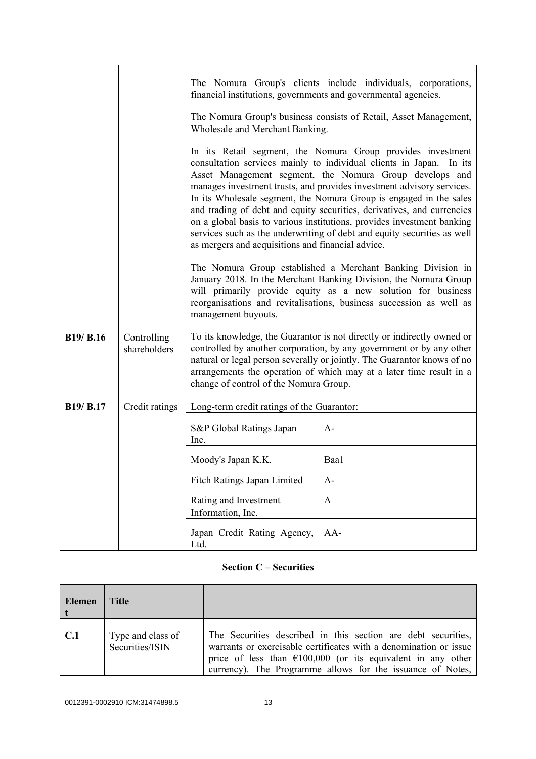| | | |
|---|---|---|
| | | The Nomura Group's clients include individuals, corporations, financial institutions, governments and governmental agencies.<br><br>The Nomura Group's business consists of Retail, Asset Management, Wholesale and Merchant Banking.<br><br>In its Retail segment, the Nomura Group provides investment consultation services mainly to individual clients in Japan. In its Asset Management segment, the Nomura Group develops and manages investment trusts, and provides investment advisory services. In its Wholesale segment, the Nomura Group is engaged in the sales and trading of debt and equity securities, derivatives, and currencies on a global basis to various institutions, provides investment banking services such as the underwriting of debt and equity securities as well as mergers and acquisitions and financial advice.<br><br>The Nomura Group established a Merchant Banking Division in January 2018. In the Merchant Banking Division, the Nomura Group will primarily provide equity as a new solution for business reorganisations and revitalisations, business succession as well as management buyouts. |
| **B19/ B.16** | Controlling shareholders | To its knowledge, the Guarantor is not directly or indirectly owned or controlled by another corporation, by any government or by any other natural or legal person severally or jointly. The Guarantor knows of no arrangements the operation of which may at a later time result in a change of control of the Nomura Group. |
| **B19/ B.17** | Credit ratings | Long-term credit ratings of the Guarantor:<br><br>S&P Global Ratings Japan Inc.: A-<br>Moody's Japan K.K.: Baa1<br>Fitch Ratings Japan Limited: A-<br>Rating and Investment Information, Inc.: A+<br>Japan Credit Rating Agency, Ltd.: AA- |

**Section C – Securities**

| Element | Title | |
|---|---|---|
| **C.1** | Type and class of Securities/ISIN | The Securities described in this section are debt securities, warrants or exercisable certificates with a denomination or issue price of less than €100,000 (or its equivalent in any other currency). The Programme allows for the issuance of Notes, |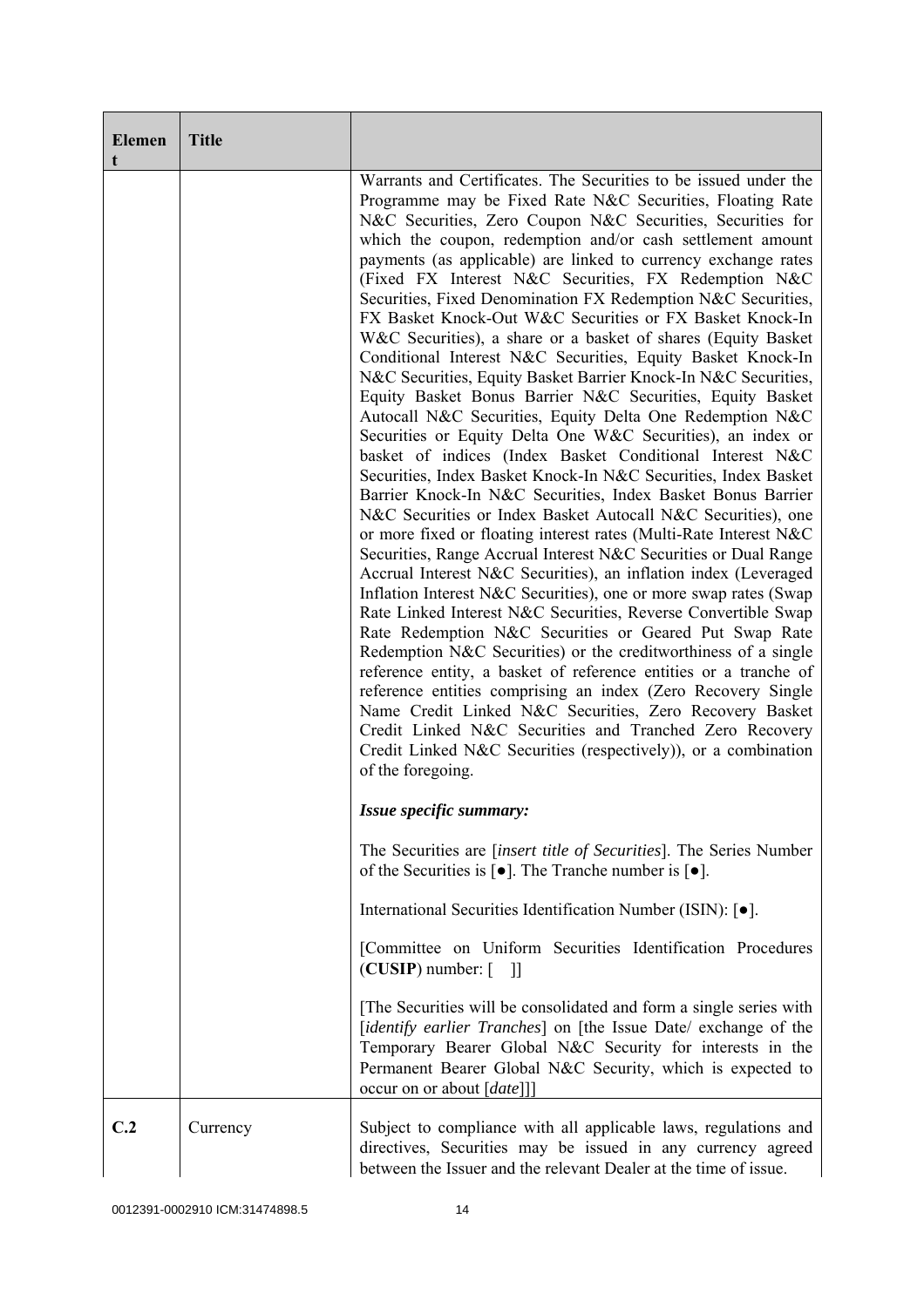| Element | Title | |
|---|---|---|
| | | Warrants and Certificates. The Securities to be issued under the Programme may be Fixed Rate N&C Securities, Floating Rate N&C Securities, Zero Coupon N&C Securities, Securities for which the coupon, redemption and/or cash settlement amount payments (as applicable) are linked to currency exchange rates (Fixed FX Interest N&C Securities, FX Redemption N&C Securities, Fixed Denomination FX Redemption N&C Securities, FX Basket Knock-Out W&C Securities or FX Basket Knock-In W&C Securities), a share or a basket of shares (Equity Basket Conditional Interest N&C Securities, Equity Basket Knock-In N&C Securities, Equity Basket Barrier Knock-In N&C Securities, Equity Basket Bonus Barrier N&C Securities, Equity Basket Autocall N&C Securities, Equity Delta One Redemption N&C Securities or Equity Delta One W&C Securities), an index or basket of indices (Index Basket Conditional Interest N&C Securities, Index Basket Knock-In N&C Securities, Index Basket Barrier Knock-In N&C Securities, Index Basket Bonus Barrier N&C Securities or Index Basket Autocall N&C Securities), one or more fixed or floating interest rates (Multi-Rate Interest N&C Securities, Range Accrual Interest N&C Securities or Dual Range Accrual Interest N&C Securities), an inflation index (Leveraged Inflation Interest N&C Securities), one or more swap rates (Swap Rate Linked Interest N&C Securities, Reverse Convertible Swap Rate Redemption N&C Securities or Geared Put Swap Rate Redemption N&C Securities) or the creditworthiness of a single reference entity, a basket of reference entities or a tranche of reference entities comprising an index (Zero Recovery Single Name Credit Linked N&C Securities, Zero Recovery Basket Credit Linked N&C Securities and Tranched Zero Recovery Credit Linked N&C Securities (respectively)), or a combination of the foregoing.<br><br>***Issue specific summary:***<br><br>The Securities are [*insert title of Securities*]. The Series Number of the Securities is [●]. The Tranche number is [●].<br><br>International Securities Identification Number (ISIN): [●].<br><br>[Committee on Uniform Securities Identification Procedures (**CUSIP**) number: [ ]]<br><br>[The Securities will be consolidated and form a single series with [*identify earlier Tranches*] on [the Issue Date/ exchange of the Temporary Bearer Global N&C Security for interests in the Permanent Bearer Global N&C Security, which is expected to occur on or about [*date*]]] |
| C.2 | Currency | Subject to compliance with all applicable laws, regulations and directives, Securities may be issued in any currency agreed between the Issuer and the relevant Dealer at the time of issue. |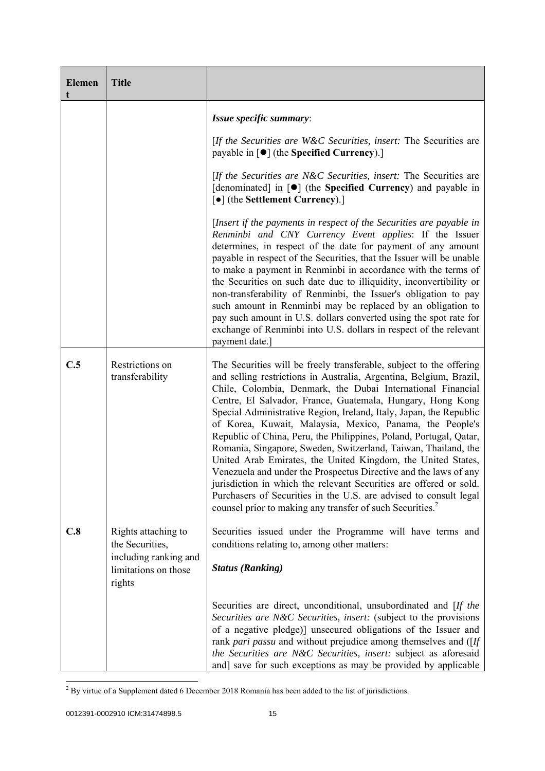| Element | Title | |
|---|---|---|
| | | ***Issue specific summary*:**<br><br>[*If the Securities are W&C Securities, insert:* The Securities are payable in [●] (the **Specified Currency**).]<br><br>[*If the Securities are N&C Securities, insert:* The Securities are [denominated] in [●] (the **Specified Currency**) and payable in [●] (the **Settlement Currency**).]<br><br>[*Insert if the payments in respect of the Securities are payable in Renminbi and CNY Currency Event applies*: If the Issuer determines, in respect of the date for payment of any amount payable in respect of the Securities, that the Issuer will be unable to make a payment in Renminbi in accordance with the terms of the Securities on such date due to illiquidity, inconvertibility or non-transferability of Renminbi, the Issuer's obligation to pay such amount in Renminbi may be replaced by an obligation to pay such amount in U.S. dollars converted using the spot rate for exchange of Renminbi into U.S. dollars in respect of the relevant payment date.] |
| **C.5** | Restrictions on transferability | The Securities will be freely transferable, subject to the offering and selling restrictions in Australia, Argentina, Belgium, Brazil, Chile, Colombia, Denmark, the Dubai International Financial Centre, El Salvador, France, Guatemala, Hungary, Hong Kong Special Administrative Region, Ireland, Italy, Japan, the Republic of Korea, Kuwait, Malaysia, Mexico, Panama, the People's Republic of China, Peru, the Philippines, Poland, Portugal, Qatar, Romania, Singapore, Sweden, Switzerland, Taiwan, Thailand, the United Arab Emirates, the United Kingdom, the United States, Venezuela and under the Prospectus Directive and the laws of any jurisdiction in which the relevant Securities are offered or sold. Purchasers of Securities in the U.S. are advised to consult legal counsel prior to making any transfer of such Securities.[2] |
| **C.8** | Rights attaching to the Securities, including ranking and limitations on those rights | Securities issued under the Programme will have terms and conditions relating to, among other matters:<br><br>***Status (Ranking)***<br><br>Securities are direct, unconditional, unsubordinated and [*If the Securities are N&C Securities, insert:* (subject to the provisions of a negative pledge)] unsecured obligations of the Issuer and rank *pari passu* and without prejudice among themselves and ([*If the Securities are N&C Securities, insert:* subject as aforesaid and] save for such exceptions as may be provided by applicable |

[2] By virtue of a Supplement dated 6 December 2018 Romania has been added to the list of jurisdictions.

0012391-0002910 ICM:31474898.5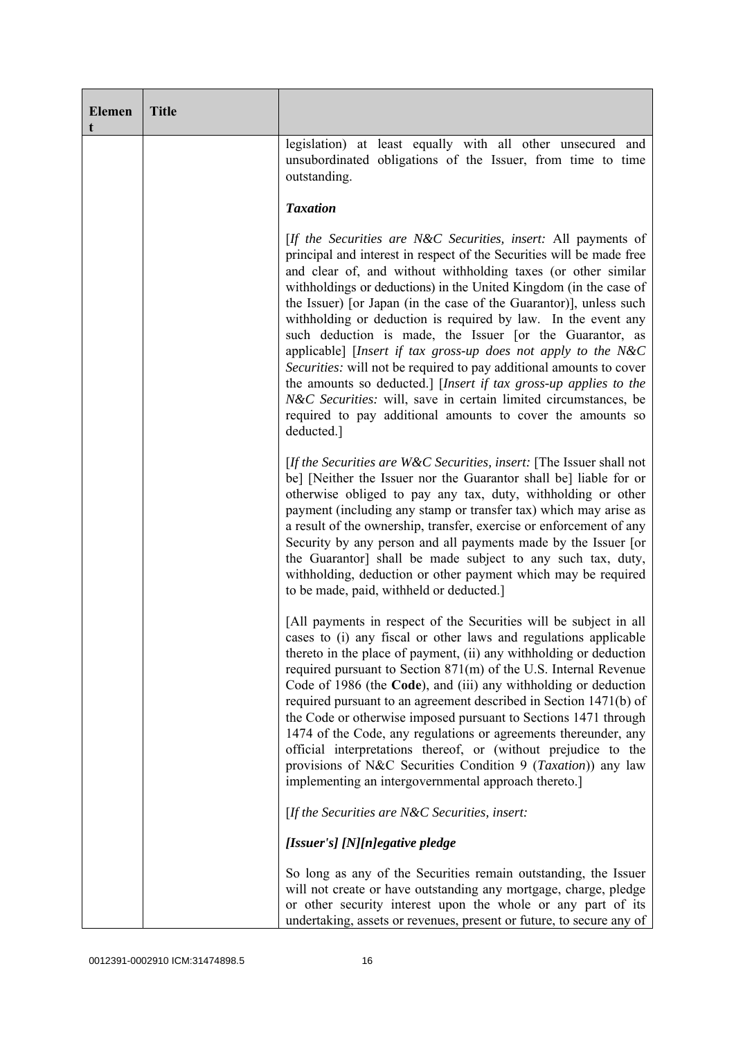| Element | Title | |
|---|---|---|
| | | legislation) at least equally with all other unsecured and unsubordinated obligations of the Issuer, from time to time outstanding.<br><br>***Taxation***<br><br>[*If the Securities are N&C Securities, insert:* All payments of principal and interest in respect of the Securities will be made free and clear of, and without withholding taxes (or other similar withholdings or deductions) in the United Kingdom (in the case of the Issuer) [or Japan (in the case of the Guarantor)], unless such withholding or deduction is required by law. In the event any such deduction is made, the Issuer [or the Guarantor, as applicable] [*Insert if tax gross-up does not apply to the N&C Securities:* will not be required to pay additional amounts to cover the amounts so deducted.] [*Insert if tax gross-up applies to the N&C Securities:* will, save in certain limited circumstances, be required to pay additional amounts to cover the amounts so deducted.]<br><br>[*If the Securities are W&C Securities, insert:* [The Issuer shall not be] [Neither the Issuer nor the Guarantor shall be] liable for or otherwise obliged to pay any tax, duty, withholding or other payment (including any stamp or transfer tax) which may arise as a result of the ownership, transfer, exercise or enforcement of any Security by any person and all payments made by the Issuer [or the Guarantor] shall be made subject to any such tax, duty, withholding, deduction or other payment which may be required to be made, paid, withheld or deducted.]<br><br>[All payments in respect of the Securities will be subject in all cases to (i) any fiscal or other laws and regulations applicable thereto in the place of payment, (ii) any withholding or deduction required pursuant to Section 871(m) of the U.S. Internal Revenue Code of 1986 (the **Code**), and (iii) any withholding or deduction required pursuant to an agreement described in Section 1471(b) of the Code or otherwise imposed pursuant to Sections 1471 through 1474 of the Code, any regulations or agreements thereunder, any official interpretations thereof, or (without prejudice to the provisions of N&C Securities Condition 9 (*Taxation*)) any law implementing an intergovernmental approach thereto.]<br><br>[*If the Securities are N&C Securities, insert:*<br><br>***[Issuer's] [N][n]egative pledge***<br><br>So long as any of the Securities remain outstanding, the Issuer will not create or have outstanding any mortgage, charge, pledge or other security interest upon the whole or any part of its undertaking, assets or revenues, present or future, to secure any of |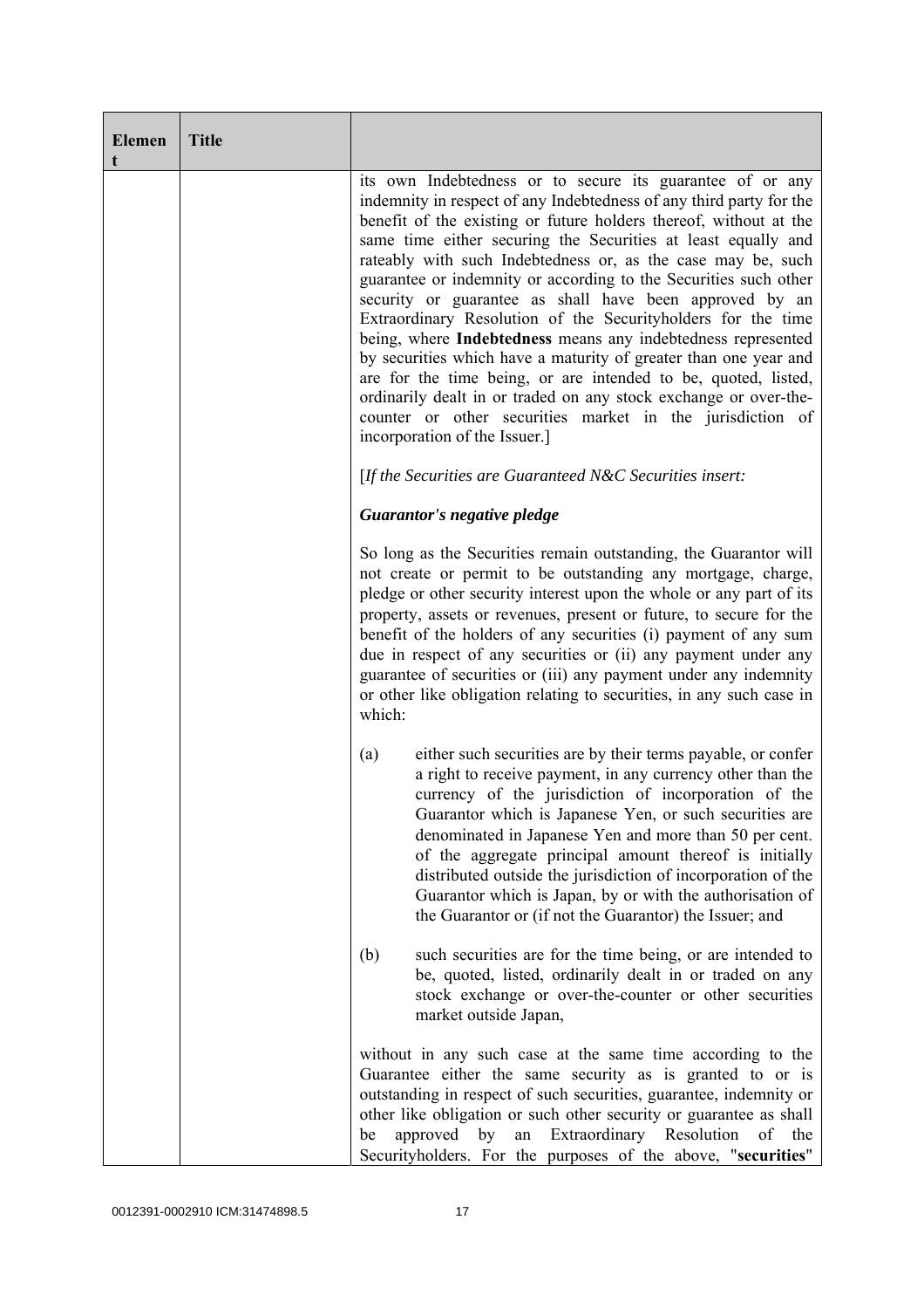| Element | Title | |
|---|---|---|
| | | its own Indebtedness or to secure its guarantee of or any indemnity in respect of any Indebtedness of any third party for the benefit of the existing or future holders thereof, without at the same time either securing the Securities at least equally and rateably with such Indebtedness or, as the case may be, such guarantee or indemnity or according to the Securities such other security or guarantee as shall have been approved by an Extraordinary Resolution of the Securityholders for the time being, where **Indebtedness** means any indebtedness represented by securities which have a maturity of greater than one year and are for the time being, or are intended to be, quoted, listed, ordinarily dealt in or traded on any stock exchange or over-the-counter or other securities market in the jurisdiction of incorporation of the Issuer.]<br><br>[*If the Securities are Guaranteed N&C Securities insert:*<br><br>***Guarantor's negative pledge***<br><br>So long as the Securities remain outstanding, the Guarantor will not create or permit to be outstanding any mortgage, charge, pledge or other security interest upon the whole or any part of its property, assets or revenues, present or future, to secure for the benefit of the holders of any securities (i) payment of any sum due in respect of any securities or (ii) any payment under any guarantee of securities or (iii) any payment under any indemnity or other like obligation relating to securities, in any such case in which:<br><br>(a) either such securities are by their terms payable, or confer a right to receive payment, in any currency other than the currency of the jurisdiction of incorporation of the Guarantor which is Japanese Yen, or such securities are denominated in Japanese Yen and more than 50 per cent. of the aggregate principal amount thereof is initially distributed outside the jurisdiction of incorporation of the Guarantor which is Japan, by or with the authorisation of the Guarantor or (if not the Guarantor) the Issuer; and<br><br>(b) such securities are for the time being, or are intended to be, quoted, listed, ordinarily dealt in or traded on any stock exchange or over-the-counter or other securities market outside Japan,<br><br>without in any such case at the same time according to the Guarantee either the same security as is granted to or is outstanding in respect of such securities, guarantee, indemnity or other like obligation or such other security or guarantee as shall be approved by an Extraordinary Resolution of the Securityholders. For the purposes of the above, "**securities**" |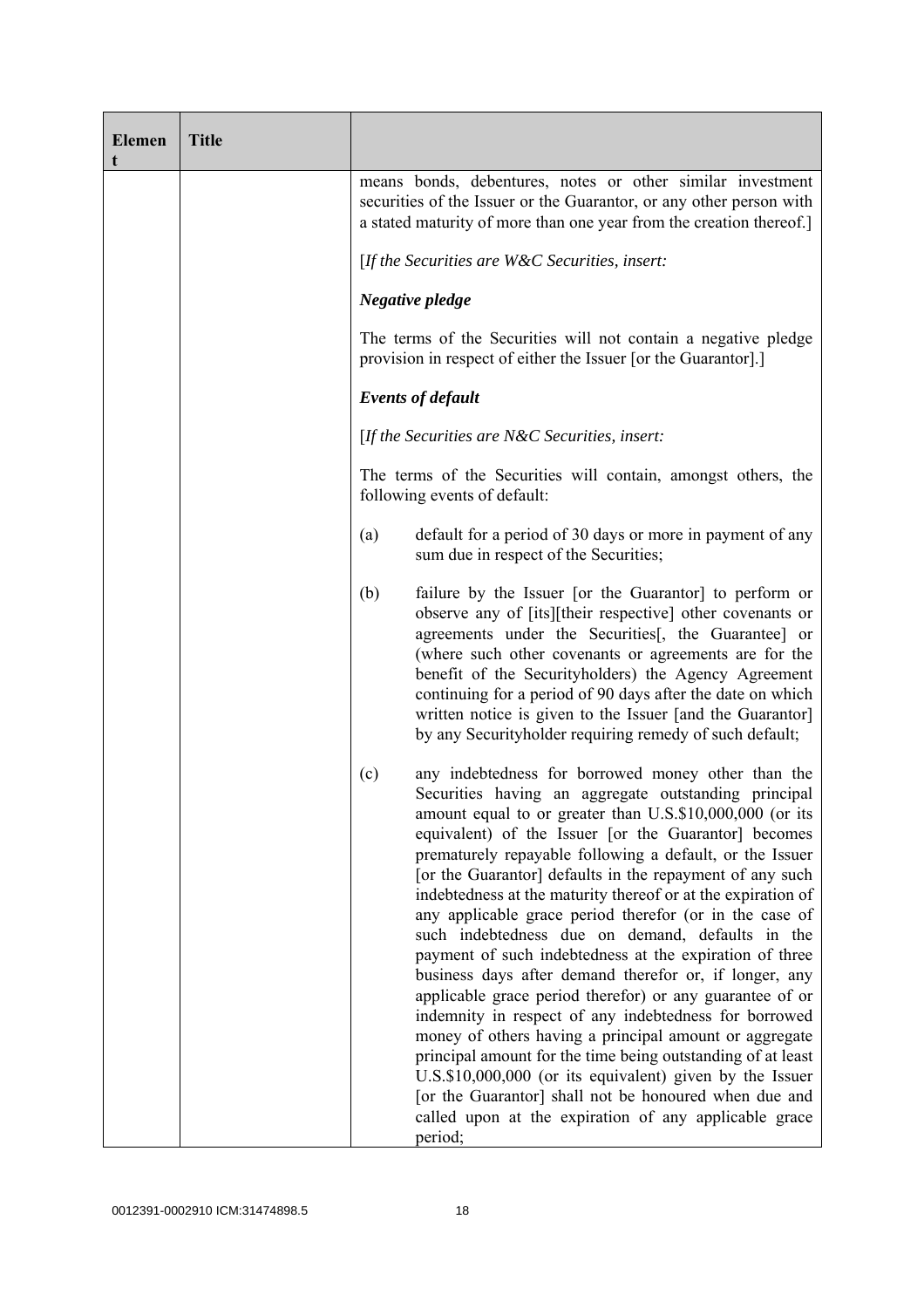| Element | Title | |
|---|---|---|
| | | means bonds, debentures, notes or other similar investment securities of the Issuer or the Guarantor, or any other person with a stated maturity of more than one year from the creation thereof.]<br><br>[*If the Securities are W&C Securities, insert:*<br><br>***Negative pledge***<br><br>The terms of the Securities will not contain a negative pledge provision in respect of either the Issuer [or the Guarantor].]<br><br>***Events of default***<br><br>[*If the Securities are N&C Securities, insert:*<br><br>The terms of the Securities will contain, amongst others, the following events of default:<br><br>(a) default for a period of 30 days or more in payment of any sum due in respect of the Securities;<br><br>(b) failure by the Issuer [or the Guarantor] to perform or observe any of [its][their respective] other covenants or agreements under the Securities[, the Guarantee] or (where such other covenants or agreements are for the benefit of the Securityholders) the Agency Agreement continuing for a period of 90 days after the date on which written notice is given to the Issuer [and the Guarantor] by any Securityholder requiring remedy of such default;<br><br>(c) any indebtedness for borrowed money other than the Securities having an aggregate outstanding principal amount equal to or greater than U.S.$10,000,000 (or its equivalent) of the Issuer [or the Guarantor] becomes prematurely repayable following a default, or the Issuer [or the Guarantor] defaults in the repayment of any such indebtedness at the maturity thereof or at the expiration of any applicable grace period therefor (or in the case of such indebtedness due on demand, defaults in the payment of such indebtedness at the expiration of three business days after demand therefor or, if longer, any applicable grace period therefor) or any guarantee of or indemnity in respect of any indebtedness for borrowed money of others having a principal amount or aggregate principal amount for the time being outstanding of at least U.S.$10,000,000 (or its equivalent) given by the Issuer [or the Guarantor] shall not be honoured when due and called upon at the expiration of any applicable grace period; |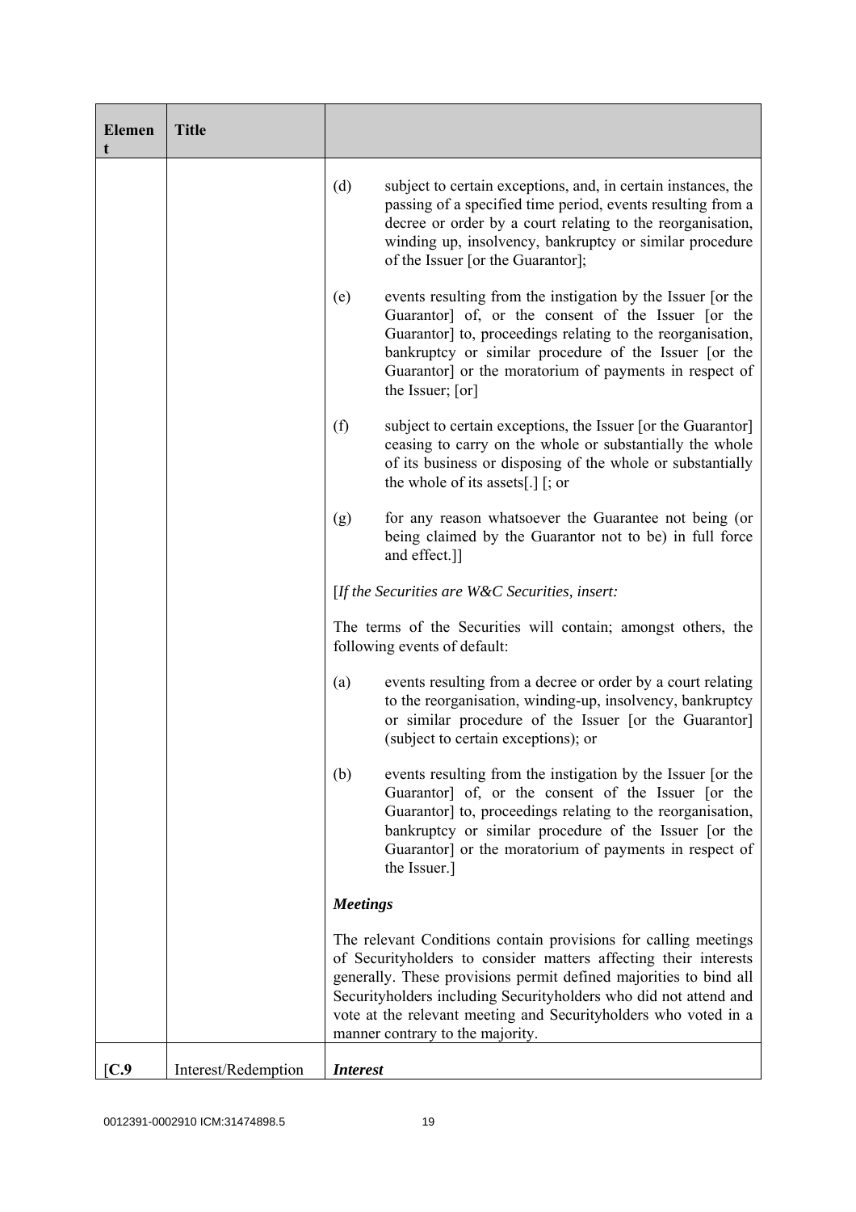| Element | Title | |
|---|---|---|
| | | (d) subject to certain exceptions, and, in certain instances, the passing of a specified time period, events resulting from a decree or order by a court relating to the reorganisation, winding up, insolvency, bankruptcy or similar procedure of the Issuer [or the Guarantor];<br><br>(e) events resulting from the instigation by the Issuer [or the Guarantor] of, or the consent of the Issuer [or the Guarantor] to, proceedings relating to the reorganisation, bankruptcy or similar procedure of the Issuer [or the Guarantor] or the moratorium of payments in respect of the Issuer; [or]<br><br>(f) subject to certain exceptions, the Issuer [or the Guarantor] ceasing to carry on the whole or substantially the whole of its business or disposing of the whole or substantially the whole of its assets[.] [; or<br><br>(g) for any reason whatsoever the Guarantee not being (or being claimed by the Guarantor not to be) in full force and effect.]]<br><br>[*If the Securities are W&C Securities, insert:*<br><br>The terms of the Securities will contain; amongst others, the following events of default:<br><br>(a) events resulting from a decree or order by a court relating to the reorganisation, winding-up, insolvency, bankruptcy or similar procedure of the Issuer [or the Guarantor] (subject to certain exceptions); or<br><br>(b) events resulting from the instigation by the Issuer [or the Guarantor] of, or the consent of the Issuer [or the Guarantor] to, proceedings relating to the reorganisation, bankruptcy or similar procedure of the Issuer [or the Guarantor] or the moratorium of payments in respect of the Issuer.]<br><br>***Meetings***<br><br>The relevant Conditions contain provisions for calling meetings of Securityholders to consider matters affecting their interests generally. These provisions permit defined majorities to bind all Securityholders including Securityholders who did not attend and vote at the relevant meeting and Securityholders who voted in a manner contrary to the majority. |
| [C.9 | Interest/Redemption | ***Interest*** |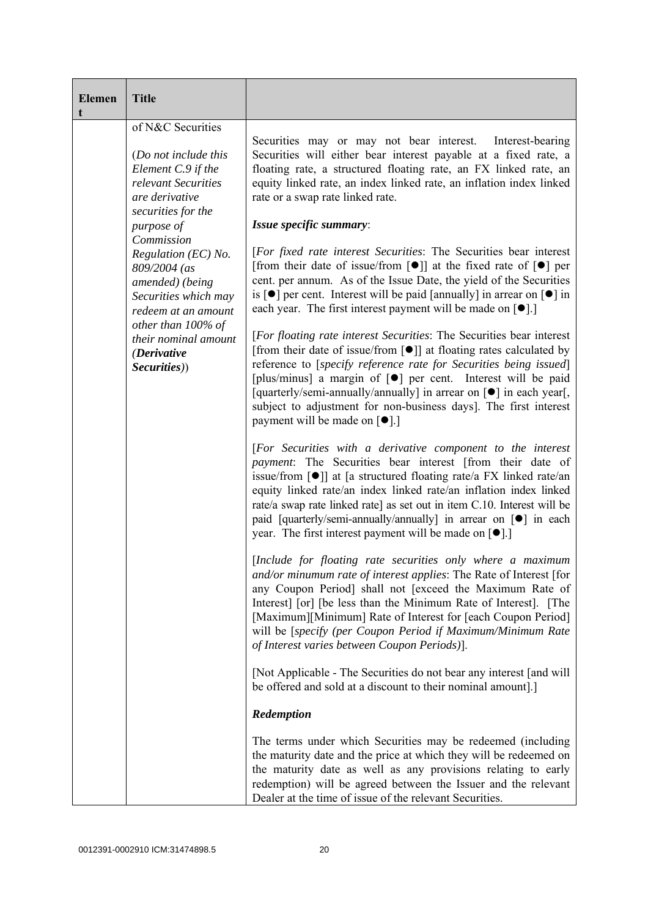| Element | Title | |
|---|---|---|
| | of N&C Securities<br><br>(*Do not include this Element C.9 if the relevant Securities are derivative securities for the purpose of Commission Regulation (EC) No. 809/2004 (as amended) (being Securities which may redeem at an amount other than 100% of their nominal amount* (***Derivative Securities***)) | Securities may or may not bear interest. Interest-bearing Securities will either bear interest payable at a fixed rate, a floating rate, a structured floating rate, an FX linked rate, an equity linked rate, an index linked rate, an inflation index linked rate or a swap rate linked rate.<br><br>***Issue specific summary***:<br><br>[*For fixed rate interest Securities*: The Securities bear interest [from their date of issue/from [●]] at the fixed rate of [●] per cent. per annum. As of the Issue Date, the yield of the Securities is [●] per cent. Interest will be paid [annually] in arrear on [●] in each year. The first interest payment will be made on [●].]<br><br>[*For floating rate interest Securities*: The Securities bear interest [from their date of issue/from [●]] at floating rates calculated by reference to [*specify reference rate for Securities being issued*] [plus/minus] a margin of [●] per cent. Interest will be paid [quarterly/semi-annually/annually] in arrear on [●] in each year[, subject to adjustment for non-business days]. The first interest payment will be made on [●].]<br><br>[*For Securities with a derivative component to the interest payment*: The Securities bear interest [from their date of issue/from [●]] at [a structured floating rate/a FX linked rate/an equity linked rate/an index linked rate/an inflation index linked rate/a swap rate linked rate] as set out in item C.10. Interest will be paid [quarterly/semi-annually/annually] in arrear on [●] in each year. The first interest payment will be made on [●].]<br><br>[*Include for floating rate securities only where a maximum and/or minumum rate of interest applies*: The Rate of Interest [for any Coupon Period] shall not [exceed the Maximum Rate of Interest] [or] [be less than the Minimum Rate of Interest]. [The [Maximum][Minimum] Rate of Interest for [each Coupon Period] will be [*specify (per Coupon Period if Maximum/Minimum Rate of Interest varies between Coupon Periods)*].<br><br>[Not Applicable - The Securities do not bear any interest [and will be offered and sold at a discount to their nominal amount].]<br><br>***Redemption***<br><br>The terms under which Securities may be redeemed (including the maturity date and the price at which they will be redeemed on the maturity date as well as any provisions relating to early redemption) will be agreed between the Issuer and the relevant Dealer at the time of issue of the relevant Securities. |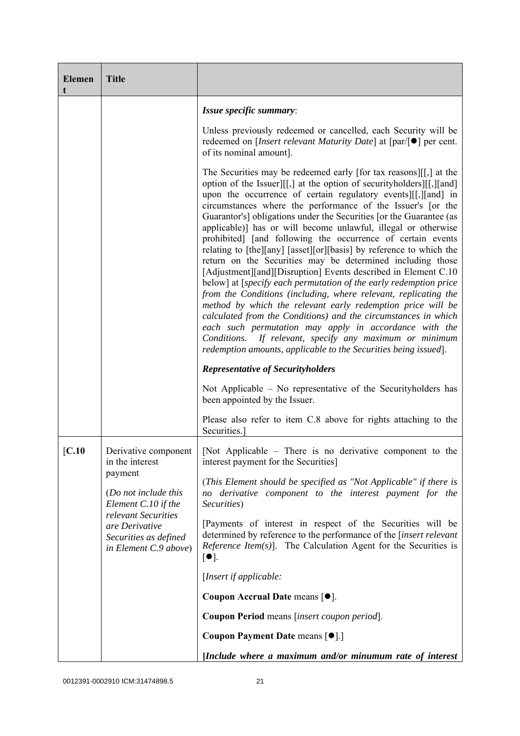| Element | Title | |
|---|---|---|
| | | ***Issue specific summary***:<br><br>Unless previously redeemed or cancelled, each Security will be redeemed on [*Insert relevant Maturity Date*] at [par/[●] per cent. of its nominal amount].<br><br>The Securities may be redeemed early [for tax reasons][[,] at the option of the Issuer][[,] at the option of securityholders][[,][and] upon the occurrence of certain regulatory events][[,][and] in circumstances where the performance of the Issuer's [or the Guarantor's] obligations under the Securities [or the Guarantee (as applicable)] has or will become unlawful, illegal or otherwise prohibited] [and following the occurrence of certain events relating to [the][any] [asset][or][basis] by reference to which the return on the Securities may be determined including those [Adjustment][and][Disruption] Events described in Element C.10 below] at [*specify each permutation of the early redemption price from the Conditions (including, where relevant, replicating the method by which the relevant early redemption price will be calculated from the Conditions) and the circumstances in which each such permutation may apply in accordance with the Conditions. If relevant, specify any maximum or minimum redemption amounts, applicable to the Securities being issued*].<br><br>***Representative of Securityholders***<br><br>Not Applicable – No representative of the Securityholders has been appointed by the Issuer.<br><br>Please also refer to item C.8 above for rights attaching to the Securities.] |
| [**C.10** | Derivative component in the interest payment<br><br>(*Do not include this Element C.10 if the relevant Securities are Derivative Securities as defined in Element C.9 above*) | [Not Applicable – There is no derivative component to the interest payment for the Securities]<br><br>(*This Element should be specified as "Not Applicable" if there is no derivative component to the interest payment for the Securities*)<br><br>[Payments of interest in respect of the Securities will be determined by reference to the performance of the [*insert relevant Reference Item(s)*]. The Calculation Agent for the Securities is [●].<br><br>[*Insert if applicable:*<br><br>**Coupon Accrual Date** means [●].<br><br>**Coupon Period** means [*insert coupon period*].<br><br>**Coupon Payment Date** means [●].]<br><br>**[*Include where a maximum and/or minumum rate of interest*** |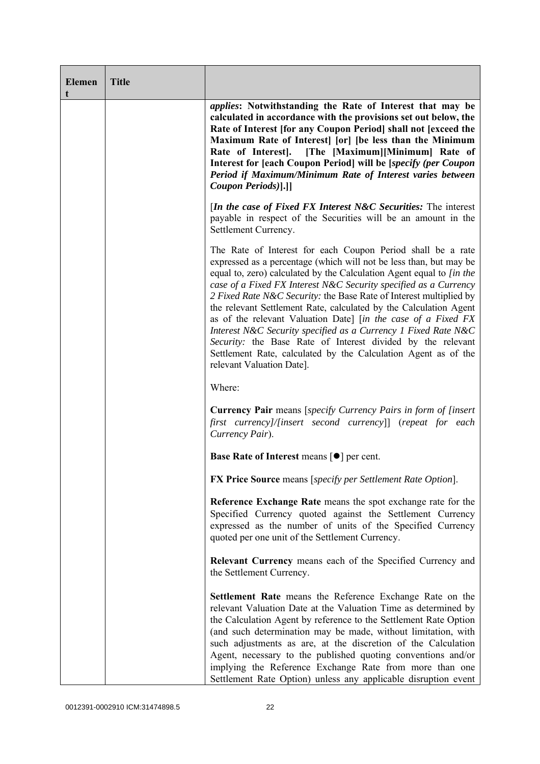| Element | Title | |
|---|---|---|
| | | *applies*: **Notwithstanding the Rate of Interest that may be calculated in accordance with the provisions set out below, the Rate of Interest [for any Coupon Period] shall not [exceed the Maximum Rate of Interest] [or] [be less than the Minimum Rate of Interest]. [The [Maximum][Minimum] Rate of Interest for [each Coupon Period] will be [*specify (per Coupon Period if Maximum/Minimum Rate of Interest varies between Coupon Periods)*].]]**<br><br>[***In the case of Fixed FX Interest N&C Securities:*** The interest payable in respect of the Securities will be an amount in the Settlement Currency.<br><br>The Rate of Interest for each Coupon Period shall be a rate expressed as a percentage (which will not be less than, but may be equal to, zero) calculated by the Calculation Agent equal to *[in the case of a Fixed FX Interest N&C Security specified as a Currency 2 Fixed Rate N&C Security:* the Base Rate of Interest multiplied by the relevant Settlement Rate, calculated by the Calculation Agent as of the relevant Valuation Date] [*in the case of a Fixed FX Interest N&C Security specified as a Currency 1 Fixed Rate N&C Security:* the Base Rate of Interest divided by the relevant Settlement Rate, calculated by the Calculation Agent as of the relevant Valuation Date].<br><br>Where:<br><br>**Currency Pair** means [*specify Currency Pairs in form of [insert first currency]/[insert second currency]*] (*repeat for each Currency Pair*).<br><br>**Base Rate of Interest** means [●] per cent.<br><br>**FX Price Source** means [*specify per Settlement Rate Option*].<br><br>**Reference Exchange Rate** means the spot exchange rate for the Specified Currency quoted against the Settlement Currency expressed as the number of units of the Specified Currency quoted per one unit of the Settlement Currency.<br><br>**Relevant Currency** means each of the Specified Currency and the Settlement Currency.<br><br>**Settlement Rate** means the Reference Exchange Rate on the relevant Valuation Date at the Valuation Time as determined by the Calculation Agent by reference to the Settlement Rate Option (and such determination may be made, without limitation, with such adjustments as are, at the discretion of the Calculation Agent, necessary to the published quoting conventions and/or implying the Reference Exchange Rate from more than one Settlement Rate Option) unless any applicable disruption event |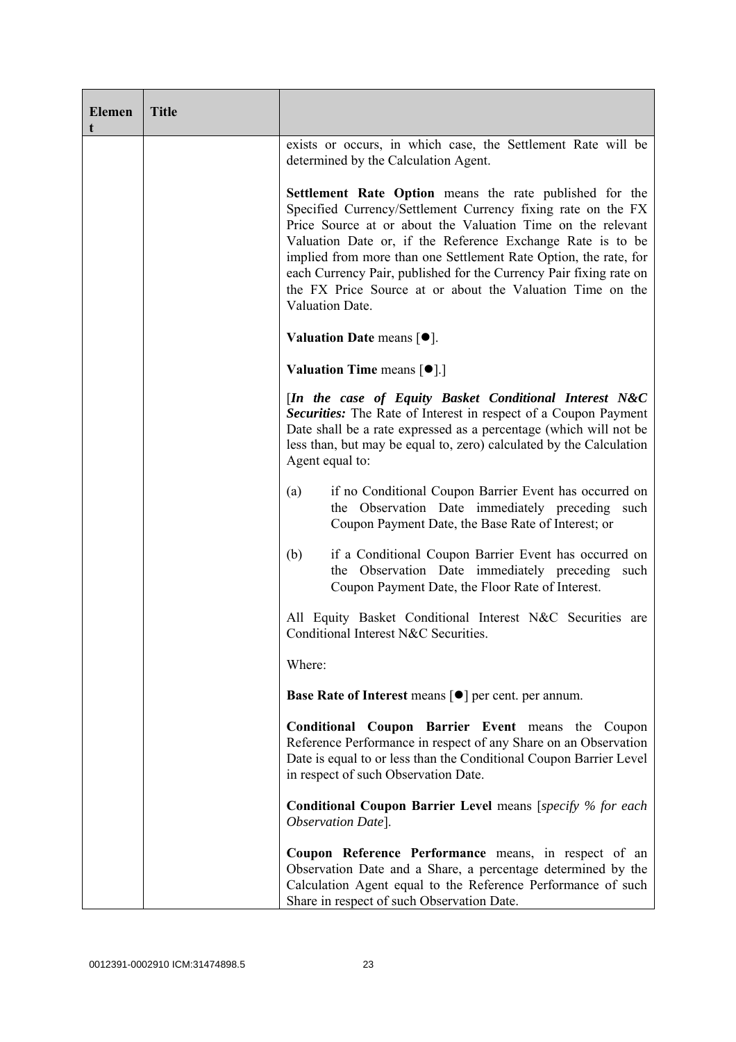| Element | Title | |
|---|---|---|
| | | exists or occurs, in which case, the Settlement Rate will be determined by the Calculation Agent.<br><br>**Settlement Rate Option** means the rate published for the Specified Currency/Settlement Currency fixing rate on the FX Price Source at or about the Valuation Time on the relevant Valuation Date or, if the Reference Exchange Rate is to be implied from more than one Settlement Rate Option, the rate, for each Currency Pair, published for the Currency Pair fixing rate on the FX Price Source at or about the Valuation Time on the Valuation Date.<br><br>**Valuation Date** means [●].<br><br>**Valuation Time** means [●].]<br><br>[***In the case of Equity Basket Conditional Interest N&C Securities:*** The Rate of Interest in respect of a Coupon Payment Date shall be a rate expressed as a percentage (which will not be less than, but may be equal to, zero) calculated by the Calculation Agent equal to:<br><br>(a) if no Conditional Coupon Barrier Event has occurred on the Observation Date immediately preceding such Coupon Payment Date, the Base Rate of Interest; or<br><br>(b) if a Conditional Coupon Barrier Event has occurred on the Observation Date immediately preceding such Coupon Payment Date, the Floor Rate of Interest.<br><br>All Equity Basket Conditional Interest N&C Securities are Conditional Interest N&C Securities.<br><br>Where:<br><br>**Base Rate of Interest** means [●] per cent. per annum.<br><br>**Conditional Coupon Barrier Event** means the Coupon Reference Performance in respect of any Share on an Observation Date is equal to or less than the Conditional Coupon Barrier Level in respect of such Observation Date.<br><br>**Conditional Coupon Barrier Level** means [*specify % for each Observation Date*].<br><br>**Coupon Reference Performance** means, in respect of an Observation Date and a Share, a percentage determined by the Calculation Agent equal to the Reference Performance of such Share in respect of such Observation Date. |

0012391-0002910 ICM:31474898.5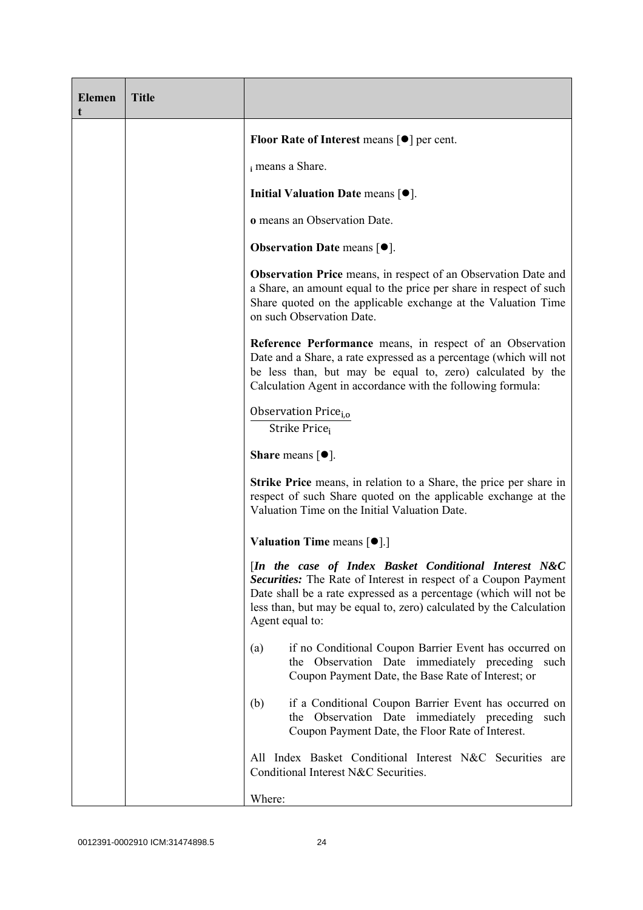| Element | Title | |
|---|---|---|
| | | **Floor Rate of Interest** means [●] per cent.<br><br>$_i$ means a Share.<br><br>**Initial Valuation Date** means [●].<br><br>**o** means an Observation Date.<br><br>**Observation Date** means [●].<br><br>**Observation Price** means, in respect of an Observation Date and a Share, an amount equal to the price per share in respect of such Share quoted on the applicable exchange at the Valuation Time on such Observation Date.<br><br>**Reference Performance** means, in respect of an Observation Date and a Share, a rate expressed as a percentage (which will not be less than, but may be equal to, zero) calculated by the Calculation Agent in accordance with the following formula:<br><br>$\frac{\text{Observation Price}_{i,o}}{\text{Strike Price}_i}$<br><br>**Share** means [●].<br><br>**Strike Price** means, in relation to a Share, the price per share in respect of such Share quoted on the applicable exchange at the Valuation Time on the Initial Valuation Date.<br><br>**Valuation Time** means [●].]<br><br>[***In the case of Index Basket Conditional Interest N&C Securities:*** The Rate of Interest in respect of a Coupon Payment Date shall be a rate expressed as a percentage (which will not be less than, but may be equal to, zero) calculated by the Calculation Agent equal to:<br><br>(a) if no Conditional Coupon Barrier Event has occurred on the Observation Date immediately preceding such Coupon Payment Date, the Base Rate of Interest; or<br><br>(b) if a Conditional Coupon Barrier Event has occurred on the Observation Date immediately preceding such Coupon Payment Date, the Floor Rate of Interest.<br><br>All Index Basket Conditional Interest N&C Securities are Conditional Interest N&C Securities.<br><br>Where: |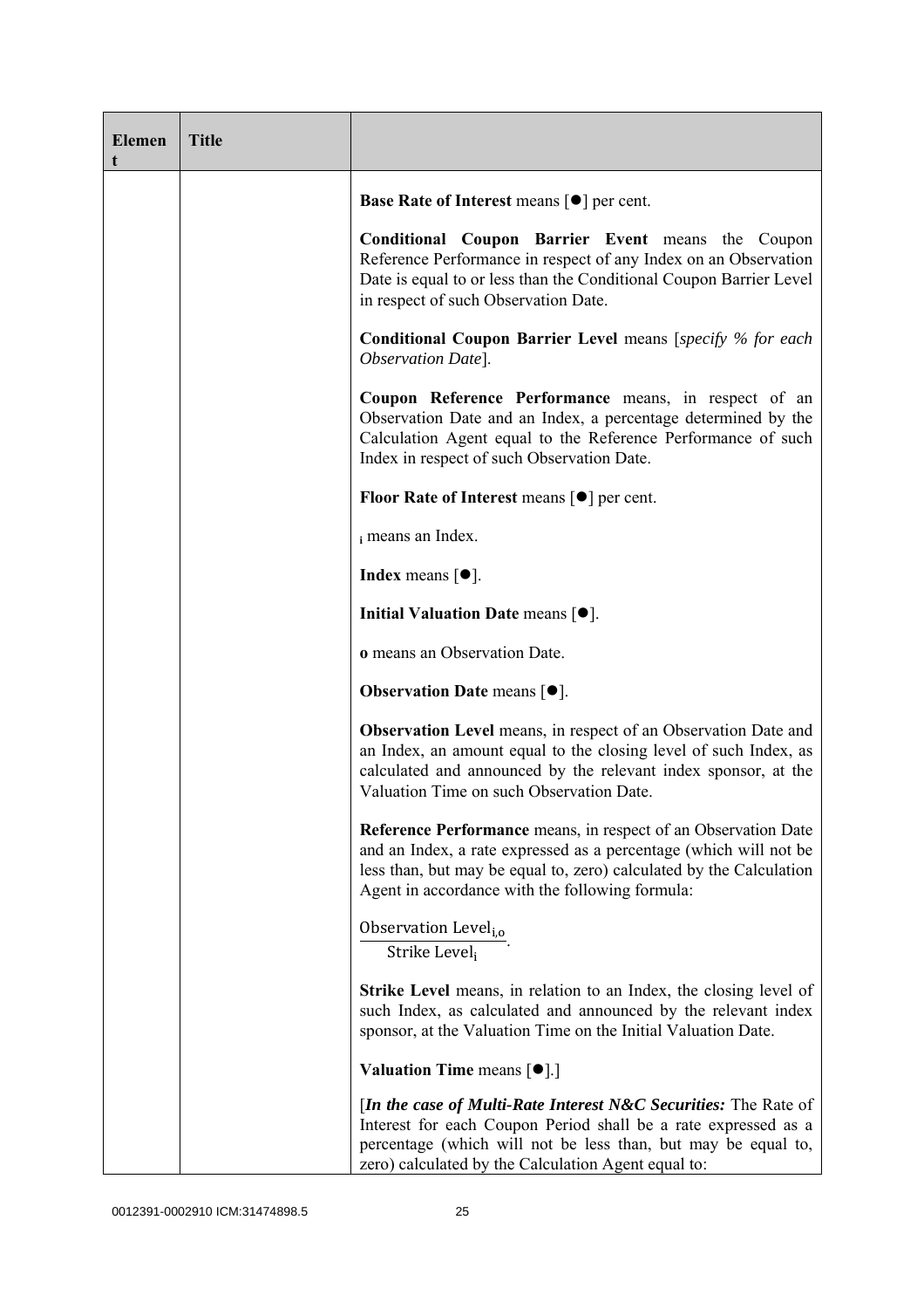| Element | Title | |
|---|---|---|
| | | **Base Rate of Interest** means [●] per cent.<br><br>**Conditional Coupon Barrier Event** means the Coupon Reference Performance in respect of any Index on an Observation Date is equal to or less than the Conditional Coupon Barrier Level in respect of such Observation Date.<br><br>**Conditional Coupon Barrier Level** means [*specify % for each Observation Date*].<br><br>**Coupon Reference Performance** means, in respect of an Observation Date and an Index, a percentage determined by the Calculation Agent equal to the Reference Performance of such Index in respect of such Observation Date.<br><br>**Floor Rate of Interest** means [●] per cent.<br><br>$_{\mathbf{i}}$ means an Index.<br><br>**Index** means [●].<br><br>**Initial Valuation Date** means [●].<br><br>**o** means an Observation Date.<br><br>**Observation Date** means [●].<br><br>**Observation Level** means, in respect of an Observation Date and an Index, an amount equal to the closing level of such Index, as calculated and announced by the relevant index sponsor, at the Valuation Time on such Observation Date.<br><br>**Reference Performance** means, in respect of an Observation Date and an Index, a rate expressed as a percentage (which will not be less than, but may be equal to, zero) calculated by the Calculation Agent in accordance with the following formula:<br><br>$\frac{\text{Observation Level}_{i,o}}{\text{Strike Level}_{i}}$.<br><br>**Strike Level** means, in relation to an Index, the closing level of such Index, as calculated and announced by the relevant index sponsor, at the Valuation Time on the Initial Valuation Date.<br><br>**Valuation Time** means [●].]<br><br>[***In the case of Multi-Rate Interest N&C Securities:*** The Rate of Interest for each Coupon Period shall be a rate expressed as a percentage (which will not be less than, but may be equal to, zero) calculated by the Calculation Agent equal to: |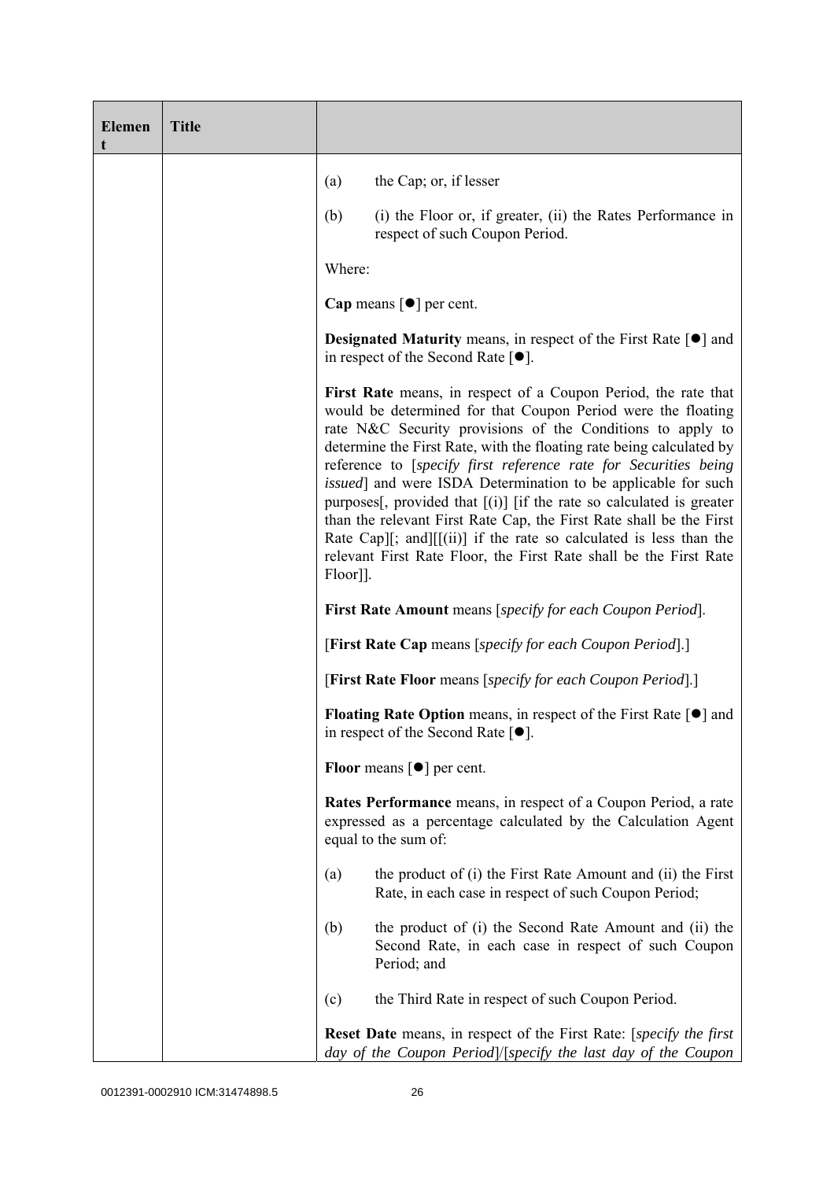| Element | Title | |
|---|---|---|
| | | (a) the Cap; or, if lesser<br><br>(b) (i) the Floor or, if greater, (ii) the Rates Performance in respect of such Coupon Period.<br><br>Where:<br><br>**Cap** means [●] per cent.<br><br>**Designated Maturity** means, in respect of the First Rate [●] and in respect of the Second Rate [●].<br><br>**First Rate** means, in respect of a Coupon Period, the rate that would be determined for that Coupon Period were the floating rate N&C Security provisions of the Conditions to apply to determine the First Rate, with the floating rate being calculated by reference to [*specify first reference rate for Securities being issued*] and were ISDA Determination to be applicable for such purposes[, provided that [(i)] [if the rate so calculated is greater than the relevant First Rate Cap, the First Rate shall be the First Rate Cap][; and][[(ii)] if the rate so calculated is less than the relevant First Rate Floor, the First Rate shall be the First Rate Floor]].<br><br>**First Rate Amount** means [*specify for each Coupon Period*].<br><br>[**First Rate Cap** means [*specify for each Coupon Period*].]<br><br>[**First Rate Floor** means [*specify for each Coupon Period*].]<br><br>**Floating Rate Option** means, in respect of the First Rate [●] and in respect of the Second Rate [●].<br><br>**Floor** means [●] per cent.<br><br>**Rates Performance** means, in respect of a Coupon Period, a rate expressed as a percentage calculated by the Calculation Agent equal to the sum of:<br><br>(a) the product of (i) the First Rate Amount and (ii) the First Rate, in each case in respect of such Coupon Period;<br><br>(b) the product of (i) the Second Rate Amount and (ii) the Second Rate, in each case in respect of such Coupon Period; and<br><br>(c) the Third Rate in respect of such Coupon Period.<br><br>**Reset Date** means, in respect of the First Rate: [*specify the first day of the Coupon Period*]/[*specify the last day of the Coupon* |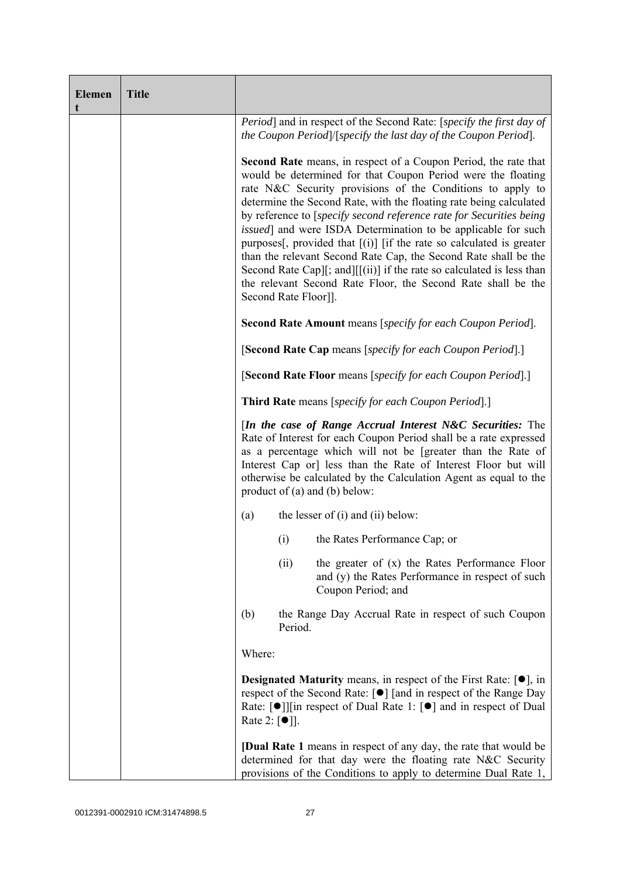| Element | Title | |
|---|---|---|
| | | *Period*] and in respect of the Second Rate: [*specify the first day of the Coupon Period*]/[*specify the last day of the Coupon Period*].<br><br>**Second Rate** means, in respect of a Coupon Period, the rate that would be determined for that Coupon Period were the floating rate N&C Security provisions of the Conditions to apply to determine the Second Rate, with the floating rate being calculated by reference to [*specify second reference rate for Securities being issued*] and were ISDA Determination to be applicable for such purposes[, provided that [(i)] [if the rate so calculated is greater than the relevant Second Rate Cap, the Second Rate shall be the Second Rate Cap][; and][[(ii)] if the rate so calculated is less than the relevant Second Rate Floor, the Second Rate shall be the Second Rate Floor]].<br><br>**Second Rate Amount** means [*specify for each Coupon Period*].<br><br>[**Second Rate Cap** means [*specify for each Coupon Period*].]<br><br>[**Second Rate Floor** means [*specify for each Coupon Period*].]<br><br>**Third Rate** means [*specify for each Coupon Period*].]<br><br>[***In the case of Range Accrual Interest N&C Securities:*** The Rate of Interest for each Coupon Period shall be a rate expressed as a percentage which will not be [greater than the Rate of Interest Cap or] less than the Rate of Interest Floor but will otherwise be calculated by the Calculation Agent as equal to the product of (a) and (b) below:<br><br>(a) the lesser of (i) and (ii) below:<br><br>(i) the Rates Performance Cap; or<br><br>(ii) the greater of (x) the Rates Performance Floor and (y) the Rates Performance in respect of such Coupon Period; and<br><br>(b) the Range Day Accrual Rate in respect of such Coupon Period.<br><br>Where:<br><br>**Designated Maturity** means, in respect of the First Rate: [●], in respect of the Second Rate: [●] [and in respect of the Range Day Rate: [●]][in respect of Dual Rate 1: [●] and in respect of Dual Rate 2: [●]].<br><br>**[Dual Rate 1** means in respect of any day, the rate that would be determined for that day were the floating rate N&C Security provisions of the Conditions to apply to determine Dual Rate 1, |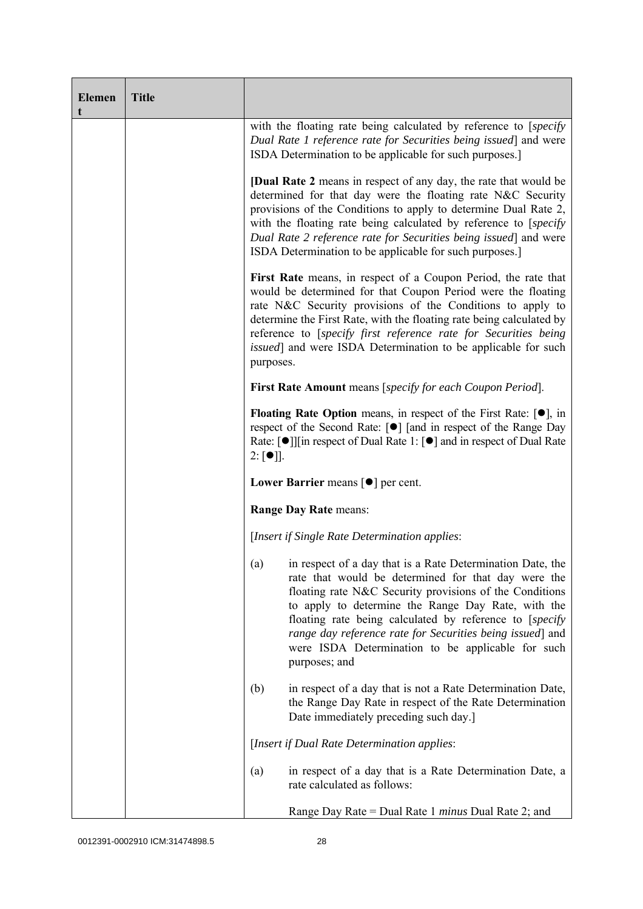| Element | Title | |
|---|---|---|
| | | with the floating rate being calculated by reference to [*specify Dual Rate 1 reference rate for Securities being issued*] and were ISDA Determination to be applicable for such purposes.]<br><br>[**Dual Rate 2** means in respect of any day, the rate that would be determined for that day were the floating rate N&C Security provisions of the Conditions to apply to determine Dual Rate 2, with the floating rate being calculated by reference to [*specify Dual Rate 2 reference rate for Securities being issued*] and were ISDA Determination to be applicable for such purposes.]<br><br>**First Rate** means, in respect of a Coupon Period, the rate that would be determined for that Coupon Period were the floating rate N&C Security provisions of the Conditions to apply to determine the First Rate, with the floating rate being calculated by reference to [*specify first reference rate for Securities being issued*] and were ISDA Determination to be applicable for such purposes.<br><br>**First Rate Amount** means [*specify for each Coupon Period*].<br><br>**Floating Rate Option** means, in respect of the First Rate: [●], in respect of the Second Rate: [●] [and in respect of the Range Day Rate: [●]][in respect of Dual Rate 1: [●] and in respect of Dual Rate 2: [●]].<br><br>**Lower Barrier** means [●] per cent.<br><br>**Range Day Rate** means:<br><br>[*Insert if Single Rate Determination applies*:<br><br>(a) in respect of a day that is a Rate Determination Date, the rate that would be determined for that day were the floating rate N&C Security provisions of the Conditions to apply to determine the Range Day Rate, with the floating rate being calculated by reference to [*specify range day reference rate for Securities being issued*] and were ISDA Determination to be applicable for such purposes; and<br><br>(b) in respect of a day that is not a Rate Determination Date, the Range Day Rate in respect of the Rate Determination Date immediately preceding such day.]<br><br>[*Insert if Dual Rate Determination applies*:<br><br>(a) in respect of a day that is a Rate Determination Date, a rate calculated as follows:<br><br>Range Day Rate = Dual Rate 1 *minus* Dual Rate 2; and |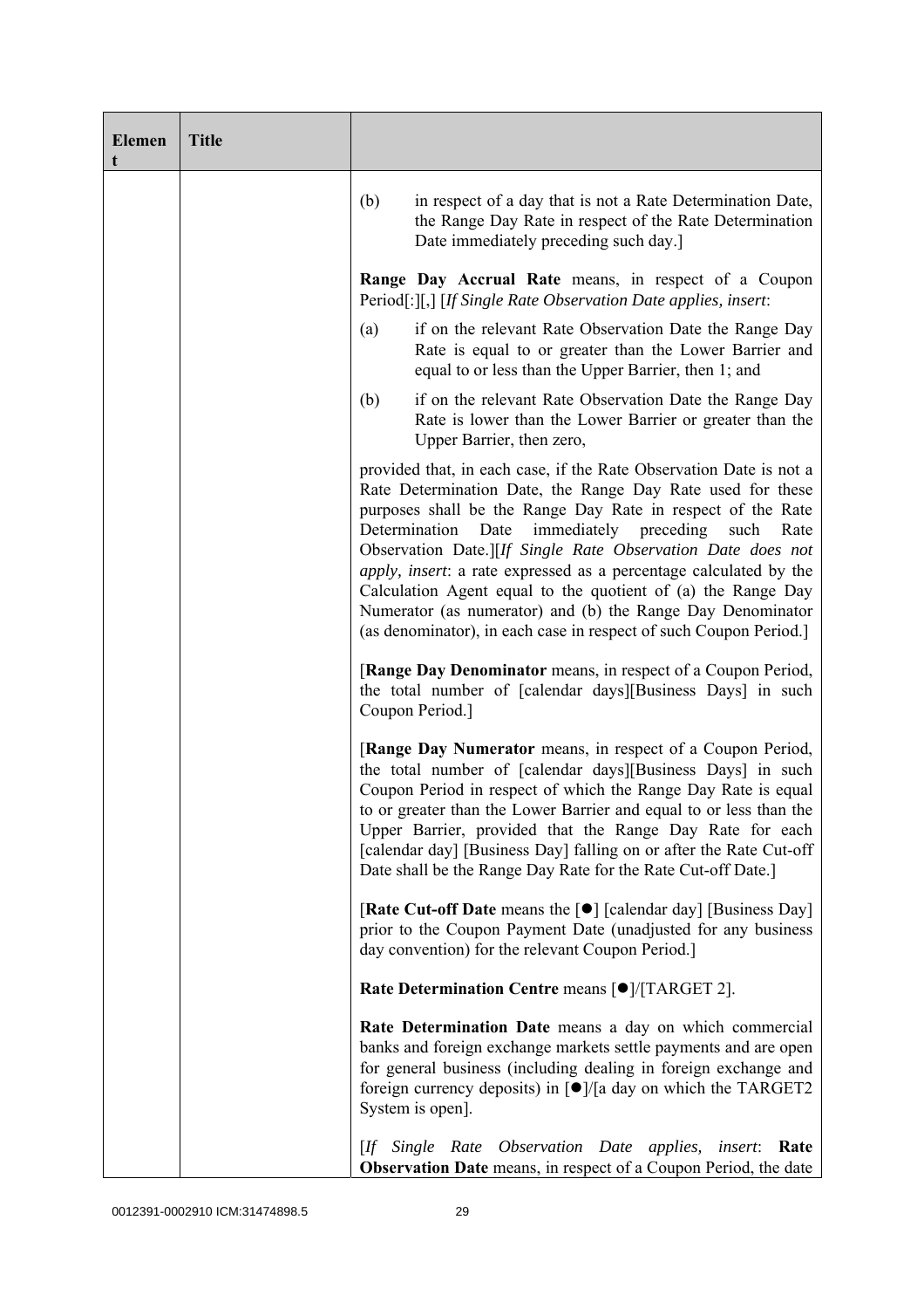| Element | Title | |
|---|---|---|
| | | (b) in respect of a day that is not a Rate Determination Date, the Range Day Rate in respect of the Rate Determination Date immediately preceding such day.]<br><br>**Range Day Accrual Rate** means, in respect of a Coupon Period[:][,] [*If Single Rate Observation Date applies, insert*:<br><br>(a) if on the relevant Rate Observation Date the Range Day Rate is equal to or greater than the Lower Barrier and equal to or less than the Upper Barrier, then 1; and<br><br>(b) if on the relevant Rate Observation Date the Range Day Rate is lower than the Lower Barrier or greater than the Upper Barrier, then zero,<br><br>provided that, in each case, if the Rate Observation Date is not a Rate Determination Date, the Range Day Rate used for these purposes shall be the Range Day Rate in respect of the Rate Determination Date immediately preceding such Rate Observation Date.][*If Single Rate Observation Date does not apply, insert*: a rate expressed as a percentage calculated by the Calculation Agent equal to the quotient of (a) the Range Day Numerator (as numerator) and (b) the Range Day Denominator (as denominator), in each case in respect of such Coupon Period.]<br><br>[**Range Day Denominator** means, in respect of a Coupon Period, the total number of [calendar days][Business Days] in such Coupon Period.]<br><br>[**Range Day Numerator** means, in respect of a Coupon Period, the total number of [calendar days][Business Days] in such Coupon Period in respect of which the Range Day Rate is equal to or greater than the Lower Barrier and equal to or less than the Upper Barrier, provided that the Range Day Rate for each [calendar day] [Business Day] falling on or after the Rate Cut-off Date shall be the Range Day Rate for the Rate Cut-off Date.]<br><br>[**Rate Cut-off Date** means the [●] [calendar day] [Business Day] prior to the Coupon Payment Date (unadjusted for any business day convention) for the relevant Coupon Period.]<br><br>**Rate Determination Centre** means [●]/[TARGET 2].<br><br>**Rate Determination Date** means a day on which commercial banks and foreign exchange markets settle payments and are open for general business (including dealing in foreign exchange and foreign currency deposits) in [●]/[a day on which the TARGET2 System is open].<br><br>[*If Single Rate Observation Date applies, insert*: **Rate Observation Date** means, in respect of a Coupon Period, the date |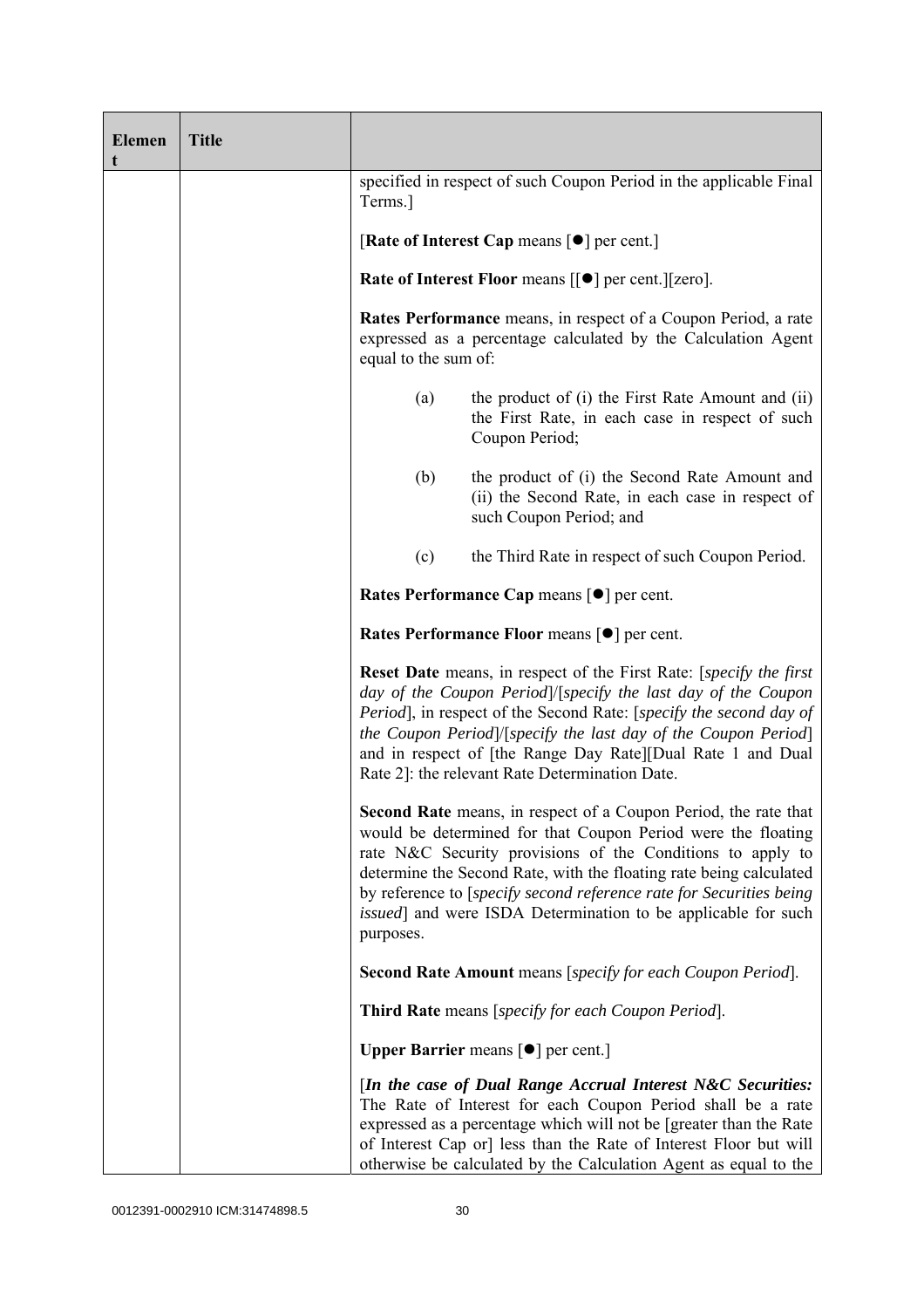| Element | Title | |
|---|---|---|
| | | specified in respect of such Coupon Period in the applicable Final Terms.]<br><br>[**Rate of Interest Cap** means [●] per cent.]<br><br>**Rate of Interest Floor** means [[●] per cent.][zero].<br><br>**Rates Performance** means, in respect of a Coupon Period, a rate expressed as a percentage calculated by the Calculation Agent equal to the sum of:<br><br>(a) the product of (i) the First Rate Amount and (ii) the First Rate, in each case in respect of such Coupon Period;<br><br>(b) the product of (i) the Second Rate Amount and (ii) the Second Rate, in each case in respect of such Coupon Period; and<br><br>(c) the Third Rate in respect of such Coupon Period.<br><br>**Rates Performance Cap** means [●] per cent.<br><br>**Rates Performance Floor** means [●] per cent.<br><br>**Reset Date** means, in respect of the First Rate: [*specify the first day of the Coupon Period*]/[*specify the last day of the Coupon Period*], in respect of the Second Rate: [*specify the second day of the Coupon Period*]/[*specify the last day of the Coupon Period*] and in respect of [the Range Day Rate][Dual Rate 1 and Dual Rate 2]: the relevant Rate Determination Date.<br><br>**Second Rate** means, in respect of a Coupon Period, the rate that would be determined for that Coupon Period were the floating rate N&C Security provisions of the Conditions to apply to determine the Second Rate, with the floating rate being calculated by reference to [*specify second reference rate for Securities being issued*] and were ISDA Determination to be applicable for such purposes.<br><br>**Second Rate Amount** means [*specify for each Coupon Period*].<br><br>**Third Rate** means [*specify for each Coupon Period*].<br><br>**Upper Barrier** means [●] per cent.]<br><br>[***In the case of Dual Range Accrual Interest N&C Securities:*** The Rate of Interest for each Coupon Period shall be a rate expressed as a percentage which will not be [greater than the Rate of Interest Cap or] less than the Rate of Interest Floor but will otherwise be calculated by the Calculation Agent as equal to the |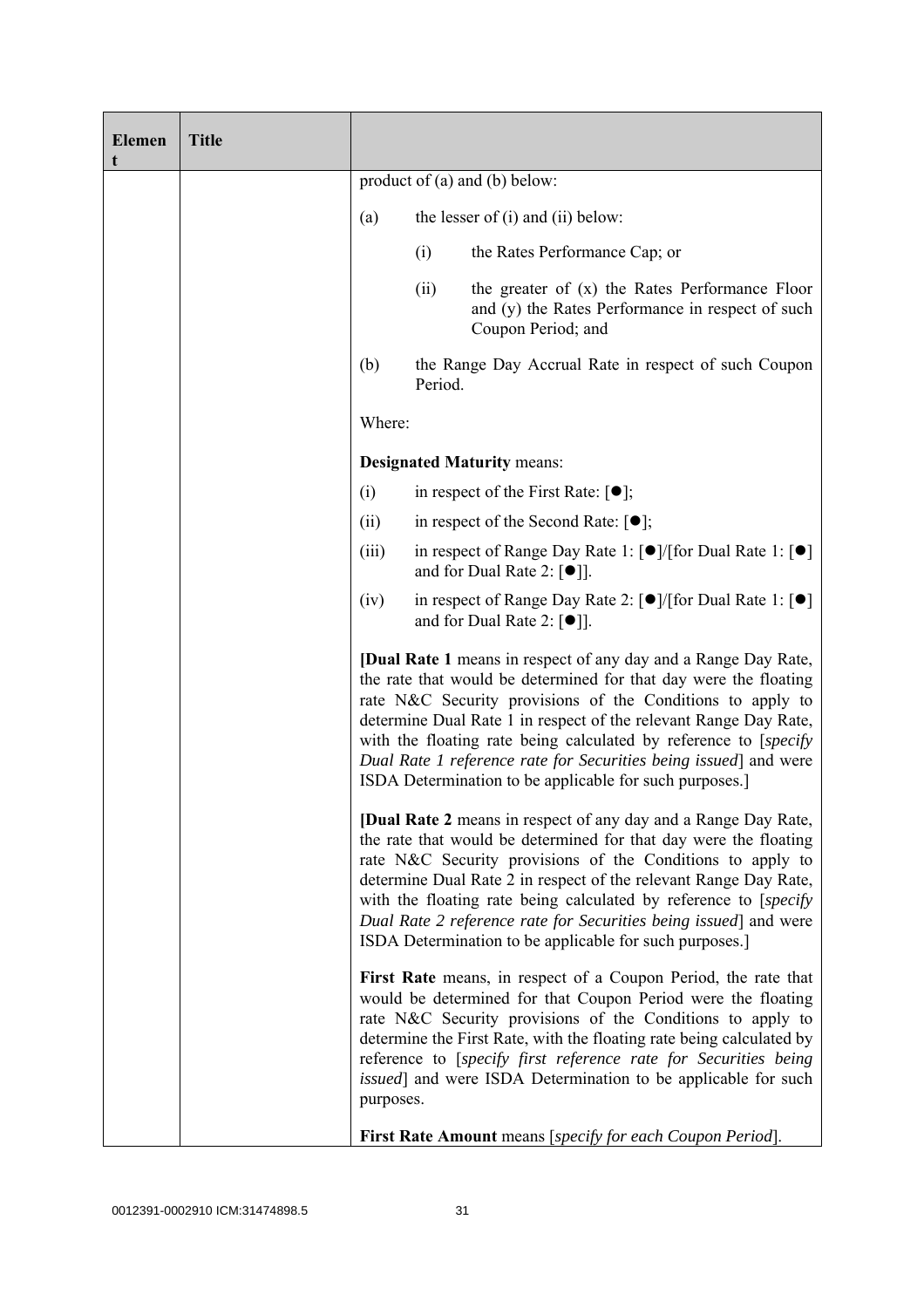| Element | Title | |
|---|---|---|
| | | product of (a) and (b) below:<br><br>(a) the lesser of (i) and (ii) below:<br><br>(i) the Rates Performance Cap; or<br><br>(ii) the greater of (x) the Rates Performance Floor and (y) the Rates Performance in respect of such Coupon Period; and<br><br>(b) the Range Day Accrual Rate in respect of such Coupon Period.<br><br>Where:<br><br>**Designated Maturity** means:<br><br>(i) in respect of the First Rate: [●];<br><br>(ii) in respect of the Second Rate: [●];<br><br>(iii) in respect of Range Day Rate 1: [●]/[for Dual Rate 1: [●] and for Dual Rate 2: [●]].<br><br>(iv) in respect of Range Day Rate 2: [●]/[for Dual Rate 1: [●] and for Dual Rate 2: [●]].<br><br>[**Dual Rate 1** means in respect of any day and a Range Day Rate, the rate that would be determined for that day were the floating rate N&C Security provisions of the Conditions to apply to determine Dual Rate 1 in respect of the relevant Range Day Rate, with the floating rate being calculated by reference to [*specify Dual Rate 1 reference rate for Securities being issued*] and were ISDA Determination to be applicable for such purposes.]<br><br>[**Dual Rate 2** means in respect of any day and a Range Day Rate, the rate that would be determined for that day were the floating rate N&C Security provisions of the Conditions to apply to determine Dual Rate 2 in respect of the relevant Range Day Rate, with the floating rate being calculated by reference to [*specify Dual Rate 2 reference rate for Securities being issued*] and were ISDA Determination to be applicable for such purposes.]<br><br>**First Rate** means, in respect of a Coupon Period, the rate that would be determined for that Coupon Period were the floating rate N&C Security provisions of the Conditions to apply to determine the First Rate, with the floating rate being calculated by reference to [*specify first reference rate for Securities being issued*] and were ISDA Determination to be applicable for such purposes.<br><br>**First Rate Amount** means [*specify for each Coupon Period*]. |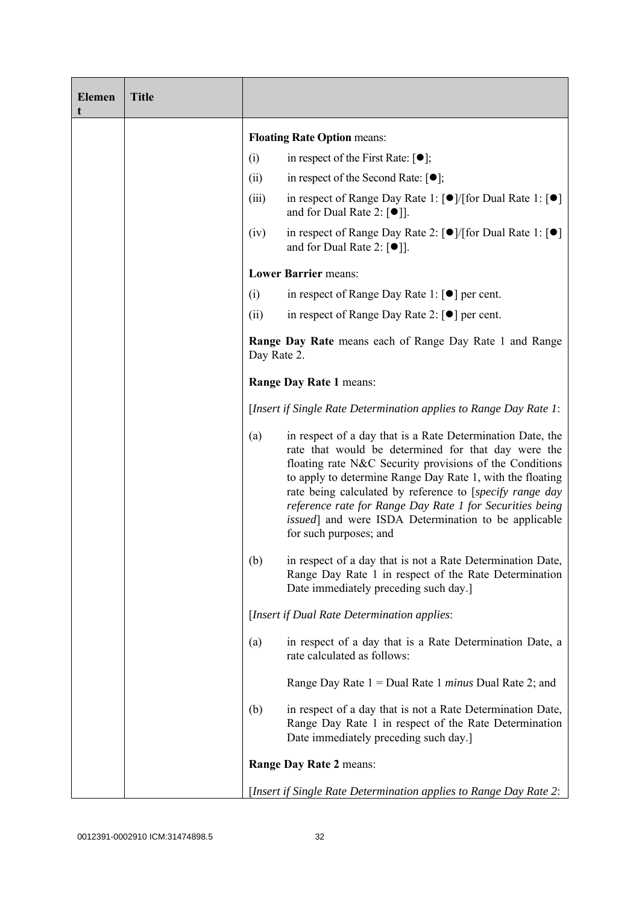| Element | Title | |
|---|---|---|
| | | **Floating Rate Option** means:<br><br>(i) in respect of the First Rate: [●];<br><br>(ii) in respect of the Second Rate: [●];<br><br>(iii) in respect of Range Day Rate 1: [●]/[for Dual Rate 1: [●] and for Dual Rate 2: [●]].<br><br>(iv) in respect of Range Day Rate 2: [●]/[for Dual Rate 1: [●] and for Dual Rate 2: [●]].<br><br>**Lower Barrier** means:<br><br>(i) in respect of Range Day Rate 1: [●] per cent.<br><br>(ii) in respect of Range Day Rate 2: [●] per cent.<br><br>**Range Day Rate** means each of Range Day Rate 1 and Range Day Rate 2.<br><br>**Range Day Rate 1** means:<br><br>[*Insert if Single Rate Determination applies to Range Day Rate 1*:<br><br>(a) in respect of a day that is a Rate Determination Date, the rate that would be determined for that day were the floating rate N&C Security provisions of the Conditions to apply to determine Range Day Rate 1, with the floating rate being calculated by reference to [*specify range day reference rate for Range Day Rate 1 for Securities being issued*] and were ISDA Determination to be applicable for such purposes; and<br><br>(b) in respect of a day that is not a Rate Determination Date, Range Day Rate 1 in respect of the Rate Determination Date immediately preceding such day.]<br><br>[*Insert if Dual Rate Determination applies*:<br><br>(a) in respect of a day that is a Rate Determination Date, a rate calculated as follows:<br><br>Range Day Rate 1 = Dual Rate 1 *minus* Dual Rate 2; and<br><br>(b) in respect of a day that is not a Rate Determination Date, Range Day Rate 1 in respect of the Rate Determination Date immediately preceding such day.]<br><br>**Range Day Rate 2** means:<br><br>[*Insert if Single Rate Determination applies to Range Day Rate 2*: |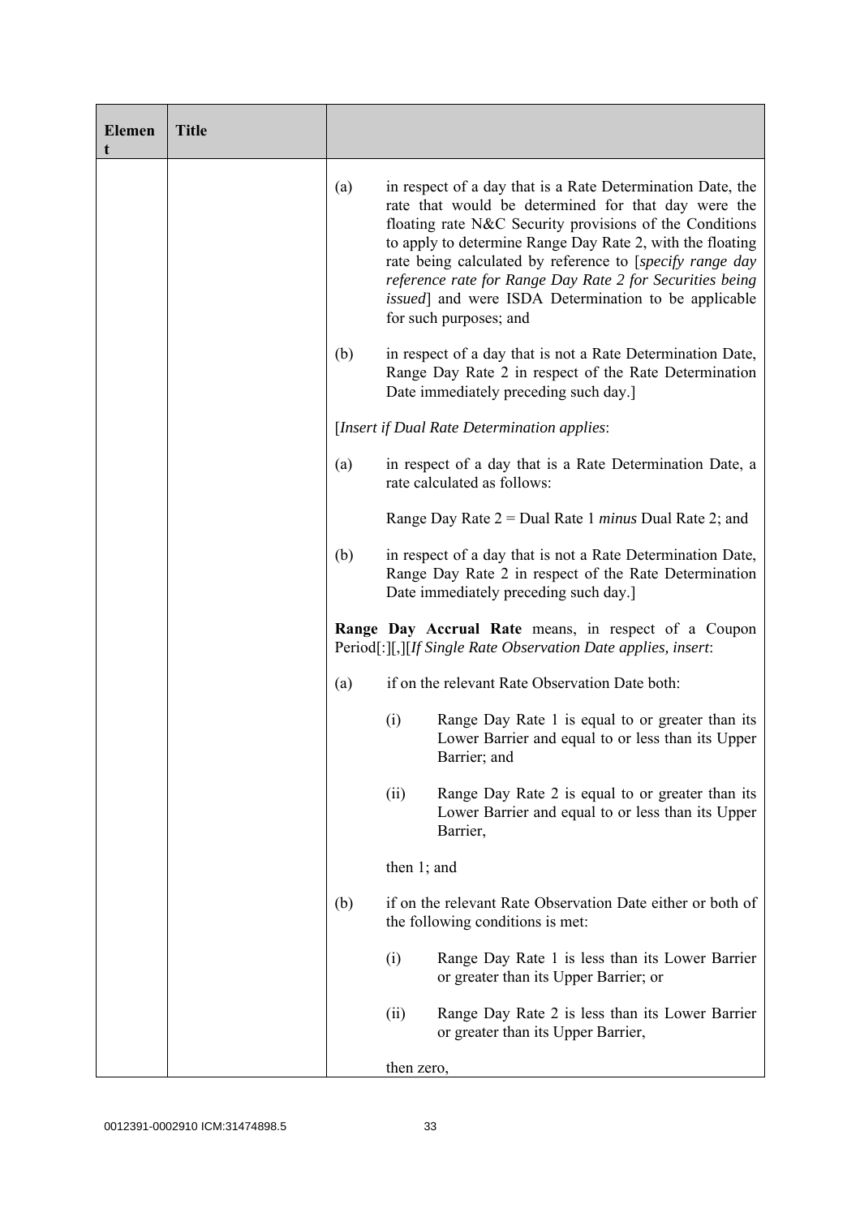| Element | Title | |
|---|---|---|
| | | (a) in respect of a day that is a Rate Determination Date, the rate that would be determined for that day were the floating rate N&C Security provisions of the Conditions to apply to determine Range Day Rate 2, with the floating rate being calculated by reference to [*specify range day reference rate for Range Day Rate 2 for Securities being issued*] and were ISDA Determination to be applicable for such purposes; and<br><br>(b) in respect of a day that is not a Rate Determination Date, Range Day Rate 2 in respect of the Rate Determination Date immediately preceding such day.]<br><br>[*Insert if Dual Rate Determination applies*:<br><br>(a) in respect of a day that is a Rate Determination Date, a rate calculated as follows:<br><br>Range Day Rate 2 = Dual Rate 1 *minus* Dual Rate 2; and<br><br>(b) in respect of a day that is not a Rate Determination Date, Range Day Rate 2 in respect of the Rate Determination Date immediately preceding such day.]<br><br>**Range Day Accrual Rate** means, in respect of a Coupon Period[:][,][*If Single Rate Observation Date applies, insert*:<br><br>(a) if on the relevant Rate Observation Date both:<br><br>(i) Range Day Rate 1 is equal to or greater than its Lower Barrier and equal to or less than its Upper Barrier; and<br><br>(ii) Range Day Rate 2 is equal to or greater than its Lower Barrier and equal to or less than its Upper Barrier,<br><br>then 1; and<br><br>(b) if on the relevant Rate Observation Date either or both of the following conditions is met:<br><br>(i) Range Day Rate 1 is less than its Lower Barrier or greater than its Upper Barrier; or<br><br>(ii) Range Day Rate 2 is less than its Lower Barrier or greater than its Upper Barrier,<br><br>then zero, |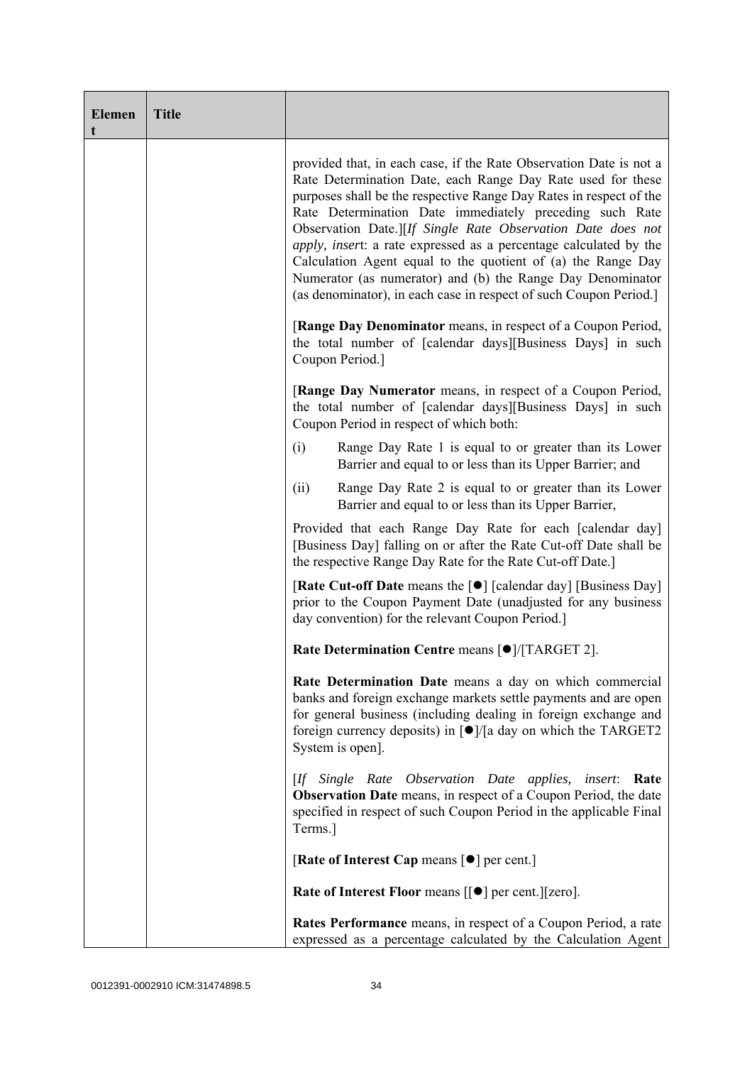| Element | Title | |
|---|---|---|
| | | provided that, in each case, if the Rate Observation Date is not a Rate Determination Date, each Range Day Rate used for these purposes shall be the respective Range Day Rates in respect of the Rate Determination Date immediately preceding such Rate Observation Date.][*If Single Rate Observation Date does not apply, insert*: a rate expressed as a percentage calculated by the Calculation Agent equal to the quotient of (a) the Range Day Numerator (as numerator) and (b) the Range Day Denominator (as denominator), in each case in respect of such Coupon Period.]<br><br>[**Range Day Denominator** means, in respect of a Coupon Period, the total number of [calendar days][Business Days] in such Coupon Period.]<br><br>[**Range Day Numerator** means, in respect of a Coupon Period, the total number of [calendar days][Business Days] in such Coupon Period in respect of which both:<br><br>(i) Range Day Rate 1 is equal to or greater than its Lower Barrier and equal to or less than its Upper Barrier; and<br><br>(ii) Range Day Rate 2 is equal to or greater than its Lower Barrier and equal to or less than its Upper Barrier,<br><br>Provided that each Range Day Rate for each [calendar day] [Business Day] falling on or after the Rate Cut-off Date shall be the respective Range Day Rate for the Rate Cut-off Date.]<br><br>[**Rate Cut-off Date** means the [●] [calendar day] [Business Day] prior to the Coupon Payment Date (unadjusted for any business day convention) for the relevant Coupon Period.]<br><br>**Rate Determination Centre** means [●]/[TARGET 2].<br><br>**Rate Determination Date** means a day on which commercial banks and foreign exchange markets settle payments and are open for general business (including dealing in foreign exchange and foreign currency deposits) in [●]/[a day on which the TARGET2 System is open].<br><br>[*If Single Rate Observation Date applies, insert*: **Rate Observation Date** means, in respect of a Coupon Period, the date specified in respect of such Coupon Period in the applicable Final Terms.]<br><br>[**Rate of Interest Cap** means [●] per cent.]<br><br>**Rate of Interest Floor** means [[●] per cent.][zero].<br><br>**Rates Performance** means, in respect of a Coupon Period, a rate expressed as a percentage calculated by the Calculation Agent |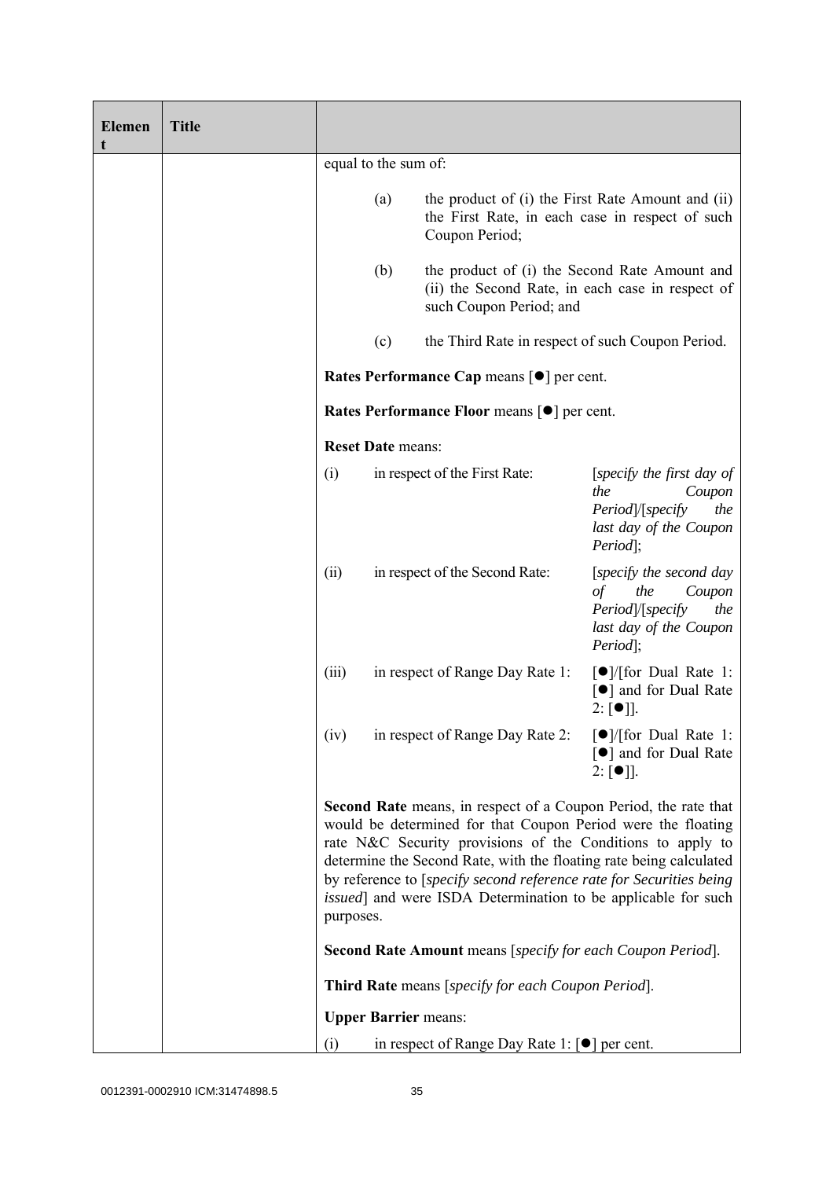| Element | Title | |
|---|---|---|
| | | equal to the sum of:<br><br>(a) the product of (i) the First Rate Amount and (ii) the First Rate, in each case in respect of such Coupon Period;<br><br>(b) the product of (i) the Second Rate Amount and (ii) the Second Rate, in each case in respect of such Coupon Period; and<br><br>(c) the Third Rate in respect of such Coupon Period.<br><br>**Rates Performance Cap** means [●] per cent.<br><br>**Rates Performance Floor** means [●] per cent.<br><br>**Reset Date** means:<br><br>(i) in respect of the First Rate: [*specify the first day of the Coupon Period*]/[*specify the last day of the Coupon Period*];<br><br>(ii) in respect of the Second Rate: [*specify the second day of the Coupon Period*]/[*specify the last day of the Coupon Period*];<br><br>(iii) in respect of Range Day Rate 1: [●]/[for Dual Rate 1: [●] and for Dual Rate 2: [●]].<br><br>(iv) in respect of Range Day Rate 2: [●]/[for Dual Rate 1: [●] and for Dual Rate 2: [●]].<br><br>**Second Rate** means, in respect of a Coupon Period, the rate that would be determined for that Coupon Period were the floating rate N&C Security provisions of the Conditions to apply to determine the Second Rate, with the floating rate being calculated by reference to [*specify second reference rate for Securities being issued*] and were ISDA Determination to be applicable for such purposes.<br><br>**Second Rate Amount** means [*specify for each Coupon Period*].<br><br>**Third Rate** means [*specify for each Coupon Period*].<br><br>**Upper Barrier** means:<br><br>(i) in respect of Range Day Rate 1: [●] per cent. |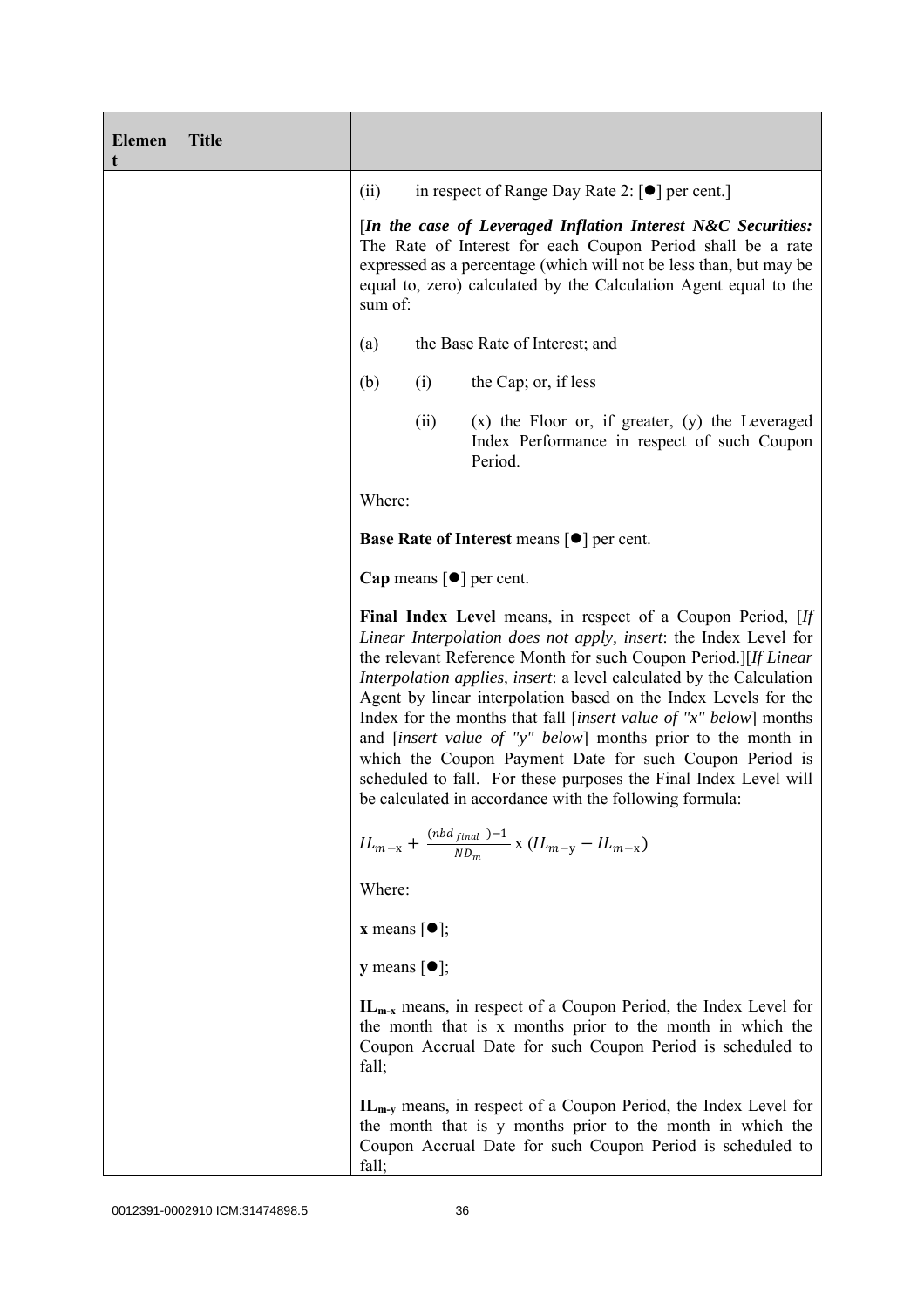| Element | Title | |
|---|---|---|
| | | (ii) in respect of Range Day Rate 2: [●] per cent.]<br><br>[***In the case of Leveraged Inflation Interest N&C Securities:*** The Rate of Interest for each Coupon Period shall be a rate expressed as a percentage (which will not be less than, but may be equal to, zero) calculated by the Calculation Agent equal to the sum of:<br><br>(a) the Base Rate of Interest; and<br><br>(b) (i) the Cap; or, if less<br><br>(ii) (x) the Floor or, if greater, (y) the Leveraged Index Performance in respect of such Coupon Period.<br><br>Where:<br><br>**Base Rate of Interest** means [●] per cent.<br><br>**Cap** means [●] per cent.<br><br>**Final Index Level** means, in respect of a Coupon Period, [*If Linear Interpolation does not apply, insert*: the Index Level for the relevant Reference Month for such Coupon Period.][*If Linear Interpolation applies, insert*: a level calculated by the Calculation Agent by linear interpolation based on the Index Levels for the Index for the months that fall [*insert value of "x" below*] months and [*insert value of "y" below*] months prior to the month in which the Coupon Payment Date for such Coupon Period is scheduled to fall. For these purposes the Final Index Level will be calculated in accordance with the following formula:<br><br>$IL_{m-x} + \frac{(nbd_{final})-1}{ND_m} \text{ x } (IL_{m-y} - IL_{m-x})$<br><br>Where:<br><br>**x** means [●];<br><br>**y** means [●];<br><br>$\mathbf{IL_{m-x}}$ means, in respect of a Coupon Period, the Index Level for the month that is x months prior to the month in which the Coupon Accrual Date for such Coupon Period is scheduled to fall;<br><br>$\mathbf{IL_{m-y}}$ means, in respect of a Coupon Period, the Index Level for the month that is y months prior to the month in which the Coupon Accrual Date for such Coupon Period is scheduled to fall; |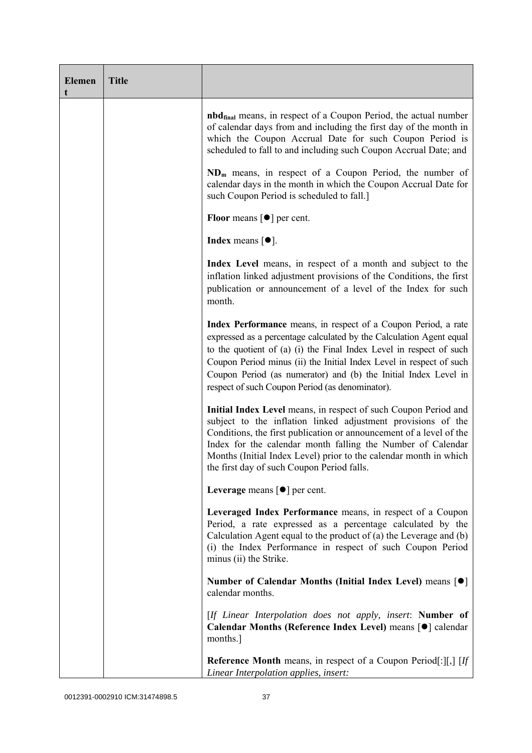| Element | Title | |
|---|---|---|
| | | **$nbd_{final}$** means, in respect of a Coupon Period, the actual number of calendar days from and including the first day of the month in which the Coupon Accrual Date for such Coupon Period is scheduled to fall to and including such Coupon Accrual Date; and<br><br>**$ND_m$** means, in respect of a Coupon Period, the number of calendar days in the month in which the Coupon Accrual Date for such Coupon Period is scheduled to fall.]<br><br>**Floor** means [●] per cent.<br><br>**Index** means [●].<br><br>**Index Level** means, in respect of a month and subject to the inflation linked adjustment provisions of the Conditions, the first publication or announcement of a level of the Index for such month.<br><br>**Index Performance** means, in respect of a Coupon Period, a rate expressed as a percentage calculated by the Calculation Agent equal to the quotient of (a) (i) the Final Index Level in respect of such Coupon Period minus (ii) the Initial Index Level in respect of such Coupon Period (as numerator) and (b) the Initial Index Level in respect of such Coupon Period (as denominator).<br><br>**Initial Index Level** means, in respect of such Coupon Period and subject to the inflation linked adjustment provisions of the Conditions, the first publication or announcement of a level of the Index for the calendar month falling the Number of Calendar Months (Initial Index Level) prior to the calendar month in which the first day of such Coupon Period falls.<br><br>**Leverage** means [●] per cent.<br><br>**Leveraged Index Performance** means, in respect of a Coupon Period, a rate expressed as a percentage calculated by the Calculation Agent equal to the product of (a) the Leverage and (b) (i) the Index Performance in respect of such Coupon Period minus (ii) the Strike.<br><br>**Number of Calendar Months (Initial Index Level)** means [●] calendar months.<br><br>[*If Linear Interpolation does not apply, insert*: **Number of Calendar Months (Reference Index Level)** means [●] calendar months.]<br><br>**Reference Month** means, in respect of a Coupon Period[:][,] [*If Linear Interpolation applies, insert:* |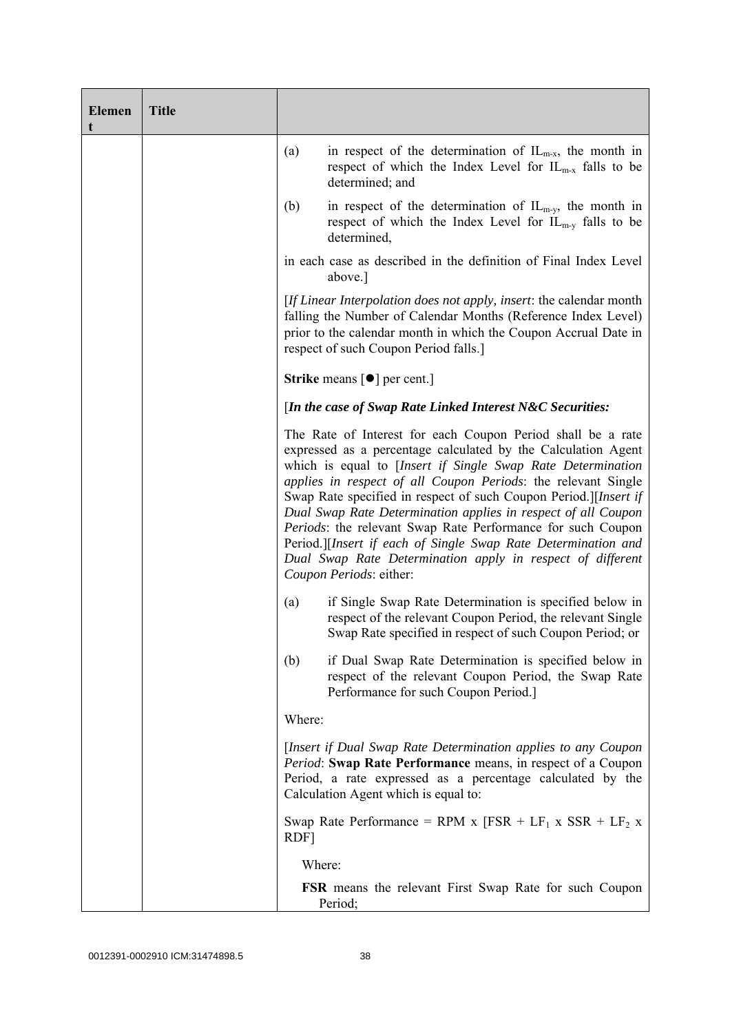| Element | Title | |
|---|---|---|
| | | (a) in respect of the determination of $IL_{m-x}$, the month in respect of which the Index Level for $IL_{m-x}$ falls to be determined; and<br><br>(b) in respect of the determination of $IL_{m-y}$, the month in respect of which the Index Level for $IL_{m-y}$ falls to be determined,<br><br>in each case as described in the definition of Final Index Level above.]<br><br>[*If Linear Interpolation does not apply, insert*: the calendar month falling the Number of Calendar Months (Reference Index Level) prior to the calendar month in which the Coupon Accrual Date in respect of such Coupon Period falls.]<br><br>**Strike** means [●] per cent.]<br><br>[***In the case of Swap Rate Linked Interest N&C Securities:***<br><br>The Rate of Interest for each Coupon Period shall be a rate expressed as a percentage calculated by the Calculation Agent which is equal to [*Insert if Single Swap Rate Determination applies in respect of all Coupon Periods*: the relevant Single Swap Rate specified in respect of such Coupon Period.][*Insert if Dual Swap Rate Determination applies in respect of all Coupon Periods*: the relevant Swap Rate Performance for such Coupon Period.][*Insert if each of Single Swap Rate Determination and Dual Swap Rate Determination apply in respect of different Coupon Periods*: either:<br><br>(a) if Single Swap Rate Determination is specified below in respect of the relevant Coupon Period, the relevant Single Swap Rate specified in respect of such Coupon Period; or<br><br>(b) if Dual Swap Rate Determination is specified below in respect of the relevant Coupon Period, the Swap Rate Performance for such Coupon Period.]<br><br>Where:<br><br>[*Insert if Dual Swap Rate Determination applies to any Coupon Period*: **Swap Rate Performance** means, in respect of a Coupon Period, a rate expressed as a percentage calculated by the Calculation Agent which is equal to:<br><br>Swap Rate Performance = RPM x [FSR + $LF_1$ x SSR + $LF_2$ x RDF]<br><br>Where:<br><br>**FSR** means the relevant First Swap Rate for such Coupon Period; |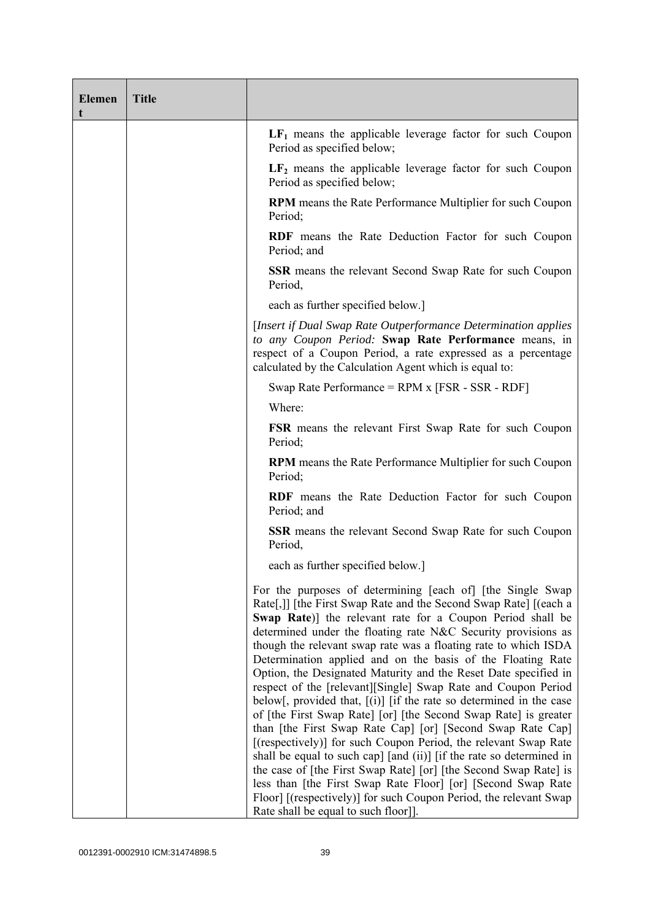| Element | Title | |
|---|---|---|
| | | **$LF_1$** means the applicable leverage factor for such Coupon Period as specified below;<br><br>**$LF_2$** means the applicable leverage factor for such Coupon Period as specified below;<br><br>**RPM** means the Rate Performance Multiplier for such Coupon Period;<br><br>**RDF** means the Rate Deduction Factor for such Coupon Period; and<br><br>**SSR** means the relevant Second Swap Rate for such Coupon Period,<br><br>each as further specified below.]<br><br>[*Insert if Dual Swap Rate Outperformance Determination applies to any Coupon Period:* **Swap Rate Performance** means, in respect of a Coupon Period, a rate expressed as a percentage calculated by the Calculation Agent which is equal to:<br><br>Swap Rate Performance = RPM x [FSR - SSR - RDF]<br><br>Where:<br><br>**FSR** means the relevant First Swap Rate for such Coupon Period;<br><br>**RPM** means the Rate Performance Multiplier for such Coupon Period;<br><br>**RDF** means the Rate Deduction Factor for such Coupon Period; and<br><br>**SSR** means the relevant Second Swap Rate for such Coupon Period,<br><br>each as further specified below.]<br><br>For the purposes of determining [each of] [the Single Swap Rate[,]] [the First Swap Rate and the Second Swap Rate] [(each a **Swap Rate**)] the relevant rate for a Coupon Period shall be determined under the floating rate N&C Security provisions as though the relevant swap rate was a floating rate to which ISDA Determination applied and on the basis of the Floating Rate Option, the Designated Maturity and the Reset Date specified in respect of the [relevant][Single] Swap Rate and Coupon Period below[, provided that, [(i)] [if the rate so determined in the case of [the First Swap Rate] [or] [the Second Swap Rate] is greater than [the First Swap Rate Cap] [or] [Second Swap Rate Cap] [(respectively)] for such Coupon Period, the relevant Swap Rate shall be equal to such cap] [and (ii)] [if the rate so determined in the case of [the First Swap Rate] [or] [the Second Swap Rate] is less than [the First Swap Rate Floor] [or] [Second Swap Rate Floor] [(respectively)] for such Coupon Period, the relevant Swap Rate shall be equal to such floor]]. |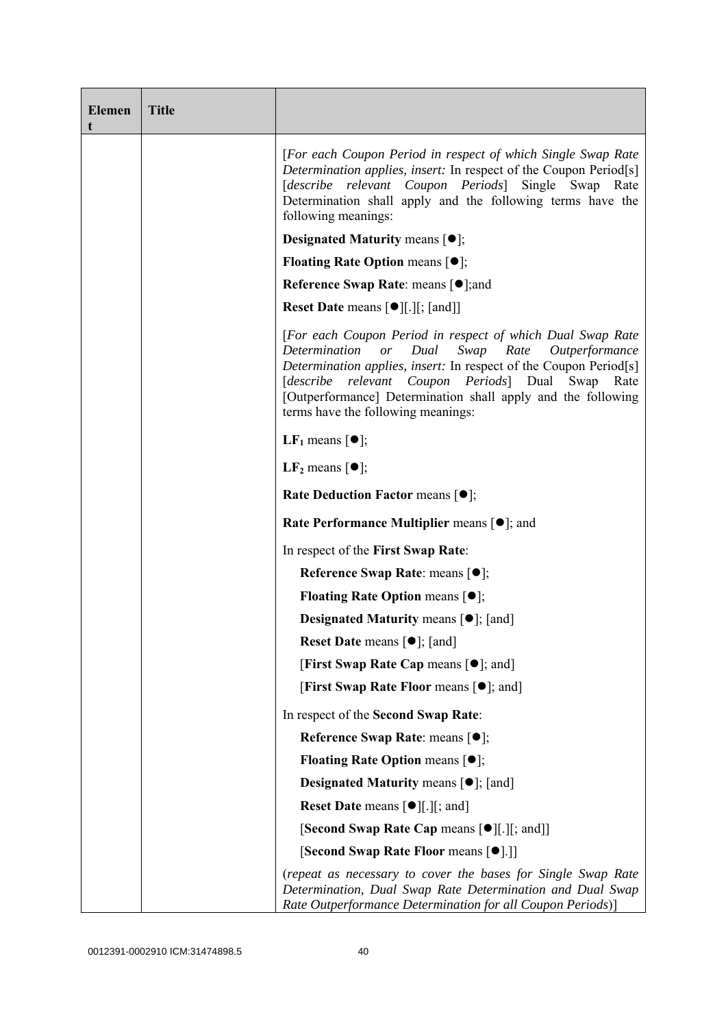| Element | Title | |
|---|---|---|
| | | [*For each Coupon Period in respect of which Single Swap Rate Determination applies, insert:* In respect of the Coupon Period[s] [*describe relevant Coupon Periods*] Single Swap Rate Determination shall apply and the following terms have the following meanings:<br><br>**Designated Maturity** means [●];<br><br>**Floating Rate Option** means [●];<br><br>**Reference Swap Rate**: means [●];and<br><br>**Reset Date** means [●][.][; [and]]<br><br>[*For each Coupon Period in respect of which Dual Swap Rate Determination or Dual Swap Rate Outperformance Determination applies, insert:* In respect of the Coupon Period[s] [*describe relevant Coupon Periods*] Dual Swap Rate [Outperformance] Determination shall apply and the following terms have the following meanings:<br><br>**$LF_1$** means [●];<br><br>**$LF_2$** means [●];<br><br>**Rate Deduction Factor** means [●];<br><br>**Rate Performance Multiplier** means [●]; and<br><br>In respect of the **First Swap Rate**:<br><br>**Reference Swap Rate**: means [●];<br><br>**Floating Rate Option** means [●];<br><br>**Designated Maturity** means [●]; [and]<br><br>**Reset Date** means [●]; [and]<br><br>[**First Swap Rate Cap** means [●]; and]<br><br>[**First Swap Rate Floor** means [●]; and]<br><br>In respect of the **Second Swap Rate**:<br><br>**Reference Swap Rate**: means [●];<br><br>**Floating Rate Option** means [●];<br><br>**Designated Maturity** means [●]; [and]<br><br>**Reset Date** means [●][.][; and]<br><br>[**Second Swap Rate Cap** means [●][.][; and]]<br><br>[**Second Swap Rate Floor** means [●].]]<br><br>(*repeat as necessary to cover the bases for Single Swap Rate Determination, Dual Swap Rate Determination and Dual Swap Rate Outperformance Determination for all Coupon Periods*)] |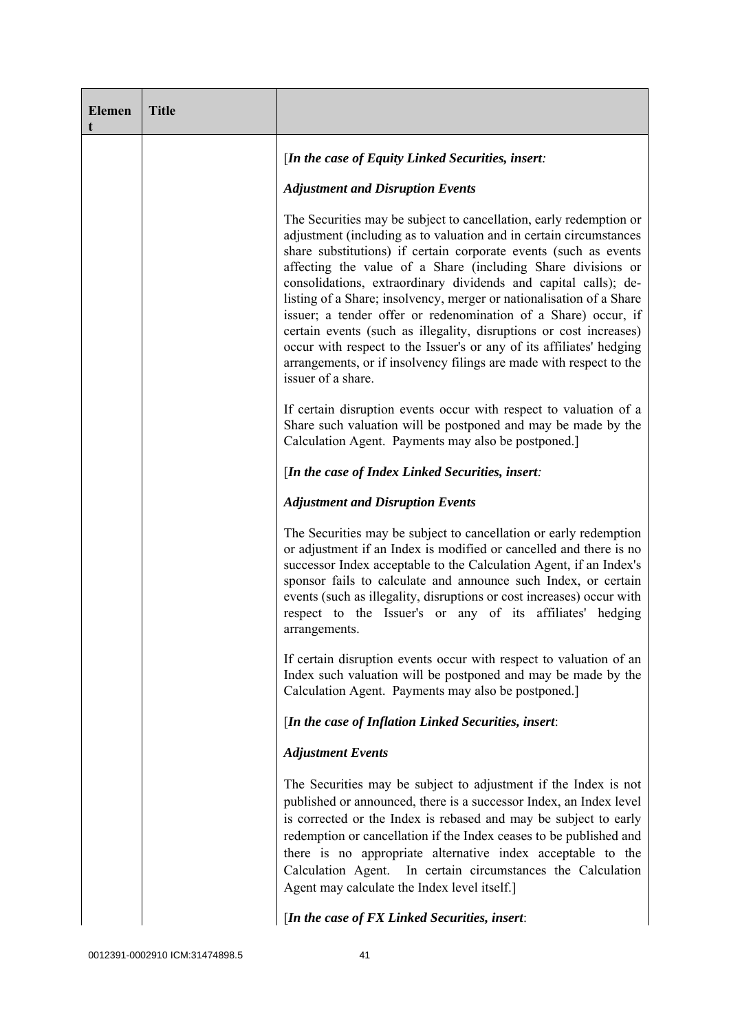| Element | Title | |
|---|---|---|
| | | [*In the case of Equity Linked Securities, insert:*<br><br>***Adjustment and Disruption Events***<br><br>The Securities may be subject to cancellation, early redemption or adjustment (including as to valuation and in certain circumstances share substitutions) if certain corporate events (such as events affecting the value of a Share (including Share divisions or consolidations, extraordinary dividends and capital calls); de-listing of a Share; insolvency, merger or nationalisation of a Share issuer; a tender offer or redenomination of a Share) occur, if certain events (such as illegality, disruptions or cost increases) occur with respect to the Issuer's or any of its affiliates' hedging arrangements, or if insolvency filings are made with respect to the issuer of a share.<br><br>If certain disruption events occur with respect to valuation of a Share such valuation will be postponed and may be made by the Calculation Agent. Payments may also be postponed.]<br><br>[*In the case of Index Linked Securities, insert:*<br><br>***Adjustment and Disruption Events***<br><br>The Securities may be subject to cancellation or early redemption or adjustment if an Index is modified or cancelled and there is no successor Index acceptable to the Calculation Agent, if an Index's sponsor fails to calculate and announce such Index, or certain events (such as illegality, disruptions or cost increases) occur with respect to the Issuer's or any of its affiliates' hedging arrangements.<br><br>If certain disruption events occur with respect to valuation of an Index such valuation will be postponed and may be made by the Calculation Agent. Payments may also be postponed.]<br><br>[*In the case of Inflation Linked Securities, insert*:<br><br>***Adjustment Events***<br><br>The Securities may be subject to adjustment if the Index is not published or announced, there is a successor Index, an Index level is corrected or the Index is rebased and may be subject to early redemption or cancellation if the Index ceases to be published and there is no appropriate alternative index acceptable to the Calculation Agent. In certain circumstances the Calculation Agent may calculate the Index level itself.]<br><br>[*In the case of FX Linked Securities, insert*: |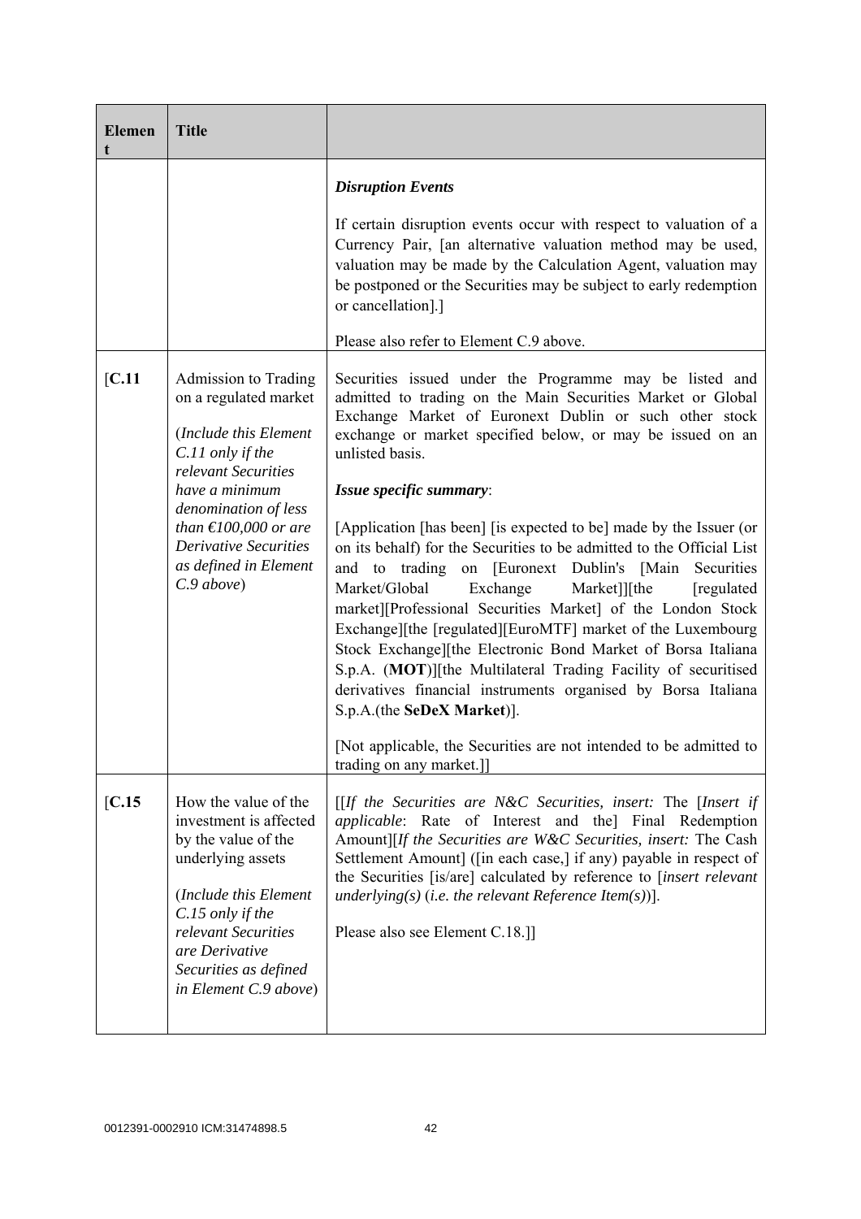| Element | Title | |
|---|---|---|
| | | ***Disruption Events***<br><br>If certain disruption events occur with respect to valuation of a Currency Pair, [an alternative valuation method may be used, valuation may be made by the Calculation Agent, valuation may be postponed or the Securities may be subject to early redemption or cancellation].]<br><br>Please also refer to Element C.9 above. |
| [C.11 | Admission to Trading on a regulated market<br><br>(*Include this Element C.11 only if the relevant Securities have a minimum denomination of less than €100,000 or are Derivative Securities as defined in Element C.9 above*) | Securities issued under the Programme may be listed and admitted to trading on the Main Securities Market or Global Exchange Market of Euronext Dublin or such other stock exchange or market specified below, or may be issued on an unlisted basis.<br><br>***Issue specific summary***:<br><br>[Application [has been] [is expected to be] made by the Issuer (or on its behalf) for the Securities to be admitted to the Official List and to trading on [Euronext Dublin's [Main Securities Market/Global Exchange Market]][the [regulated market][Professional Securities Market] of the London Stock Exchange][the [regulated][EuroMTF] market of the Luxembourg Stock Exchange][the Electronic Bond Market of Borsa Italiana S.p.A. (**MOT**)][the Multilateral Trading Facility of securitised derivatives financial instruments organised by Borsa Italiana S.p.A.(the **SeDeX Market**)].<br><br>[Not applicable, the Securities are not intended to be admitted to trading on any market.]] |
| [C.15 | How the value of the investment is affected by the value of the underlying assets<br><br>(*Include this Element C.15 only if the relevant Securities are Derivative Securities as defined in Element C.9 above*) | [[*If the Securities are N&C Securities, insert:* The [*Insert if applicable*: Rate of Interest and the] Final Redemption Amount][*If the Securities are W&C Securities, insert:* The Cash Settlement Amount] ([in each case,] if any) payable in respect of the Securities [is/are] calculated by reference to [*insert relevant underlying(s)* (*i.e. the relevant Reference Item(s)*)].<br><br>Please also see Element C.18.]] |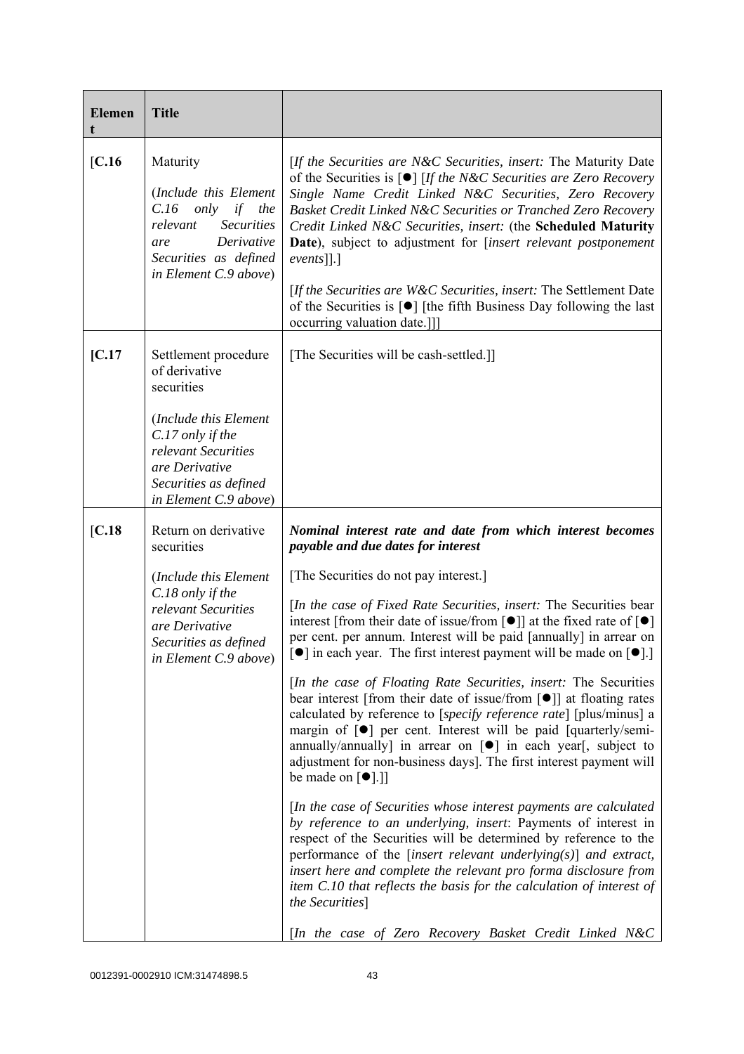| Element | Title | |
|---|---|---|
| [C.16 | Maturity<br><br>(*Include this Element C.16 only if the relevant Securities are Derivative Securities as defined in Element C.9 above*) | [*If the Securities are N&C Securities, insert:* The Maturity Date of the Securities is [●] [*If the N&C Securities are Zero Recovery Single Name Credit Linked N&C Securities, Zero Recovery Basket Credit Linked N&C Securities or Tranched Zero Recovery Credit Linked N&C Securities, insert:* (the **Scheduled Maturity Date**), subject to adjustment for [*insert relevant postponement events*]].]<br><br>[*If the Securities are W&C Securities, insert:* The Settlement Date of the Securities is [●] [the fifth Business Day following the last occurring valuation date.]]] |
| [C.17 | Settlement procedure of derivative securities<br><br>(*Include this Element C.17 only if the relevant Securities are Derivative Securities as defined in Element C.9 above*) | [The Securities will be cash-settled.]] |
| [C.18 | Return on derivative securities<br><br>(*Include this Element C.18 only if the relevant Securities are Derivative Securities as defined in Element C.9 above*) | ***Nominal interest rate and date from which interest becomes payable and due dates for interest***<br><br>[The Securities do not pay interest.]<br><br>[*In the case of Fixed Rate Securities, insert:* The Securities bear interest [from their date of issue/from [●]] at the fixed rate of [●] per cent. per annum. Interest will be paid [annually] in arrear on [●] in each year. The first interest payment will be made on [●].]<br><br>[*In the case of Floating Rate Securities, insert:* The Securities bear interest [from their date of issue/from [●]] at floating rates calculated by reference to [*specify reference rate*] [plus/minus] a margin of [●] per cent. Interest will be paid [quarterly/semi-annually/annually] in arrear on [●] in each year[, subject to adjustment for non-business days]. The first interest payment will be made on [●].]]<br><br>[*In the case of Securities whose interest payments are calculated by reference to an underlying, insert*: Payments of interest in respect of the Securities will be determined by reference to the performance of the [*insert relevant underlying(s)*] *and extract, insert here and complete the relevant pro forma disclosure from item C.10 that reflects the basis for the calculation of interest of the Securities*]<br><br>[*In the case of Zero Recovery Basket Credit Linked N&C* |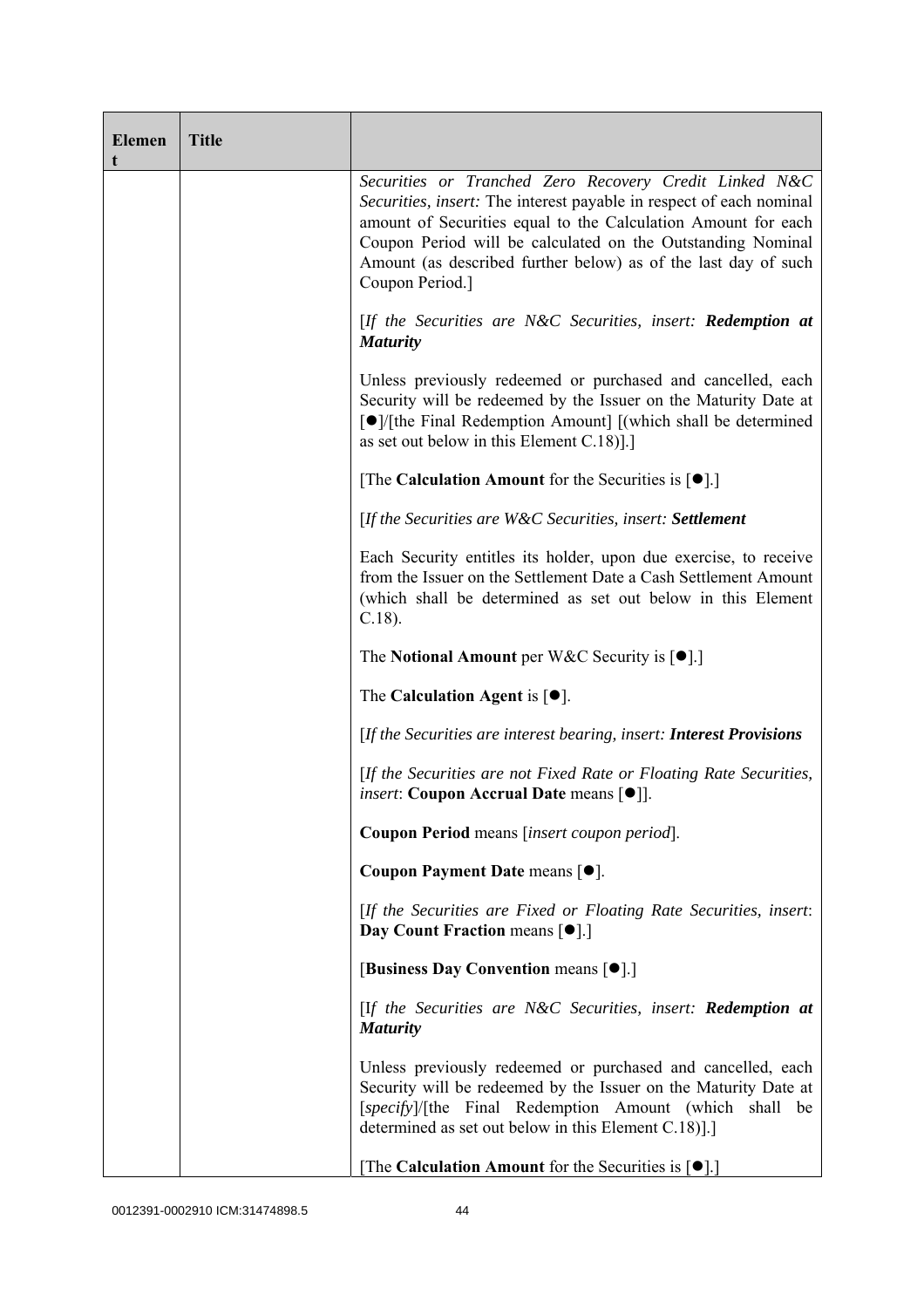| Element | Title | |
|---|---|---|
| | | *Securities or Tranched Zero Recovery Credit Linked N&C Securities, insert:* The interest payable in respect of each nominal amount of Securities equal to the Calculation Amount for each Coupon Period will be calculated on the Outstanding Nominal Amount (as described further below) as of the last day of such Coupon Period.]<br><br>[*If the Securities are N&C Securities, insert:* ***Redemption at Maturity***<br><br>Unless previously redeemed or purchased and cancelled, each Security will be redeemed by the Issuer on the Maturity Date at [●]/[the Final Redemption Amount] [(which shall be determined as set out below in this Element C.18)].]<br><br>[The **Calculation Amount** for the Securities is [●].]<br><br>[*If the Securities are W&C Securities, insert:* ***Settlement***<br><br>Each Security entitles its holder, upon due exercise, to receive from the Issuer on the Settlement Date a Cash Settlement Amount (which shall be determined as set out below in this Element C.18).<br><br>The **Notional Amount** per W&C Security is [●].]<br><br>The **Calculation Agent** is [●].<br><br>[*If the Securities are interest bearing, insert:* ***Interest Provisions***<br><br>[*If the Securities are not Fixed Rate or Floating Rate Securities, insert*: **Coupon Accrual Date** means [●]].<br><br>**Coupon Period** means [*insert coupon period*].<br><br>**Coupon Payment Date** means [●].<br><br>[*If the Securities are Fixed or Floating Rate Securities, insert*: **Day Count Fraction** means [●].]<br><br>[**Business Day Convention** means [●].]<br><br>[I*f the Securities are N&C Securities, insert:* ***Redemption at Maturity***<br><br>Unless previously redeemed or purchased and cancelled, each Security will be redeemed by the Issuer on the Maturity Date at [*specify*]/[the Final Redemption Amount (which shall be determined as set out below in this Element C.18)].]<br><br>[The **Calculation Amount** for the Securities is [●].] |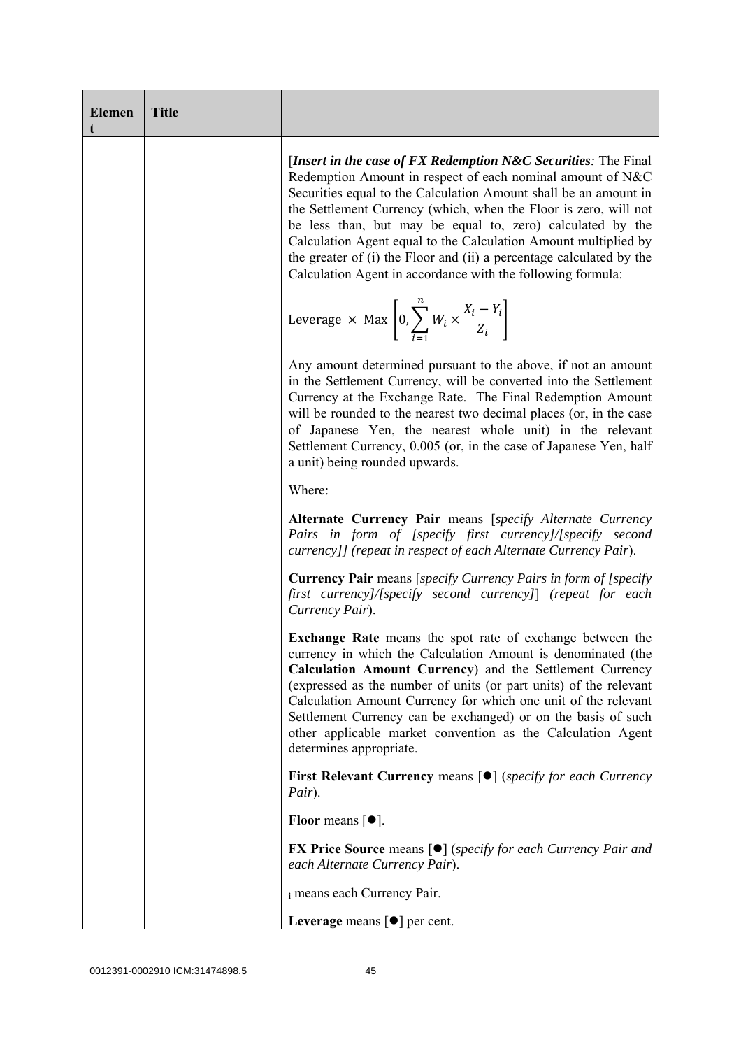| Element | Title | |
|---|---|---|
| | | [***Insert in the case of FX Redemption N&C Securities****:* The Final Redemption Amount in respect of each nominal amount of N&C Securities equal to the Calculation Amount shall be an amount in the Settlement Currency (which, when the Floor is zero, will not be less than, but may be equal to, zero) calculated by the Calculation Agent equal to the Calculation Amount multiplied by the greater of (i) the Floor and (ii) a percentage calculated by the Calculation Agent in accordance with the following formula:<br><br>$\text{Leverage} \times \text{Max}\left[0, \sum_{i=1}^{n} W_i \times \frac{X_i - Y_i}{Z_i}\right]$<br><br>Any amount determined pursuant to the above, if not an amount in the Settlement Currency, will be converted into the Settlement Currency at the Exchange Rate. The Final Redemption Amount will be rounded to the nearest two decimal places (or, in the case of Japanese Yen, the nearest whole unit) in the relevant Settlement Currency, 0.005 (or, in the case of Japanese Yen, half a unit) being rounded upwards.<br><br>Where:<br><br>**Alternate Currency Pair** means [*specify Alternate Currency Pairs in form of [specify first currency]/[specify second currency]] (repeat in respect of each Alternate Currency Pair*).<br><br>**Currency Pair** means [*specify Currency Pairs in form of [specify first currency]/[specify second currency]*] *(repeat for each Currency Pair*).<br><br>**Exchange Rate** means the spot rate of exchange between the currency in which the Calculation Amount is denominated (the **Calculation Amount Currency**) and the Settlement Currency (expressed as the number of units (or part units) of the relevant Calculation Amount Currency for which one unit of the relevant Settlement Currency can be exchanged) or on the basis of such other applicable market convention as the Calculation Agent determines appropriate.<br><br>**First Relevant Currency** means [●] (*specify for each Currency Pair*).<br><br>**Floor** means [●].<br><br>**FX Price Source** means [●] (*specify for each Currency Pair and each Alternate Currency Pair*).<br><br>$_i$ means each Currency Pair.<br><br>**Leverage** means [●] per cent. |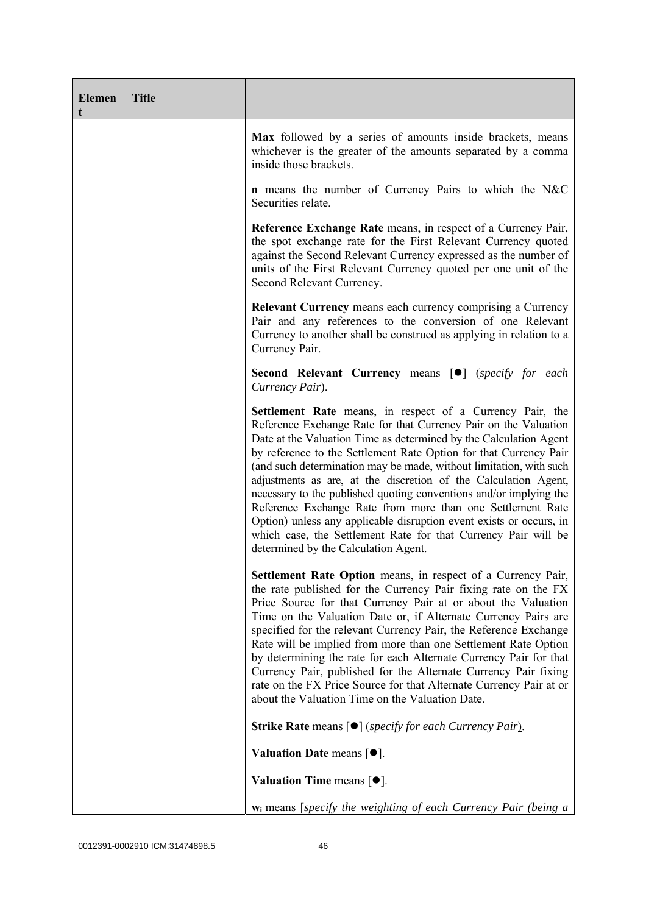| Element | Title | |
|---|---|---|
| | | **Max** followed by a series of amounts inside brackets, means whichever is the greater of the amounts separated by a comma inside those brackets.<br><br>**n** means the number of Currency Pairs to which the N&C Securities relate.<br><br>**Reference Exchange Rate** means, in respect of a Currency Pair, the spot exchange rate for the First Relevant Currency quoted against the Second Relevant Currency expressed as the number of units of the First Relevant Currency quoted per one unit of the Second Relevant Currency.<br><br>**Relevant Currency** means each currency comprising a Currency Pair and any references to the conversion of one Relevant Currency to another shall be construed as applying in relation to a Currency Pair.<br><br>**Second Relevant Currency** means [●] (*specify for each Currency Pair*).<br><br>**Settlement Rate** means, in respect of a Currency Pair, the Reference Exchange Rate for that Currency Pair on the Valuation Date at the Valuation Time as determined by the Calculation Agent by reference to the Settlement Rate Option for that Currency Pair (and such determination may be made, without limitation, with such adjustments as are, at the discretion of the Calculation Agent, necessary to the published quoting conventions and/or implying the Reference Exchange Rate from more than one Settlement Rate Option) unless any applicable disruption event exists or occurs, in which case, the Settlement Rate for that Currency Pair will be determined by the Calculation Agent.<br><br>**Settlement Rate Option** means, in respect of a Currency Pair, the rate published for the Currency Pair fixing rate on the FX Price Source for that Currency Pair at or about the Valuation Time on the Valuation Date or, if Alternate Currency Pairs are specified for the relevant Currency Pair, the Reference Exchange Rate will be implied from more than one Settlement Rate Option by determining the rate for each Alternate Currency Pair for that Currency Pair, published for the Alternate Currency Pair fixing rate on the FX Price Source for that Alternate Currency Pair at or about the Valuation Time on the Valuation Date.<br><br>**Strike Rate** means [●] (*specify for each Currency Pair*).<br><br>**Valuation Date** means [●].<br><br>**Valuation Time** means [●].<br><br>$\mathbf{w_i}$ means [*specify the weighting of each Currency Pair (being a* |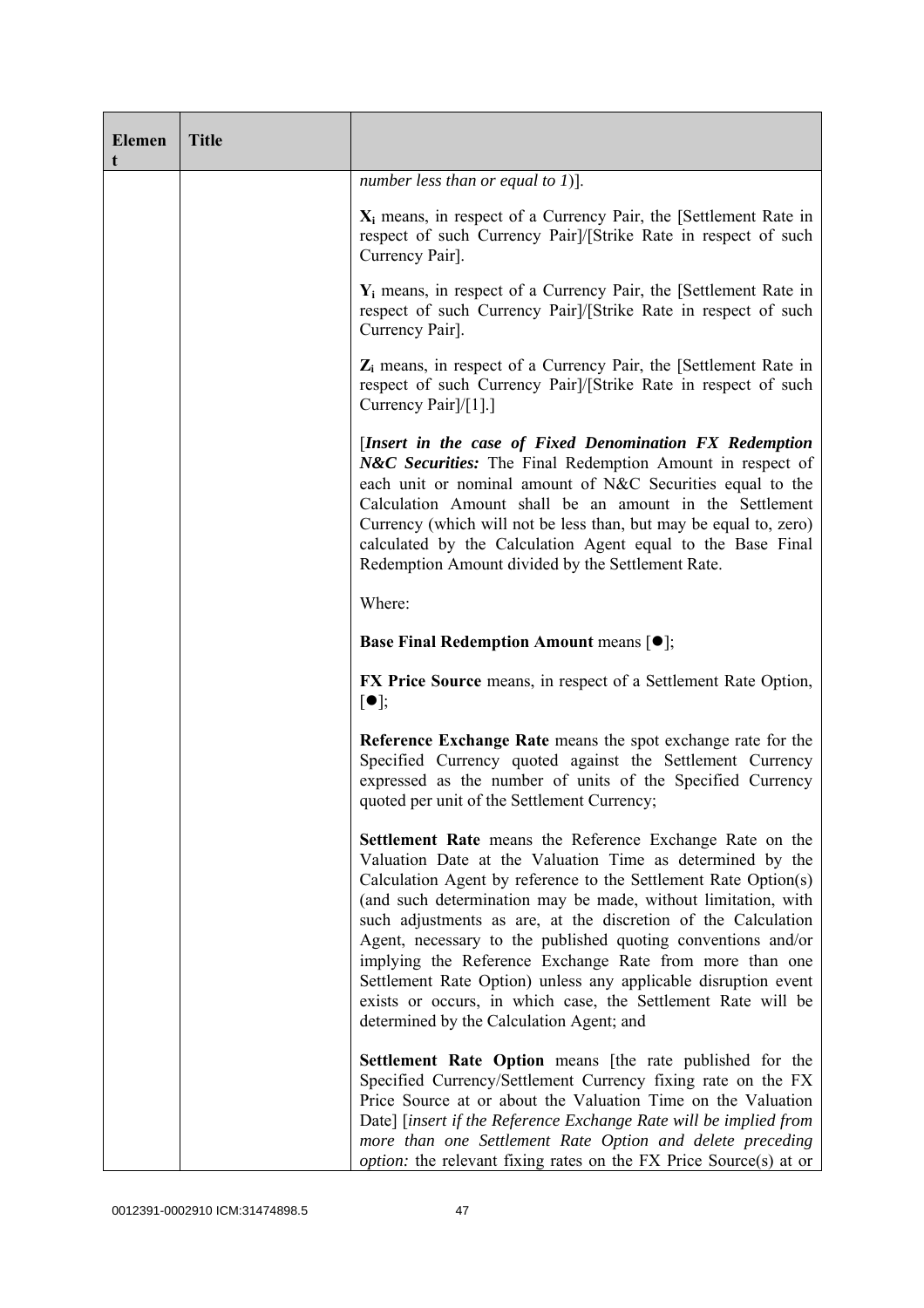| Element | Title | |
| --- | --- | --- |
| | | *number less than or equal to 1*)].<br><br>**$X_i$** means, in respect of a Currency Pair, the [Settlement Rate in respect of such Currency Pair]/[Strike Rate in respect of such Currency Pair].<br><br>**$Y_i$** means, in respect of a Currency Pair, the [Settlement Rate in respect of such Currency Pair]/[Strike Rate in respect of such Currency Pair].<br><br>**$Z_i$** means, in respect of a Currency Pair, the [Settlement Rate in respect of such Currency Pair]/[Strike Rate in respect of such Currency Pair]/[1].]<br><br>[***Insert in the case of Fixed Denomination FX Redemption N&C Securities:*** The Final Redemption Amount in respect of each unit or nominal amount of N&C Securities equal to the Calculation Amount shall be an amount in the Settlement Currency (which will not be less than, but may be equal to, zero) calculated by the Calculation Agent equal to the Base Final Redemption Amount divided by the Settlement Rate.<br><br>Where:<br><br>**Base Final Redemption Amount** means [●];<br><br>**FX Price Source** means, in respect of a Settlement Rate Option, [●];<br><br>**Reference Exchange Rate** means the spot exchange rate for the Specified Currency quoted against the Settlement Currency expressed as the number of units of the Specified Currency quoted per unit of the Settlement Currency;<br><br>**Settlement Rate** means the Reference Exchange Rate on the Valuation Date at the Valuation Time as determined by the Calculation Agent by reference to the Settlement Rate Option(s) (and such determination may be made, without limitation, with such adjustments as are, at the discretion of the Calculation Agent, necessary to the published quoting conventions and/or implying the Reference Exchange Rate from more than one Settlement Rate Option) unless any applicable disruption event exists or occurs, in which case, the Settlement Rate will be determined by the Calculation Agent; and<br><br>**Settlement Rate Option** means [the rate published for the Specified Currency/Settlement Currency fixing rate on the FX Price Source at or about the Valuation Time on the Valuation Date] [*insert if the Reference Exchange Rate will be implied from more than one Settlement Rate Option and delete preceding option:* the relevant fixing rates on the FX Price Source(s) at or |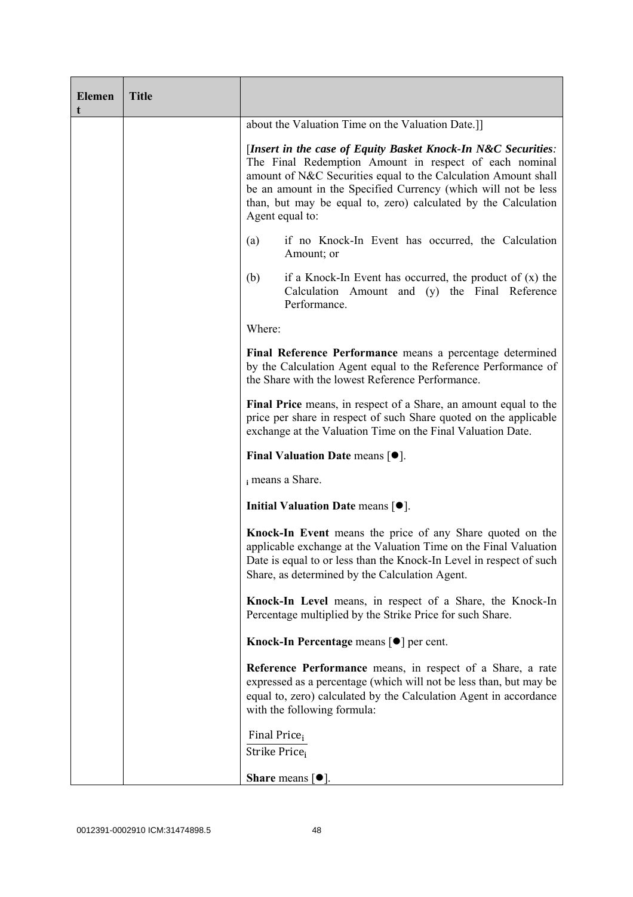| Element | Title | |
|---|---|---|
| | | about the Valuation Time on the Valuation Date.]]<br><br>[***Insert in the case of Equity Basket Knock-In N&C Securities:*** The Final Redemption Amount in respect of each nominal amount of N&C Securities equal to the Calculation Amount shall be an amount in the Specified Currency (which will not be less than, but may be equal to, zero) calculated by the Calculation Agent equal to:<br><br>(a) if no Knock-In Event has occurred, the Calculation Amount; or<br><br>(b) if a Knock-In Event has occurred, the product of (x) the Calculation Amount and (y) the Final Reference Performance.<br><br>Where:<br><br>**Final Reference Performance** means a percentage determined by the Calculation Agent equal to the Reference Performance of the Share with the lowest Reference Performance.<br><br>**Final Price** means, in respect of a Share, an amount equal to the price per share in respect of such Share quoted on the applicable exchange at the Valuation Time on the Final Valuation Date.<br><br>**Final Valuation Date** means [●].<br><br>$_i$ means a Share.<br><br>**Initial Valuation Date** means [●].<br><br>**Knock-In Event** means the price of any Share quoted on the applicable exchange at the Valuation Time on the Final Valuation Date is equal to or less than the Knock-In Level in respect of such Share, as determined by the Calculation Agent.<br><br>**Knock-In Level** means, in respect of a Share, the Knock-In Percentage multiplied by the Strike Price for such Share.<br><br>**Knock-In Percentage** means [●] per cent.<br><br>**Reference Performance** means, in respect of a Share, a rate expressed as a percentage (which will not be less than, but may be equal to, zero) calculated by the Calculation Agent in accordance with the following formula:<br><br>$\frac{\text{Final Price}_i}{\text{Strike Price}_i}$<br><br>**Share** means [●]. |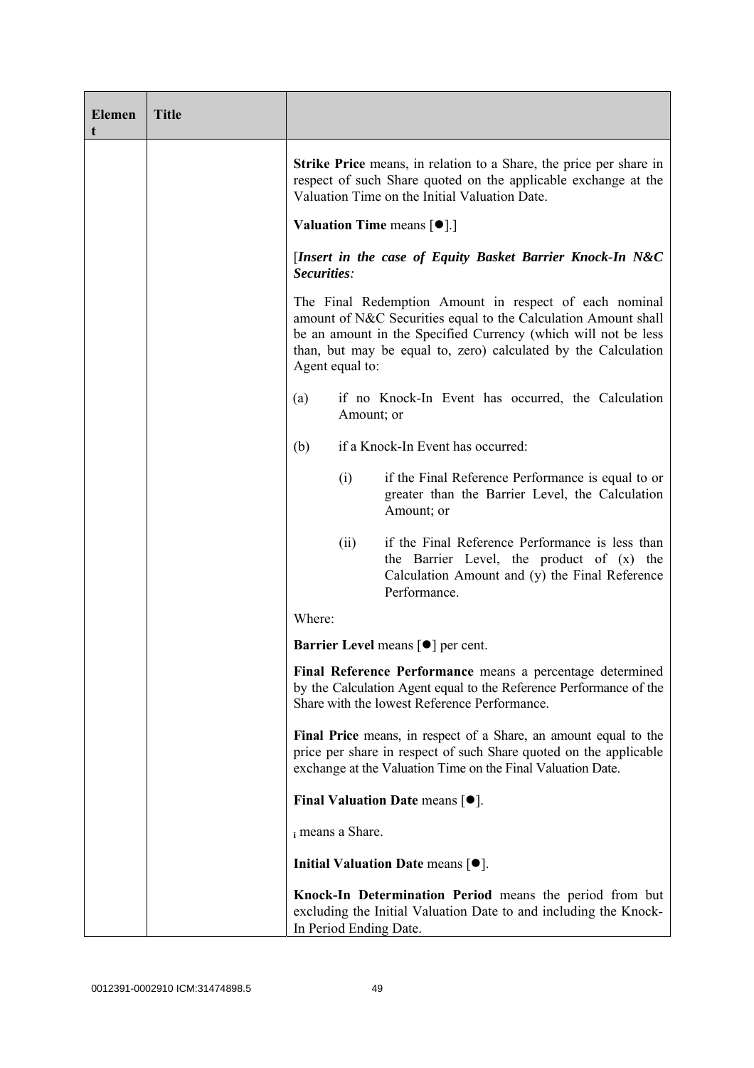| Element | Title | |
|---|---|---|
| | | **Strike Price** means, in relation to a Share, the price per share in respect of such Share quoted on the applicable exchange at the Valuation Time on the Initial Valuation Date.<br><br>**Valuation Time** means [●].]<br><br>[***Insert in the case of Equity Basket Barrier Knock-In N&C Securities****:*<br><br>The Final Redemption Amount in respect of each nominal amount of N&C Securities equal to the Calculation Amount shall be an amount in the Specified Currency (which will not be less than, but may be equal to, zero) calculated by the Calculation Agent equal to:<br><br>(a) if no Knock-In Event has occurred, the Calculation Amount; or<br><br>(b) if a Knock-In Event has occurred:<br><br>(i) if the Final Reference Performance is equal to or greater than the Barrier Level, the Calculation Amount; or<br><br>(ii) if the Final Reference Performance is less than the Barrier Level, the product of (x) the Calculation Amount and (y) the Final Reference Performance.<br><br>Where:<br><br>**Barrier Level** means [●] per cent.<br><br>**Final Reference Performance** means a percentage determined by the Calculation Agent equal to the Reference Performance of the Share with the lowest Reference Performance.<br><br>**Final Price** means, in respect of a Share, an amount equal to the price per share in respect of such Share quoted on the applicable exchange at the Valuation Time on the Final Valuation Date.<br><br>**Final Valuation Date** means [●].<br><br>$_{i}$ means a Share.<br><br>**Initial Valuation Date** means [●].<br><br>**Knock-In Determination Period** means the period from but excluding the Initial Valuation Date to and including the Knock-In Period Ending Date. |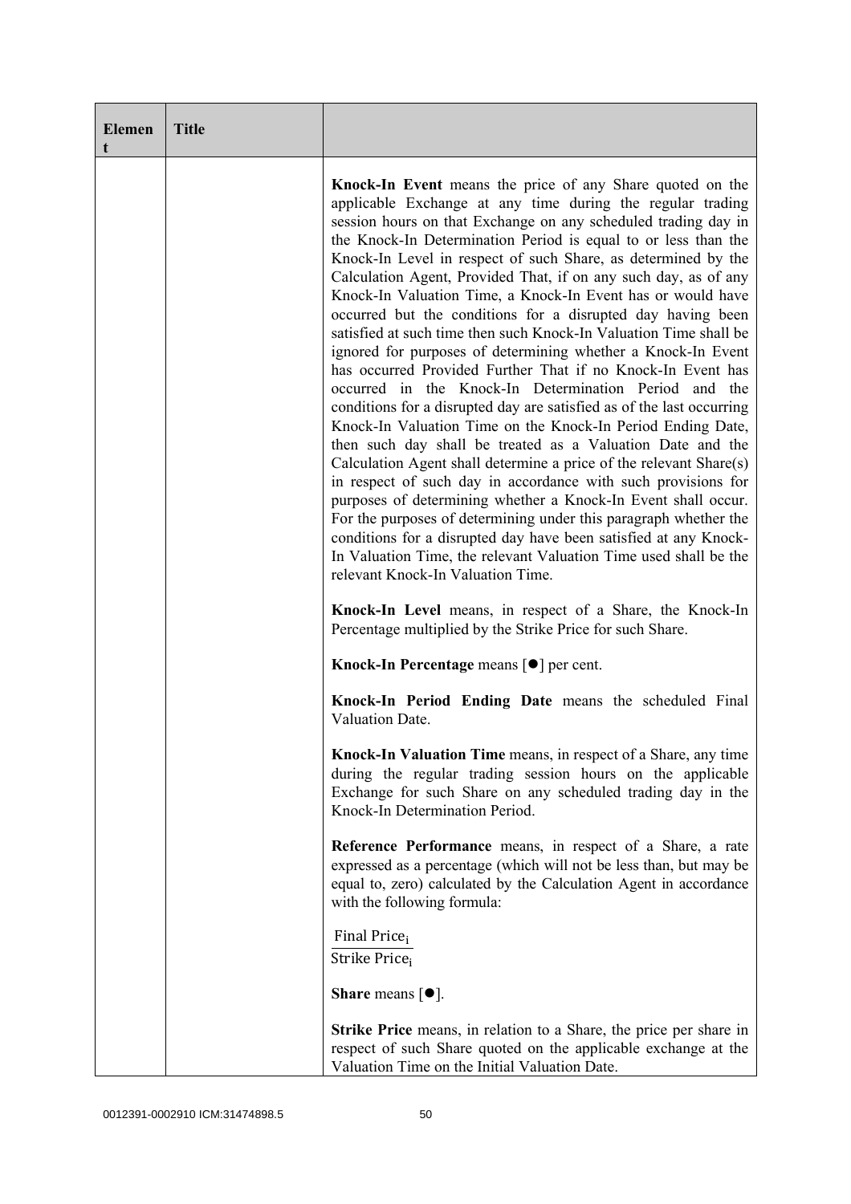| Element | Title | |
|---|---|---|
| | | **Knock-In Event** means the price of any Share quoted on the applicable Exchange at any time during the regular trading session hours on that Exchange on any scheduled trading day in the Knock-In Determination Period is equal to or less than the Knock-In Level in respect of such Share, as determined by the Calculation Agent, Provided That, if on any such day, as of any Knock-In Valuation Time, a Knock-In Event has or would have occurred but the conditions for a disrupted day having been satisfied at such time then such Knock-In Valuation Time shall be ignored for purposes of determining whether a Knock-In Event has occurred Provided Further That if no Knock-In Event has occurred in the Knock-In Determination Period and the conditions for a disrupted day are satisfied as of the last occurring Knock-In Valuation Time on the Knock-In Period Ending Date, then such day shall be treated as a Valuation Date and the Calculation Agent shall determine a price of the relevant Share(s) in respect of such day in accordance with such provisions for purposes of determining whether a Knock-In Event shall occur. For the purposes of determining under this paragraph whether the conditions for a disrupted day have been satisfied at any Knock-In Valuation Time, the relevant Valuation Time used shall be the relevant Knock-In Valuation Time.<br><br>**Knock-In Level** means, in respect of a Share, the Knock-In Percentage multiplied by the Strike Price for such Share.<br><br>**Knock-In Percentage** means [●] per cent.<br><br>**Knock-In Period Ending Date** means the scheduled Final Valuation Date.<br><br>**Knock-In Valuation Time** means, in respect of a Share, any time during the regular trading session hours on the applicable Exchange for such Share on any scheduled trading day in the Knock-In Determination Period.<br><br>**Reference Performance** means, in respect of a Share, a rate expressed as a percentage (which will not be less than, but may be equal to, zero) calculated by the Calculation Agent in accordance with the following formula:<br><br>$\frac{\text{Final Price}_i}{\text{Strike Price}_i}$<br><br>**Share** means [●].<br><br>**Strike Price** means, in relation to a Share, the price per share in respect of such Share quoted on the applicable exchange at the Valuation Time on the Initial Valuation Date. |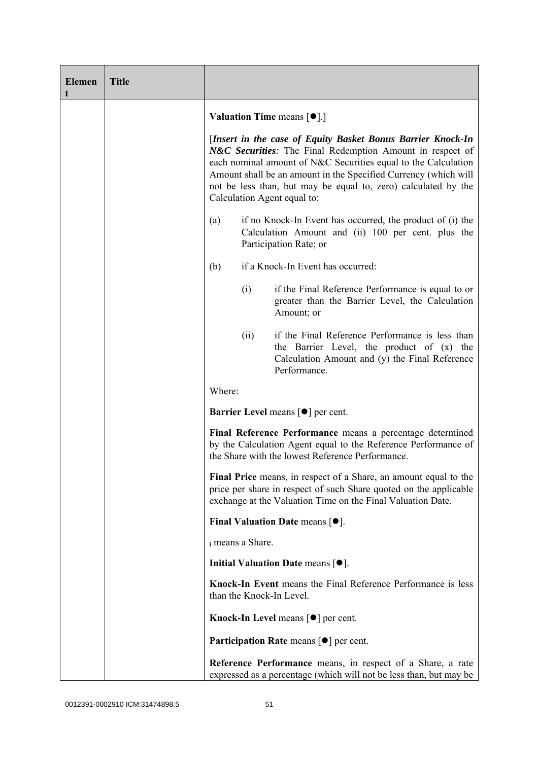| Element | Title | |
|---|---|---|
| | | **Valuation Time** means [●].]<br><br>[***Insert in the case of Equity Basket Bonus Barrier Knock-In N&C Securities:*** The Final Redemption Amount in respect of each nominal amount of N&C Securities equal to the Calculation Amount shall be an amount in the Specified Currency (which will not be less than, but may be equal to, zero) calculated by the Calculation Agent equal to:<br><br>(a) if no Knock-In Event has occurred, the product of (i) the Calculation Amount and (ii) 100 per cent. plus the Participation Rate; or<br><br>(b) if a Knock-In Event has occurred:<br><br>(i) if the Final Reference Performance is equal to or greater than the Barrier Level, the Calculation Amount; or<br><br>(ii) if the Final Reference Performance is less than the Barrier Level, the product of (x) the Calculation Amount and (y) the Final Reference Performance.<br><br>Where:<br><br>**Barrier Level** means [●] per cent.<br><br>**Final Reference Performance** means a percentage determined by the Calculation Agent equal to the Reference Performance of the Share with the lowest Reference Performance.<br><br>**Final Price** means, in respect of a Share, an amount equal to the price per share in respect of such Share quoted on the applicable exchange at the Valuation Time on the Final Valuation Date.<br><br>**Final Valuation Date** means [●].<br><br>$_i$ means a Share.<br><br>**Initial Valuation Date** means [●].<br><br>**Knock-In Event** means the Final Reference Performance is less than the Knock-In Level.<br><br>**Knock-In Level** means [●] per cent.<br><br>**Participation Rate** means [●] per cent.<br><br>**Reference Performance** means, in respect of a Share, a rate expressed as a percentage (which will not be less than, but may be |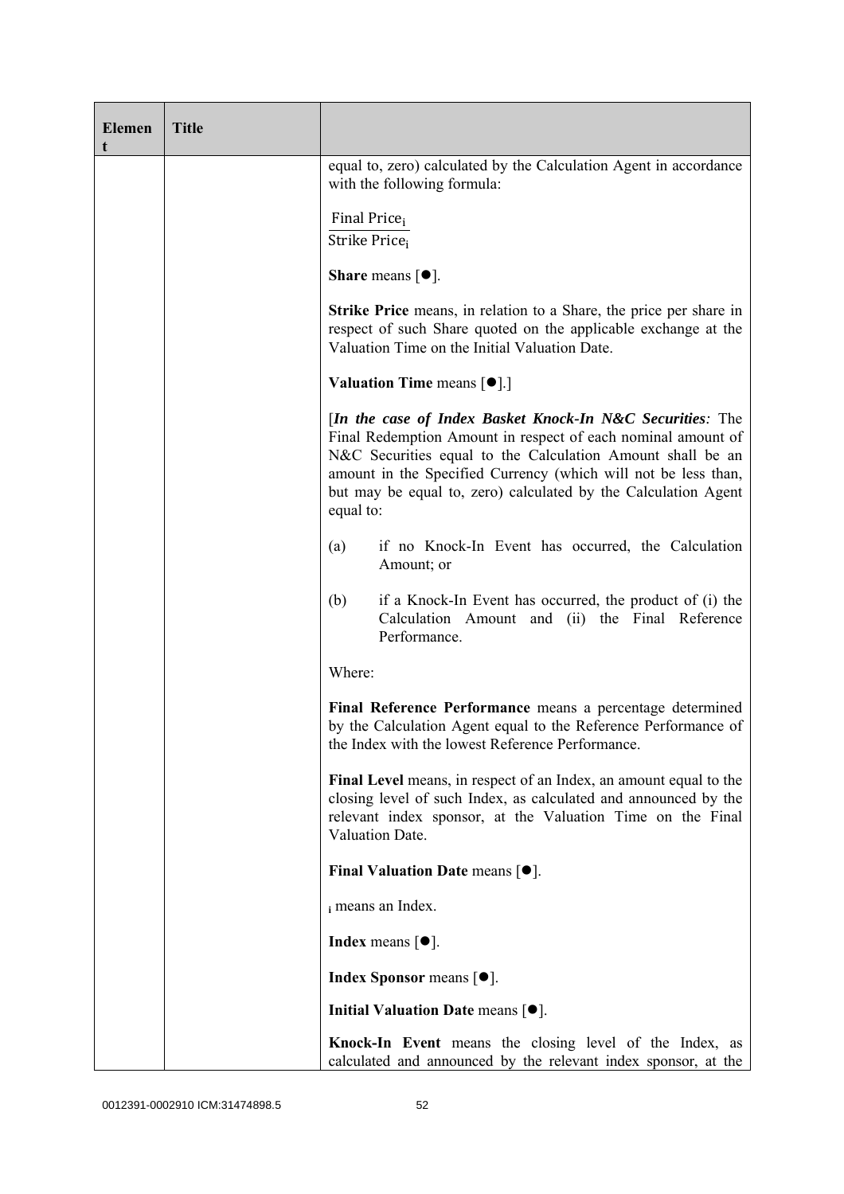| Element | Title | |
|---|---|---|
| | | equal to, zero) calculated by the Calculation Agent in accordance with the following formula:<br><br>$$\frac{\text{Final Price}_i}{\text{Strike Price}_i}$$<br><br>**Share** means [●].<br><br>**Strike Price** means, in relation to a Share, the price per share in respect of such Share quoted on the applicable exchange at the Valuation Time on the Initial Valuation Date.<br><br>**Valuation Time** means [●].]<br><br>[***In the case of Index Basket Knock-In N&C Securities****:* The Final Redemption Amount in respect of each nominal amount of N&C Securities equal to the Calculation Amount shall be an amount in the Specified Currency (which will not be less than, but may be equal to, zero) calculated by the Calculation Agent equal to:<br><br>(a) if no Knock-In Event has occurred, the Calculation Amount; or<br><br>(b) if a Knock-In Event has occurred, the product of (i) the Calculation Amount and (ii) the Final Reference Performance.<br><br>Where:<br><br>**Final Reference Performance** means a percentage determined by the Calculation Agent equal to the Reference Performance of the Index with the lowest Reference Performance.<br><br>**Final Level** means, in respect of an Index, an amount equal to the closing level of such Index, as calculated and announced by the relevant index sponsor, at the Valuation Time on the Final Valuation Date.<br><br>**Final Valuation Date** means [●].<br><br>$_i$ means an Index.<br><br>**Index** means [●].<br><br>**Index Sponsor** means [●].<br><br>**Initial Valuation Date** means [●].<br><br>**Knock-In Event** means the closing level of the Index, as calculated and announced by the relevant index sponsor, at the |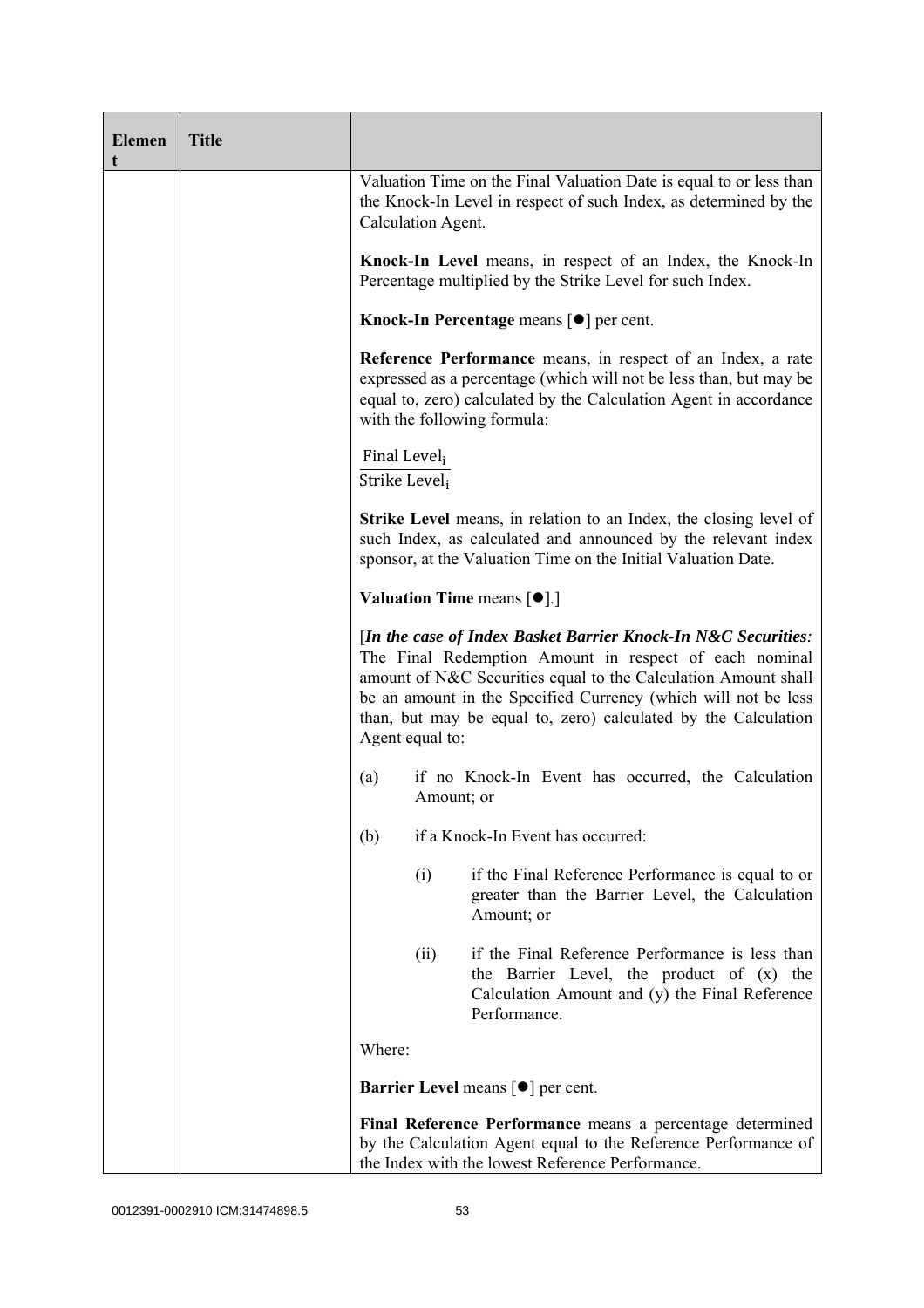| Element | Title | |
|---|---|---|
| | | Valuation Time on the Final Valuation Date is equal to or less than the Knock-In Level in respect of such Index, as determined by the Calculation Agent.<br><br>**Knock-In Level** means, in respect of an Index, the Knock-In Percentage multiplied by the Strike Level for such Index.<br><br>**Knock-In Percentage** means [●] per cent.<br><br>**Reference Performance** means, in respect of an Index, a rate expressed as a percentage (which will not be less than, but may be equal to, zero) calculated by the Calculation Agent in accordance with the following formula:<br><br>$\frac{\text{Final Level}_i}{\text{Strike Level}_i}$<br><br>**Strike Level** means, in relation to an Index, the closing level of such Index, as calculated and announced by the relevant index sponsor, at the Valuation Time on the Initial Valuation Date.<br><br>**Valuation Time** means [●].]<br><br>[***In the case of Index Basket Barrier Knock-In N&C Securities:*** The Final Redemption Amount in respect of each nominal amount of N&C Securities equal to the Calculation Amount shall be an amount in the Specified Currency (which will not be less than, but may be equal to, zero) calculated by the Calculation Agent equal to:<br><br>(a) if no Knock-In Event has occurred, the Calculation Amount; or<br><br>(b) if a Knock-In Event has occurred:<br><br>(i) if the Final Reference Performance is equal to or greater than the Barrier Level, the Calculation Amount; or<br><br>(ii) if the Final Reference Performance is less than the Barrier Level, the product of (x) the Calculation Amount and (y) the Final Reference Performance.<br><br>Where:<br><br>**Barrier Level** means [●] per cent.<br><br>**Final Reference Performance** means a percentage determined by the Calculation Agent equal to the Reference Performance of the Index with the lowest Reference Performance. |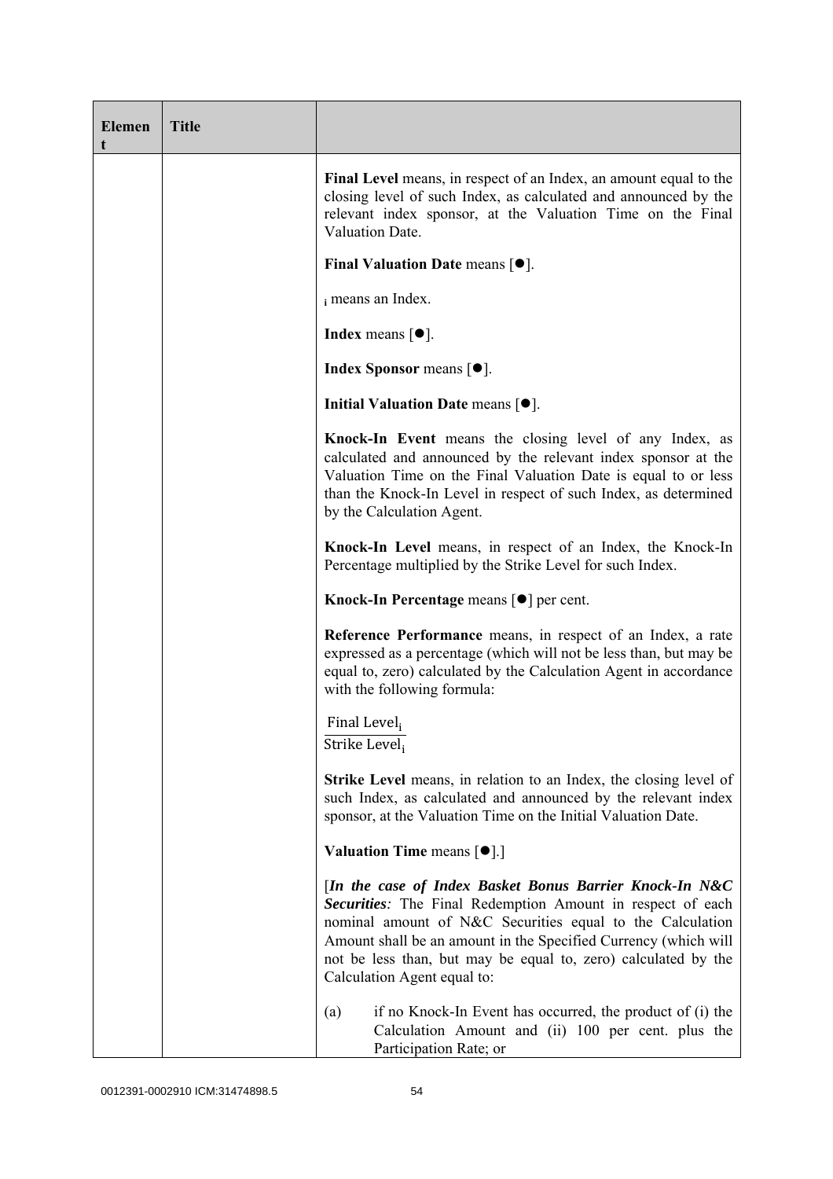| Element | Title | |
|---|---|---|
| | | **Final Level** means, in respect of an Index, an amount equal to the closing level of such Index, as calculated and announced by the relevant index sponsor, at the Valuation Time on the Final Valuation Date.<br><br>**Final Valuation Date** means [●].<br><br>$_i$ means an Index.<br><br>**Index** means [●].<br><br>**Index Sponsor** means [●].<br><br>**Initial Valuation Date** means [●].<br><br>**Knock-In Event** means the closing level of any Index, as calculated and announced by the relevant index sponsor at the Valuation Time on the Final Valuation Date is equal to or less than the Knock-In Level in respect of such Index, as determined by the Calculation Agent.<br><br>**Knock-In Level** means, in respect of an Index, the Knock-In Percentage multiplied by the Strike Level for such Index.<br><br>**Knock-In Percentage** means [●] per cent.<br><br>**Reference Performance** means, in respect of an Index, a rate expressed as a percentage (which will not be less than, but may be equal to, zero) calculated by the Calculation Agent in accordance with the following formula:<br><br>$\frac{\text{Final Level}_i}{\text{Strike Level}_i}$<br><br>**Strike Level** means, in relation to an Index, the closing level of such Index, as calculated and announced by the relevant index sponsor, at the Valuation Time on the Initial Valuation Date.<br><br>**Valuation Time** means [●].]<br><br>[***In the case of Index Basket Bonus Barrier Knock-In N&C Securities****:* The Final Redemption Amount in respect of each nominal amount of N&C Securities equal to the Calculation Amount shall be an amount in the Specified Currency (which will not be less than, but may be equal to, zero) calculated by the Calculation Agent equal to:<br><br>(a) if no Knock-In Event has occurred, the product of (i) the Calculation Amount and (ii) 100 per cent. plus the Participation Rate; or |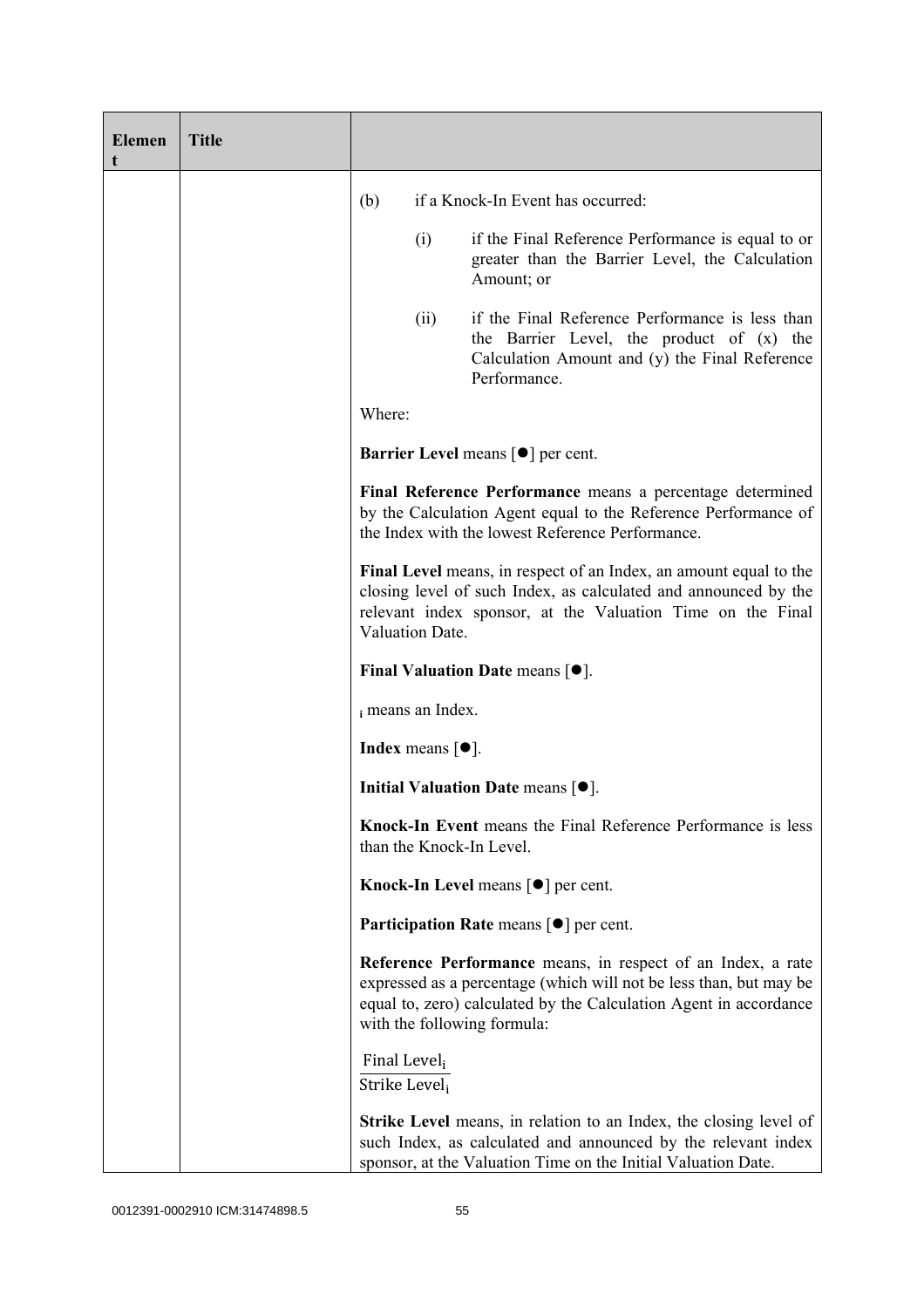| Element | Title | |
| --- | --- | --- |
| | | (b) if a Knock-In Event has occurred:<br><br>(i) if the Final Reference Performance is equal to or greater than the Barrier Level, the Calculation Amount; or<br><br>(ii) if the Final Reference Performance is less than the Barrier Level, the product of (x) the Calculation Amount and (y) the Final Reference Performance.<br><br>Where:<br><br>**Barrier Level** means [●] per cent.<br><br>**Final Reference Performance** means a percentage determined by the Calculation Agent equal to the Reference Performance of the Index with the lowest Reference Performance.<br><br>**Final Level** means, in respect of an Index, an amount equal to the closing level of such Index, as calculated and announced by the relevant index sponsor, at the Valuation Time on the Final Valuation Date.<br><br>**Final Valuation Date** means [●].<br><br>$_i$ means an Index.<br><br>**Index** means [●].<br><br>**Initial Valuation Date** means [●].<br><br>**Knock-In Event** means the Final Reference Performance is less than the Knock-In Level.<br><br>**Knock-In Level** means [●] per cent.<br><br>**Participation Rate** means [●] per cent.<br><br>**Reference Performance** means, in respect of an Index, a rate expressed as a percentage (which will not be less than, but may be equal to, zero) calculated by the Calculation Agent in accordance with the following formula:<br><br>$\frac{\text{Final Level}_i}{\text{Strike Level}_i}$<br><br>**Strike Level** means, in relation to an Index, the closing level of such Index, as calculated and announced by the relevant index sponsor, at the Valuation Time on the Initial Valuation Date. |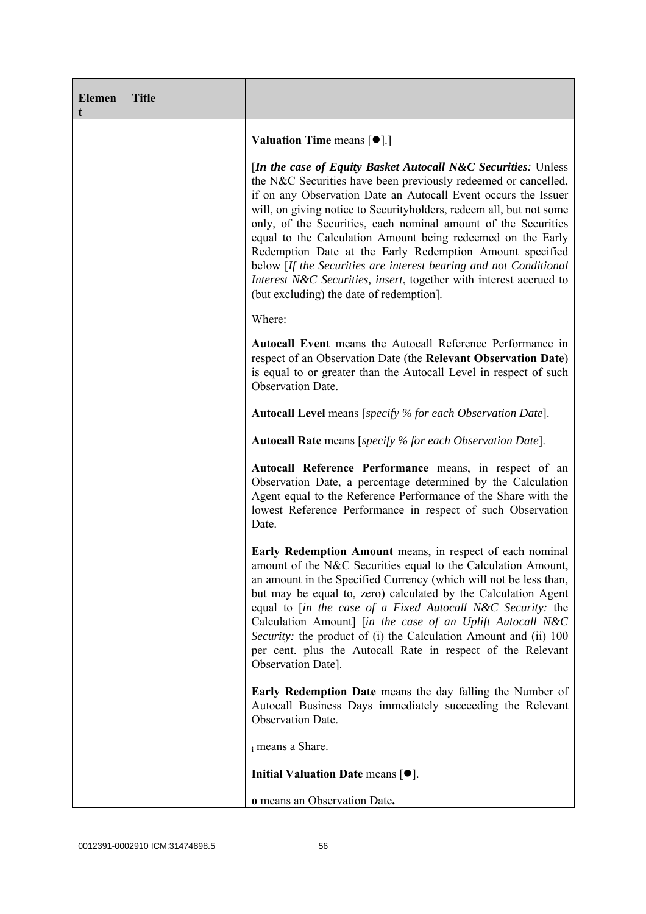| Element | Title | |
|---|---|---|
| | | **Valuation Time** means [●].]<br><br>[***In the case of Equity Basket Autocall N&C Securities****:* Unless the N&C Securities have been previously redeemed or cancelled, if on any Observation Date an Autocall Event occurs the Issuer will, on giving notice to Securityholders, redeem all, but not some only, of the Securities, each nominal amount of the Securities equal to the Calculation Amount being redeemed on the Early Redemption Date at the Early Redemption Amount specified below [*If the Securities are interest bearing and not Conditional Interest N&C Securities, insert*, together with interest accrued to (but excluding) the date of redemption].<br><br>Where:<br><br>**Autocall Event** means the Autocall Reference Performance in respect of an Observation Date (the **Relevant Observation Date**) is equal to or greater than the Autocall Level in respect of such Observation Date.<br><br>**Autocall Level** means [*specify % for each Observation Date*].<br><br>**Autocall Rate** means [*specify % for each Observation Date*].<br><br>**Autocall Reference Performance** means, in respect of an Observation Date, a percentage determined by the Calculation Agent equal to the Reference Performance of the Share with the lowest Reference Performance in respect of such Observation Date.<br><br>**Early Redemption Amount** means, in respect of each nominal amount of the N&C Securities equal to the Calculation Amount, an amount in the Specified Currency (which will not be less than, but may be equal to, zero) calculated by the Calculation Agent equal to [*in the case of a Fixed Autocall N&C Security:* the Calculation Amount] [*in the case of an Uplift Autocall N&C Security:* the product of (i) the Calculation Amount and (ii) 100 per cent. plus the Autocall Rate in respect of the Relevant Observation Date].<br><br>**Early Redemption Date** means the day falling the Number of Autocall Business Days immediately succeeding the Relevant Observation Date.<br><br>$_{\mathbf{i}}$ means a Share.<br><br>**Initial Valuation Date** means [●].<br><br>**o** means an Observation Date**.** |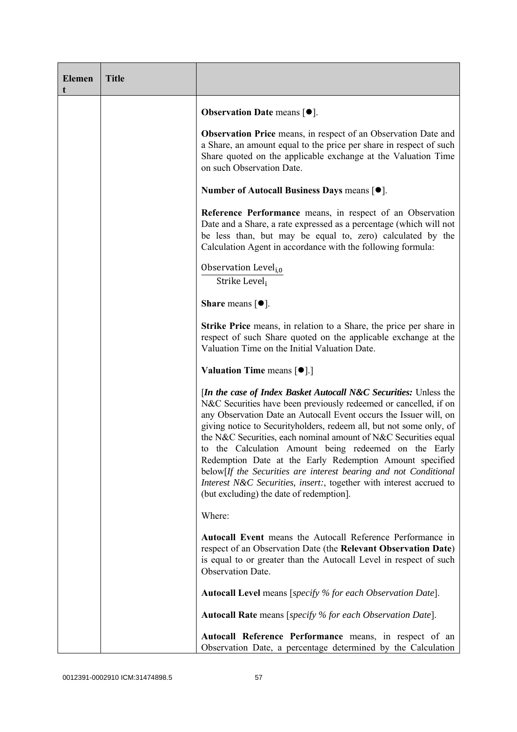| Element | Title | |
|---|---|---|
| | | **Observation Date** means [●].<br><br>**Observation Price** means, in respect of an Observation Date and a Share, an amount equal to the price per share in respect of such Share quoted on the applicable exchange at the Valuation Time on such Observation Date.<br><br>**Number of Autocall Business Days** means [●].<br><br>**Reference Performance** means, in respect of an Observation Date and a Share, a rate expressed as a percentage (which will not be less than, but may be equal to, zero) calculated by the Calculation Agent in accordance with the following formula:<br><br>$\frac{\text{Observation Level}_{i,0}}{\text{Strike Level}_i}$<br><br>**Share** means [●].<br><br>**Strike Price** means, in relation to a Share, the price per share in respect of such Share quoted on the applicable exchange at the Valuation Time on the Initial Valuation Date.<br><br>**Valuation Time** means [●].]<br><br>[***In the case of Index Basket Autocall N&C Securities:*** Unless the N&C Securities have been previously redeemed or cancelled, if on any Observation Date an Autocall Event occurs the Issuer will, on giving notice to Securityholders, redeem all, but not some only, of the N&C Securities, each nominal amount of N&C Securities equal to the Calculation Amount being redeemed on the Early Redemption Date at the Early Redemption Amount specified below[*If the Securities are interest bearing and not Conditional Interest N&C Securities, insert:*, together with interest accrued to (but excluding) the date of redemption].<br><br>Where:<br><br>**Autocall Event** means the Autocall Reference Performance in respect of an Observation Date (the **Relevant Observation Date**) is equal to or greater than the Autocall Level in respect of such Observation Date.<br><br>**Autocall Level** means [*specify % for each Observation Date*].<br><br>**Autocall Rate** means [*specify % for each Observation Date*].<br><br>**Autocall Reference Performance** means, in respect of an Observation Date, a percentage determined by the Calculation |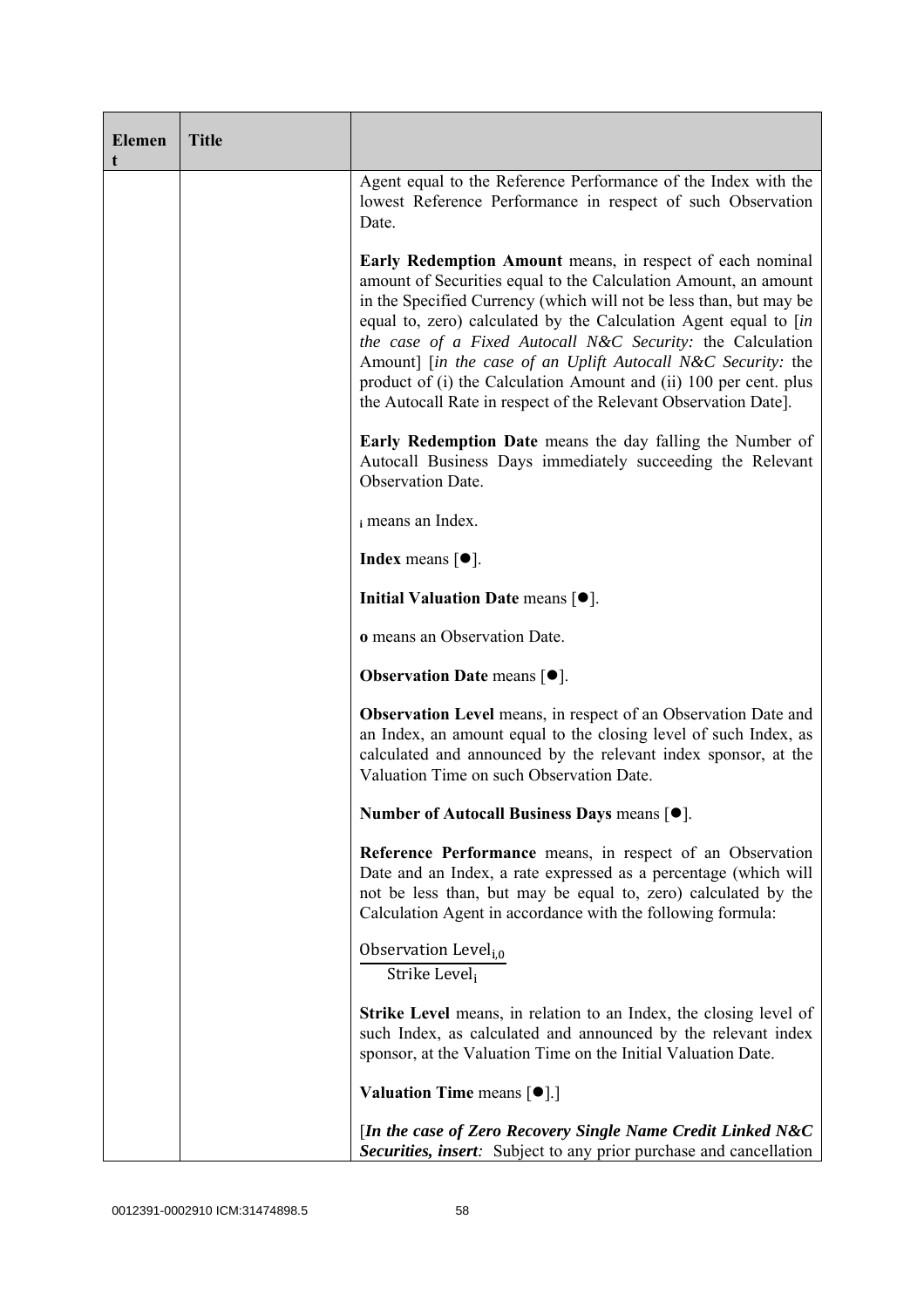| Element | Title | |
|---|---|---|
| | | Agent equal to the Reference Performance of the Index with the lowest Reference Performance in respect of such Observation Date.<br><br>**Early Redemption Amount** means, in respect of each nominal amount of Securities equal to the Calculation Amount, an amount in the Specified Currency (which will not be less than, but may be equal to, zero) calculated by the Calculation Agent equal to [*in the case of a Fixed Autocall N&C Security:* the Calculation Amount] [*in the case of an Uplift Autocall N&C Security:* the product of (i) the Calculation Amount and (ii) 100 per cent. plus the Autocall Rate in respect of the Relevant Observation Date].<br><br>**Early Redemption Date** means the day falling the Number of Autocall Business Days immediately succeeding the Relevant Observation Date.<br><br>$_{i}$ means an Index.<br><br>**Index** means [●].<br><br>**Initial Valuation Date** means [●].<br><br>**o** means an Observation Date.<br><br>**Observation Date** means [●].<br><br>**Observation Level** means, in respect of an Observation Date and an Index, an amount equal to the closing level of such Index, as calculated and announced by the relevant index sponsor, at the Valuation Time on such Observation Date.<br><br>**Number of Autocall Business Days** means [●].<br><br>**Reference Performance** means, in respect of an Observation Date and an Index, a rate expressed as a percentage (which will not be less than, but may be equal to, zero) calculated by the Calculation Agent in accordance with the following formula:<br><br>$\frac{\text{Observation Level}_{i,0}}{\text{Strike Level}_{i}}$<br><br>**Strike Level** means, in relation to an Index, the closing level of such Index, as calculated and announced by the relevant index sponsor, at the Valuation Time on the Initial Valuation Date.<br><br>**Valuation Time** means [●].]<br><br>[***In the case of Zero Recovery Single Name Credit Linked N&C Securities, insert****:* Subject to any prior purchase and cancellation |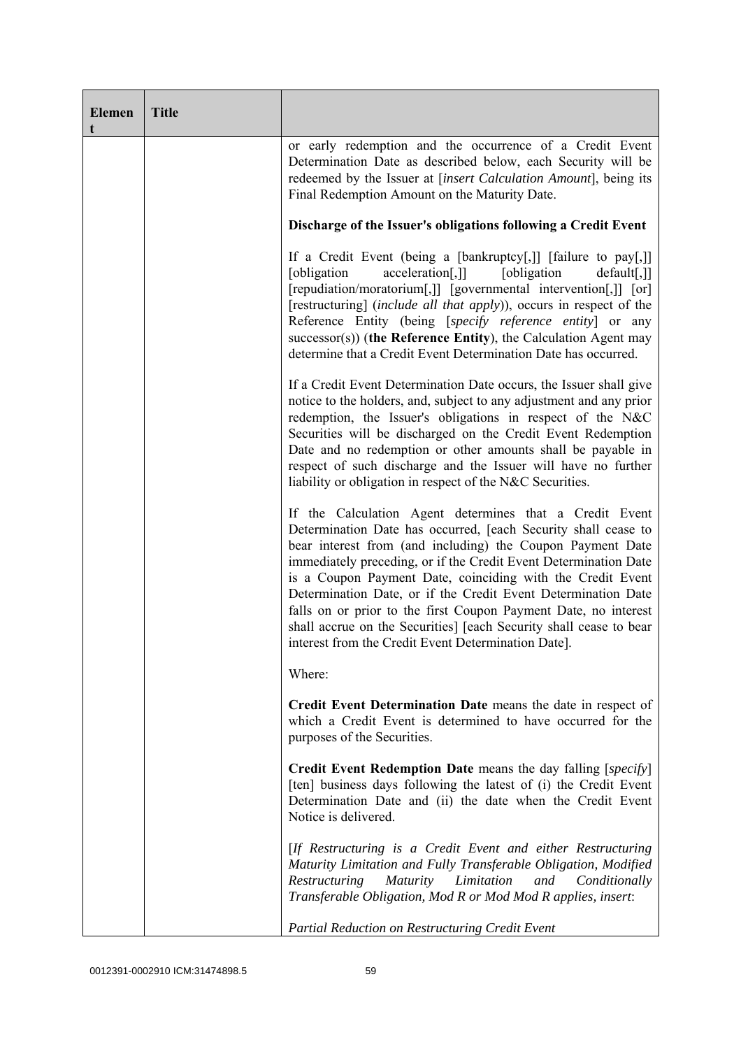| Element | Title | |
|---|---|---|
| | | or early redemption and the occurrence of a Credit Event Determination Date as described below, each Security will be redeemed by the Issuer at [*insert Calculation Amount*], being its Final Redemption Amount on the Maturity Date.<br><br>**Discharge of the Issuer's obligations following a Credit Event**<br><br>If a Credit Event (being a [bankruptcy[,]] [failure to pay[,]] [obligation acceleration[,]] [obligation default[,]] [repudiation/moratorium[,]] [governmental intervention[,]] [or] [restructuring] (*include all that apply*)), occurs in respect of the Reference Entity (being [*specify reference entity*] or any successor(s)) (**the Reference Entity**), the Calculation Agent may determine that a Credit Event Determination Date has occurred.<br><br>If a Credit Event Determination Date occurs, the Issuer shall give notice to the holders, and, subject to any adjustment and any prior redemption, the Issuer's obligations in respect of the N&C Securities will be discharged on the Credit Event Redemption Date and no redemption or other amounts shall be payable in respect of such discharge and the Issuer will have no further liability or obligation in respect of the N&C Securities.<br><br>If the Calculation Agent determines that a Credit Event Determination Date has occurred, [each Security shall cease to bear interest from (and including) the Coupon Payment Date immediately preceding, or if the Credit Event Determination Date is a Coupon Payment Date, coinciding with the Credit Event Determination Date, or if the Credit Event Determination Date falls on or prior to the first Coupon Payment Date, no interest shall accrue on the Securities] [each Security shall cease to bear interest from the Credit Event Determination Date].<br><br>Where:<br><br>**Credit Event Determination Date** means the date in respect of which a Credit Event is determined to have occurred for the purposes of the Securities.<br><br>**Credit Event Redemption Date** means the day falling [*specify*] [ten] business days following the latest of (i) the Credit Event Determination Date and (ii) the date when the Credit Event Notice is delivered.<br><br>[*If Restructuring is a Credit Event and either Restructuring Maturity Limitation and Fully Transferable Obligation, Modified Restructuring Maturity Limitation and Conditionally Transferable Obligation, Mod R or Mod Mod R applies, insert*:<br><br>*Partial Reduction on Restructuring Credit Event* |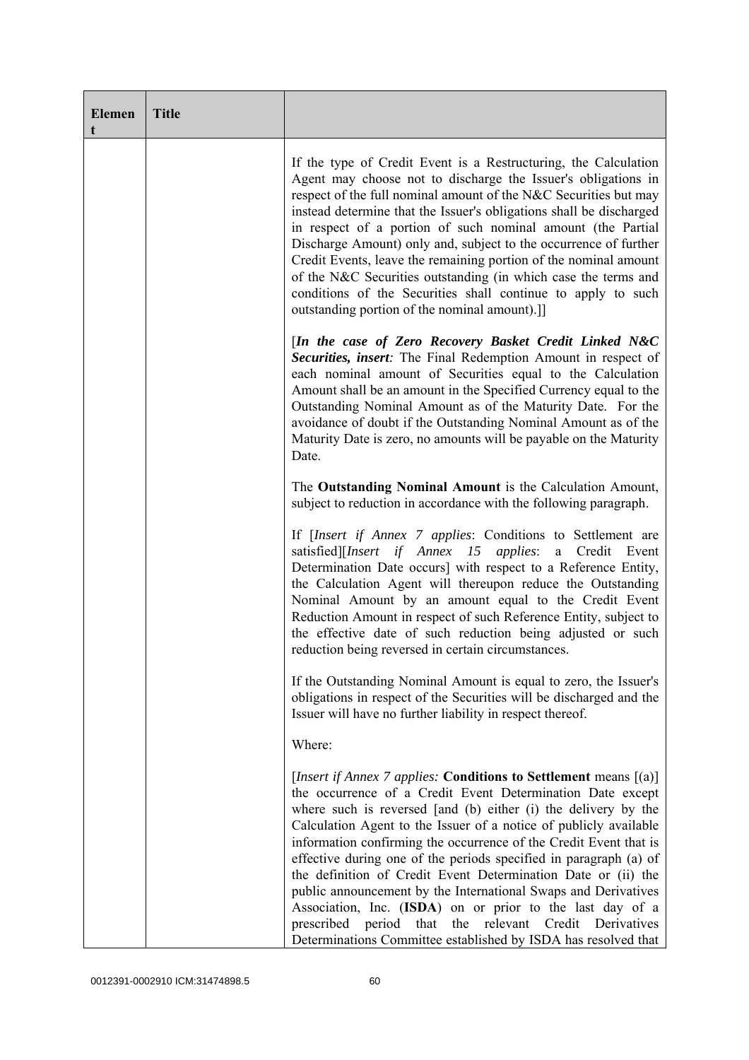| Element | Title | |
|---|---|---|
| | | If the type of Credit Event is a Restructuring, the Calculation Agent may choose not to discharge the Issuer's obligations in respect of the full nominal amount of the N&C Securities but may instead determine that the Issuer's obligations shall be discharged in respect of a portion of such nominal amount (the Partial Discharge Amount) only and, subject to the occurrence of further Credit Events, leave the remaining portion of the nominal amount of the N&C Securities outstanding (in which case the terms and conditions of the Securities shall continue to apply to such outstanding portion of the nominal amount).]]<br><br>[***In the case of Zero Recovery Basket Credit Linked N&C Securities, insert**:* The Final Redemption Amount in respect of each nominal amount of Securities equal to the Calculation Amount shall be an amount in the Specified Currency equal to the Outstanding Nominal Amount as of the Maturity Date. For the avoidance of doubt if the Outstanding Nominal Amount as of the Maturity Date is zero, no amounts will be payable on the Maturity Date.<br><br>The **Outstanding Nominal Amount** is the Calculation Amount, subject to reduction in accordance with the following paragraph.<br><br>If [*Insert if Annex 7 applies*: Conditions to Settlement are satisfied][*Insert if Annex 15 applies*: a Credit Event Determination Date occurs] with respect to a Reference Entity, the Calculation Agent will thereupon reduce the Outstanding Nominal Amount by an amount equal to the Credit Event Reduction Amount in respect of such Reference Entity, subject to the effective date of such reduction being adjusted or such reduction being reversed in certain circumstances.<br><br>If the Outstanding Nominal Amount is equal to zero, the Issuer's obligations in respect of the Securities will be discharged and the Issuer will have no further liability in respect thereof.<br><br>Where:<br><br>[*Insert if Annex 7 applies:* **Conditions to Settlement** means [(a)] the occurrence of a Credit Event Determination Date except where such is reversed [and (b) either (i) the delivery by the Calculation Agent to the Issuer of a notice of publicly available information confirming the occurrence of the Credit Event that is effective during one of the periods specified in paragraph (a) of the definition of Credit Event Determination Date or (ii) the public announcement by the International Swaps and Derivatives Association, Inc. (**ISDA**) on or prior to the last day of a prescribed period that the relevant Credit Derivatives Determinations Committee established by ISDA has resolved that |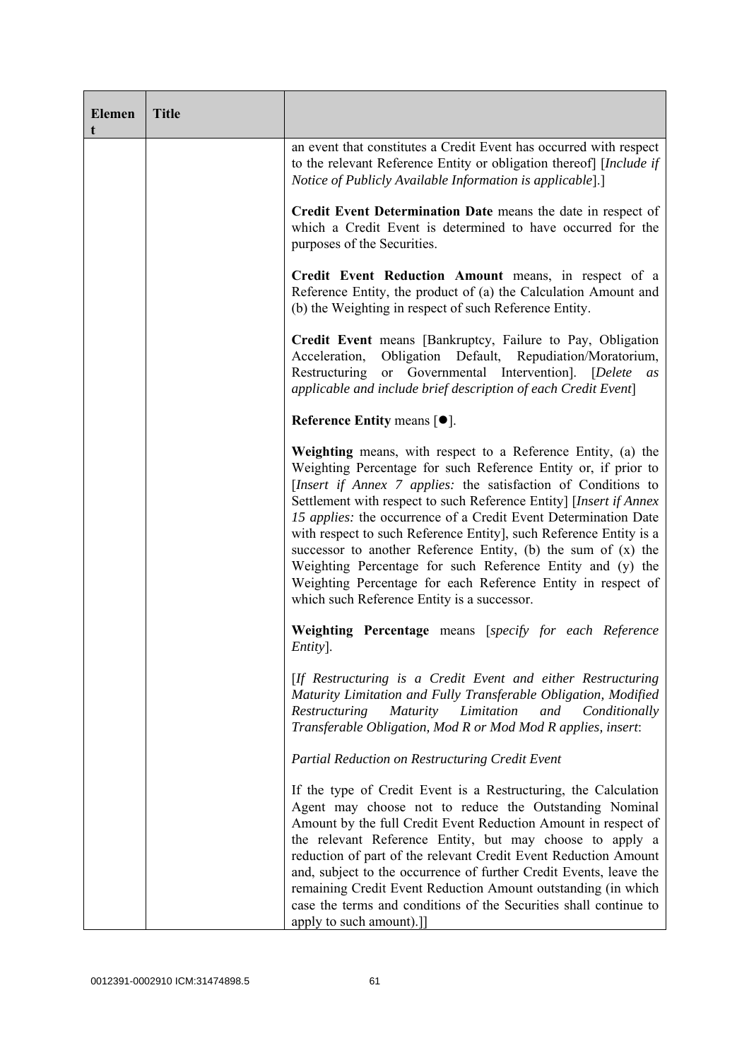| Element | Title | |
|---|---|---|
| | | an event that constitutes a Credit Event has occurred with respect to the relevant Reference Entity or obligation thereof] [*Include if Notice of Publicly Available Information is applicable*].]<br><br>**Credit Event Determination Date** means the date in respect of which a Credit Event is determined to have occurred for the purposes of the Securities.<br><br>**Credit Event Reduction Amount** means, in respect of a Reference Entity, the product of (a) the Calculation Amount and (b) the Weighting in respect of such Reference Entity.<br><br>**Credit Event** means [Bankruptcy, Failure to Pay, Obligation Acceleration, Obligation Default, Repudiation/Moratorium, Restructuring or Governmental Intervention]. [*Delete as applicable and include brief description of each Credit Event*]<br><br>**Reference Entity** means [●].<br><br>**Weighting** means, with respect to a Reference Entity, (a) the Weighting Percentage for such Reference Entity or, if prior to [*Insert if Annex 7 applies:* the satisfaction of Conditions to Settlement with respect to such Reference Entity] [*Insert if Annex 15 applies:* the occurrence of a Credit Event Determination Date with respect to such Reference Entity], such Reference Entity is a successor to another Reference Entity, (b) the sum of (x) the Weighting Percentage for such Reference Entity and (y) the Weighting Percentage for each Reference Entity in respect of which such Reference Entity is a successor.<br><br>**Weighting Percentage** means [*specify for each Reference Entity*].<br><br>[*If Restructuring is a Credit Event and either Restructuring Maturity Limitation and Fully Transferable Obligation, Modified Restructuring Maturity Limitation and Conditionally Transferable Obligation, Mod R or Mod Mod R applies, insert*:<br><br>*Partial Reduction on Restructuring Credit Event*<br><br>If the type of Credit Event is a Restructuring, the Calculation Agent may choose not to reduce the Outstanding Nominal Amount by the full Credit Event Reduction Amount in respect of the relevant Reference Entity, but may choose to apply a reduction of part of the relevant Credit Event Reduction Amount and, subject to the occurrence of further Credit Events, leave the remaining Credit Event Reduction Amount outstanding (in which case the terms and conditions of the Securities shall continue to apply to such amount).]] |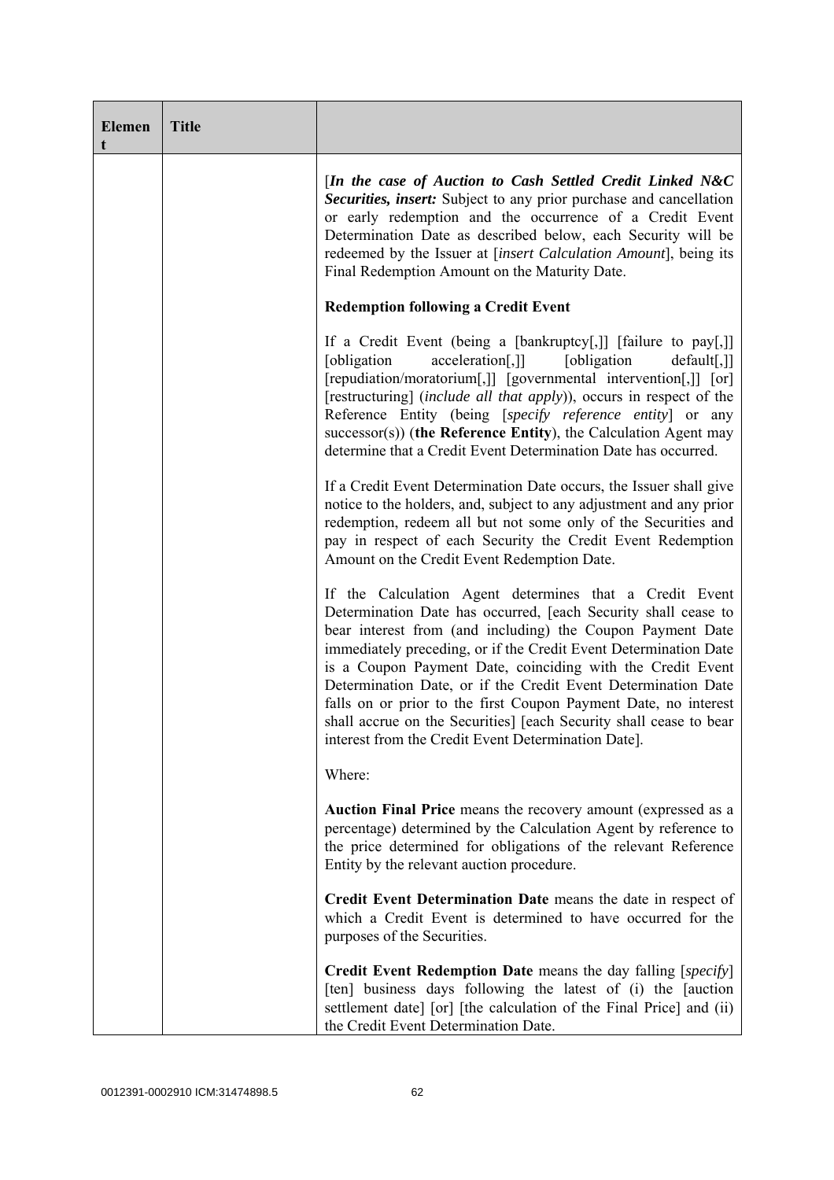| Element | Title | |
|---|---|---|
| | | [*In the case of Auction to Cash Settled Credit Linked N&C Securities, insert:* Subject to any prior purchase and cancellation or early redemption and the occurrence of a Credit Event Determination Date as described below, each Security will be redeemed by the Issuer at [*insert Calculation Amount*], being its Final Redemption Amount on the Maturity Date.<br><br>**Redemption following a Credit Event**<br><br>If a Credit Event (being a [bankruptcy[,]] [failure to pay[,]] [obligation acceleration[,]] [obligation default[,]] [repudiation/moratorium[,]] [governmental intervention[,]] [or] [restructuring] (*include all that apply*)), occurs in respect of the Reference Entity (being [*specify reference entity*] or any successor(s)) (**the Reference Entity**), the Calculation Agent may determine that a Credit Event Determination Date has occurred.<br><br>If a Credit Event Determination Date occurs, the Issuer shall give notice to the holders, and, subject to any adjustment and any prior redemption, redeem all but not some only of the Securities and pay in respect of each Security the Credit Event Redemption Amount on the Credit Event Redemption Date.<br><br>If the Calculation Agent determines that a Credit Event Determination Date has occurred, [each Security shall cease to bear interest from (and including) the Coupon Payment Date immediately preceding, or if the Credit Event Determination Date is a Coupon Payment Date, coinciding with the Credit Event Determination Date, or if the Credit Event Determination Date falls on or prior to the first Coupon Payment Date, no interest shall accrue on the Securities] [each Security shall cease to bear interest from the Credit Event Determination Date].<br><br>Where:<br><br>**Auction Final Price** means the recovery amount (expressed as a percentage) determined by the Calculation Agent by reference to the price determined for obligations of the relevant Reference Entity by the relevant auction procedure.<br><br>**Credit Event Determination Date** means the date in respect of which a Credit Event is determined to have occurred for the purposes of the Securities.<br><br>**Credit Event Redemption Date** means the day falling [*specify*] [ten] business days following the latest of (i) the [auction settlement date] [or] [the calculation of the Final Price] and (ii) the Credit Event Determination Date. |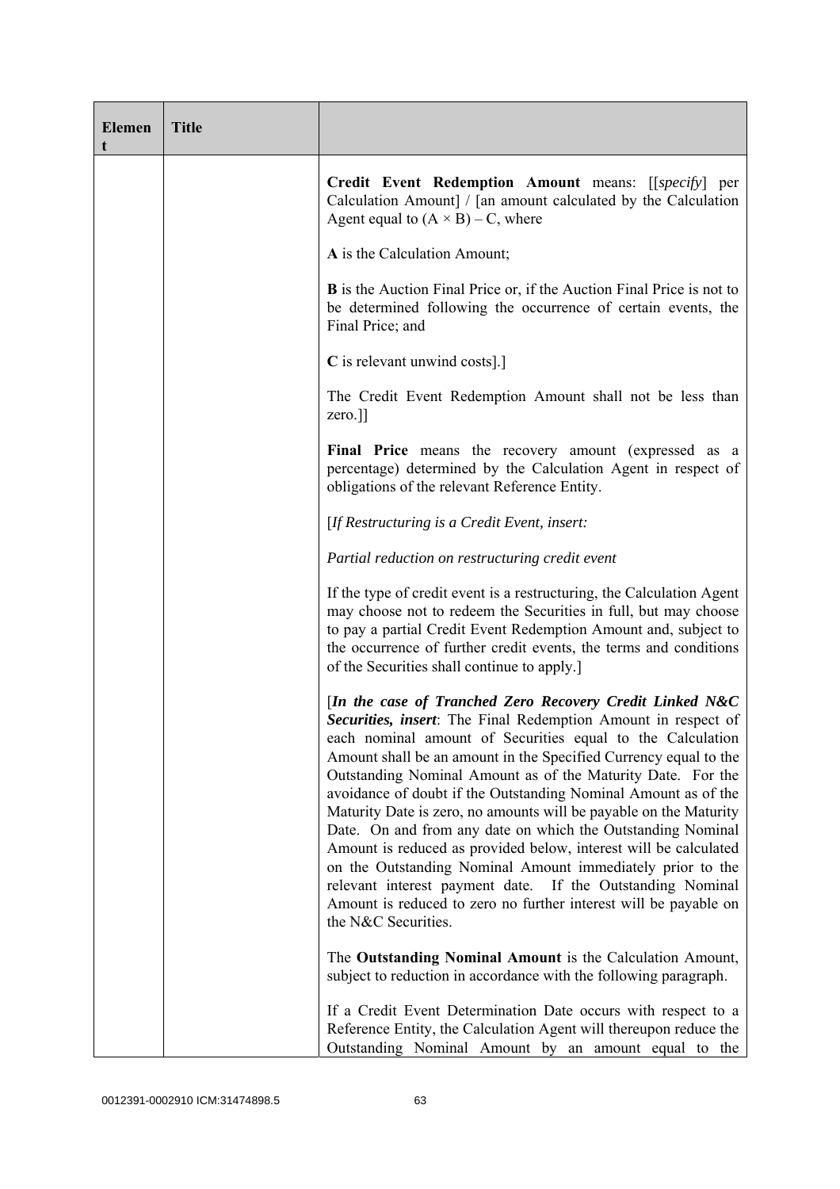| Element | Title | |
|---|---|---|
| | | **Credit Event Redemption Amount** means: [[*specify*] per Calculation Amount] / [an amount calculated by the Calculation Agent equal to $(A \times B) - C$, where<br><br>**A** is the Calculation Amount;<br><br>**B** is the Auction Final Price or, if the Auction Final Price is not to be determined following the occurrence of certain events, the Final Price; and<br><br>**C** is relevant unwind costs].]<br><br>The Credit Event Redemption Amount shall not be less than zero.]]<br><br>**Final Price** means the recovery amount (expressed as a percentage) determined by the Calculation Agent in respect of obligations of the relevant Reference Entity.<br><br>[*If Restructuring is a Credit Event, insert:*<br><br>*Partial reduction on restructuring credit event*<br><br>If the type of credit event is a restructuring, the Calculation Agent may choose not to redeem the Securities in full, but may choose to pay a partial Credit Event Redemption Amount and, subject to the occurrence of further credit events, the terms and conditions of the Securities shall continue to apply.]<br><br>[***In the case of Tranched Zero Recovery Credit Linked N&C Securities, insert***: The Final Redemption Amount in respect of each nominal amount of Securities equal to the Calculation Amount shall be an amount in the Specified Currency equal to the Outstanding Nominal Amount as of the Maturity Date. For the avoidance of doubt if the Outstanding Nominal Amount as of the Maturity Date is zero, no amounts will be payable on the Maturity Date. On and from any date on which the Outstanding Nominal Amount is reduced as provided below, interest will be calculated on the Outstanding Nominal Amount immediately prior to the relevant interest payment date. If the Outstanding Nominal Amount is reduced to zero no further interest will be payable on the N&C Securities.<br><br>The **Outstanding Nominal Amount** is the Calculation Amount, subject to reduction in accordance with the following paragraph.<br><br>If a Credit Event Determination Date occurs with respect to a Reference Entity, the Calculation Agent will thereupon reduce the Outstanding Nominal Amount by an amount equal to the |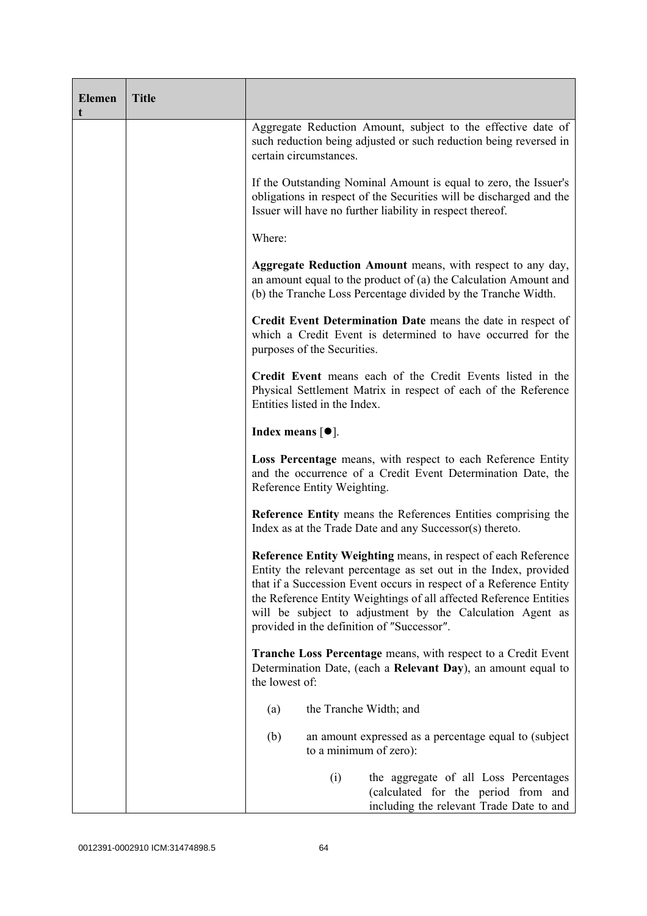| Element | Title | |
|---|---|---|
| | | Aggregate Reduction Amount, subject to the effective date of such reduction being adjusted or such reduction being reversed in certain circumstances.<br><br>If the Outstanding Nominal Amount is equal to zero, the Issuer's obligations in respect of the Securities will be discharged and the Issuer will have no further liability in respect thereof.<br><br>Where:<br><br>**Aggregate Reduction Amount** means, with respect to any day, an amount equal to the product of (a) the Calculation Amount and (b) the Tranche Loss Percentage divided by the Tranche Width.<br><br>**Credit Event Determination Date** means the date in respect of which a Credit Event is determined to have occurred for the purposes of the Securities.<br><br>**Credit Event** means each of the Credit Events listed in the Physical Settlement Matrix in respect of each of the Reference Entities listed in the Index.<br><br>**Index means** [●].<br><br>**Loss Percentage** means, with respect to each Reference Entity and the occurrence of a Credit Event Determination Date, the Reference Entity Weighting.<br><br>**Reference Entity** means the References Entities comprising the Index as at the Trade Date and any Successor(s) thereto.<br><br>**Reference Entity Weighting** means, in respect of each Reference Entity the relevant percentage as set out in the Index, provided that if a Succession Event occurs in respect of a Reference Entity the Reference Entity Weightings of all affected Reference Entities will be subject to adjustment by the Calculation Agent as provided in the definition of "Successor".<br><br>**Tranche Loss Percentage** means, with respect to a Credit Event Determination Date, (each a **Relevant Day**), an amount equal to the lowest of:<br><br>(a) the Tranche Width; and<br><br>(b) an amount expressed as a percentage equal to (subject to a minimum of zero):<br><br>(i) the aggregate of all Loss Percentages (calculated for the period from and including the relevant Trade Date to and |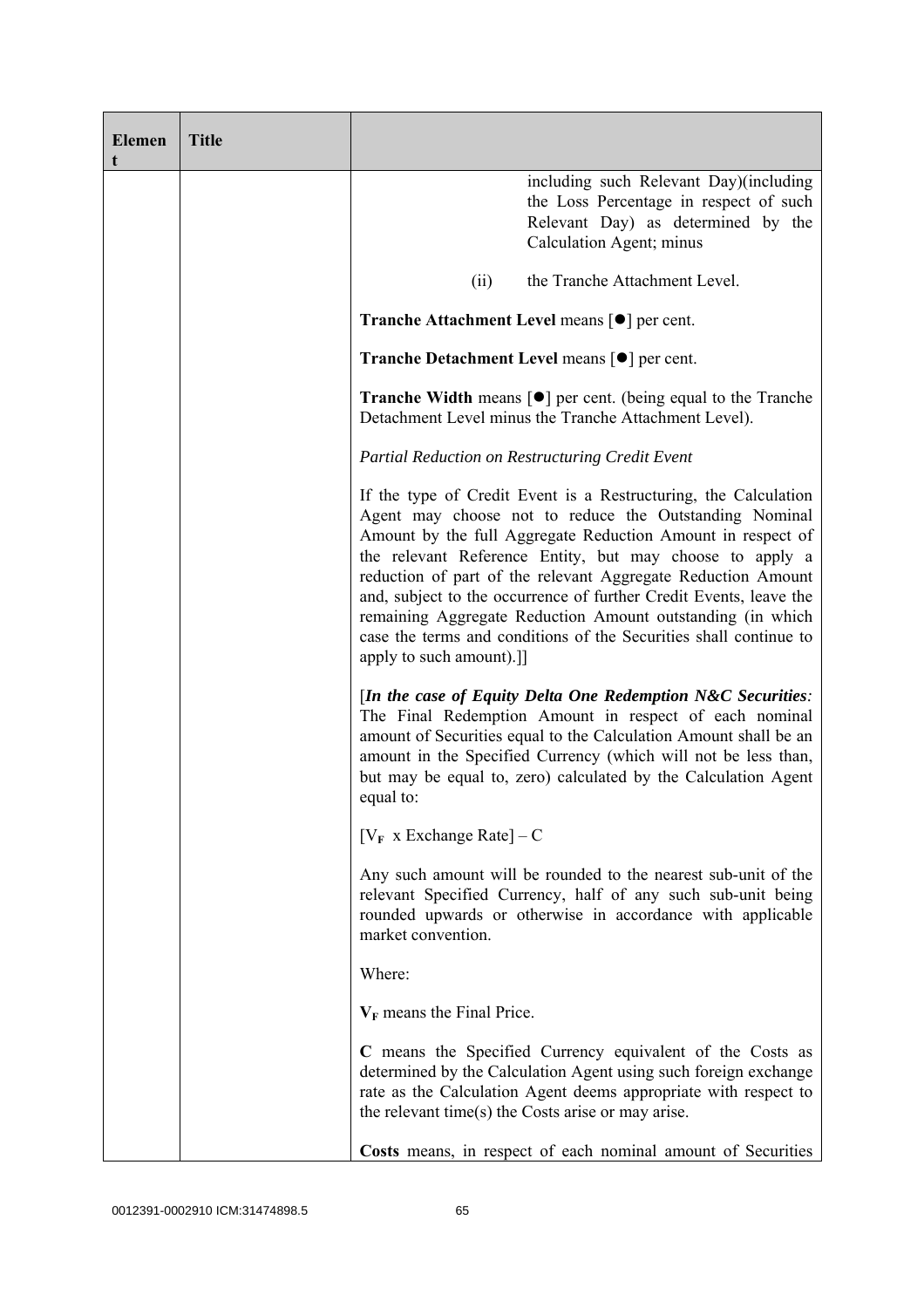| Element | Title | |
|---|---|---|
| | | including such Relevant Day)(including the Loss Percentage in respect of such Relevant Day) as determined by the Calculation Agent; minus<br><br>(ii) the Tranche Attachment Level.<br><br>**Tranche Attachment Level** means [●] per cent.<br><br>**Tranche Detachment Level** means [●] per cent.<br><br>**Tranche Width** means [●] per cent. (being equal to the Tranche Detachment Level minus the Tranche Attachment Level).<br><br>*Partial Reduction on Restructuring Credit Event*<br><br>If the type of Credit Event is a Restructuring, the Calculation Agent may choose not to reduce the Outstanding Nominal Amount by the full Aggregate Reduction Amount in respect of the relevant Reference Entity, but may choose to apply a reduction of part of the relevant Aggregate Reduction Amount and, subject to the occurrence of further Credit Events, leave the remaining Aggregate Reduction Amount outstanding (in which case the terms and conditions of the Securities shall continue to apply to such amount).]]<br><br>[***In the case of Equity Delta One Redemption N&C Securities:*** The Final Redemption Amount in respect of each nominal amount of Securities equal to the Calculation Amount shall be an amount in the Specified Currency (which will not be less than, but may be equal to, zero) calculated by the Calculation Agent equal to:<br><br>$[V_F \text{ x Exchange Rate}] - C$<br><br>Any such amount will be rounded to the nearest sub-unit of the relevant Specified Currency, half of any such sub-unit being rounded upwards or otherwise in accordance with applicable market convention.<br><br>Where:<br><br>$V_F$ means the Final Price.<br><br>**C** means the Specified Currency equivalent of the Costs as determined by the Calculation Agent using such foreign exchange rate as the Calculation Agent deems appropriate with respect to the relevant time(s) the Costs arise or may arise.<br><br>**Costs** means, in respect of each nominal amount of Securities |

0012391-0002910 ICM:31474898.5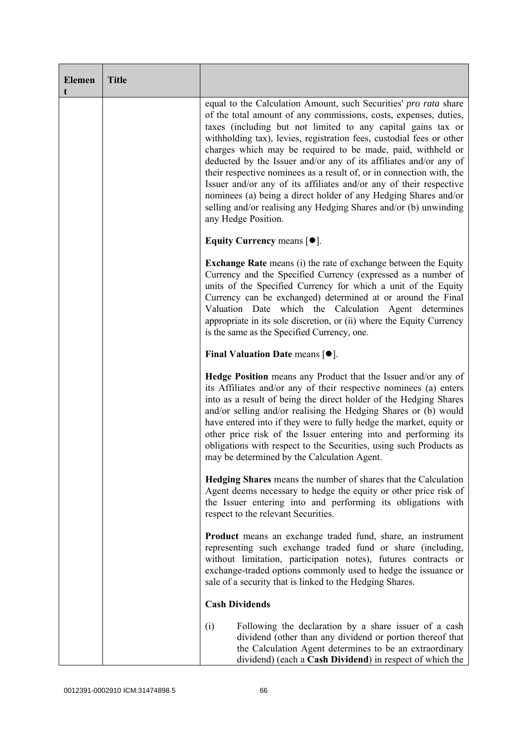| Element | Title | |
|---|---|---|
| | | equal to the Calculation Amount, such Securities' *pro rata* share of the total amount of any commissions, costs, expenses, duties, taxes (including but not limited to any capital gains tax or withholding tax), levies, registration fees, custodial fees or other charges which may be required to be made, paid, withheld or deducted by the Issuer and/or any of its affiliates and/or any of their respective nominees as a result of, or in connection with, the Issuer and/or any of its affiliates and/or any of their respective nominees (a) being a direct holder of any Hedging Shares and/or selling and/or realising any Hedging Shares and/or (b) unwinding any Hedge Position.<br><br>**Equity Currency** means [●].<br><br>**Exchange Rate** means (i) the rate of exchange between the Equity Currency and the Specified Currency (expressed as a number of units of the Specified Currency for which a unit of the Equity Currency can be exchanged) determined at or around the Final Valuation Date which the Calculation Agent determines appropriate in its sole discretion, or (ii) where the Equity Currency is the same as the Specified Currency, one.<br><br>**Final Valuation Date** means [●].<br><br>**Hedge Position** means any Product that the Issuer and/or any of its Affiliates and/or any of their respective nominees (a) enters into as a result of being the direct holder of the Hedging Shares and/or selling and/or realising the Hedging Shares or (b) would have entered into if they were to fully hedge the market, equity or other price risk of the Issuer entering into and performing its obligations with respect to the Securities, using such Products as may be determined by the Calculation Agent.<br><br>**Hedging Shares** means the number of shares that the Calculation Agent deems necessary to hedge the equity or other price risk of the Issuer entering into and performing its obligations with respect to the relevant Securities.<br><br>**Product** means an exchange traded fund, share, an instrument representing such exchange traded fund or share (including, without limitation, participation notes), futures contracts or exchange-traded options commonly used to hedge the issuance or sale of a security that is linked to the Hedging Shares.<br><br>**Cash Dividends**<br><br>(i) Following the declaration by a share issuer of a cash dividend (other than any dividend or portion thereof that the Calculation Agent determines to be an extraordinary dividend) (each a **Cash Dividend**) in respect of which the |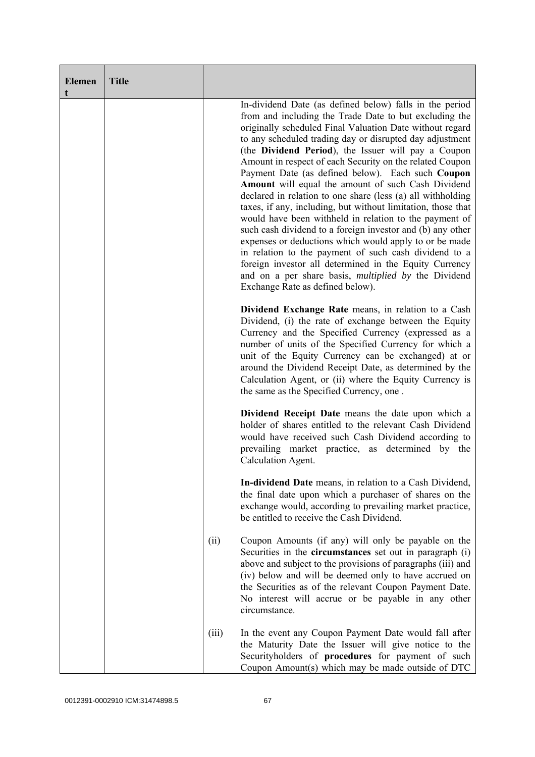| Element | Title | | |
|---|---|---|---|
| | | | In-dividend Date (as defined below) falls in the period from and including the Trade Date to but excluding the originally scheduled Final Valuation Date without regard to any scheduled trading day or disrupted day adjustment (the **Dividend Period**), the Issuer will pay a Coupon Amount in respect of each Security on the related Coupon Payment Date (as defined below). Each such **Coupon Amount** will equal the amount of such Cash Dividend declared in relation to one share (less (a) all withholding taxes, if any, including, but without limitation, those that would have been withheld in relation to the payment of such cash dividend to a foreign investor and (b) any other expenses or deductions which would apply to or be made in relation to the payment of such cash dividend to a foreign investor all determined in the Equity Currency and on a per share basis, *multiplied by* the Dividend Exchange Rate as defined below).<br><br>**Dividend Exchange Rate** means, in relation to a Cash Dividend, (i) the rate of exchange between the Equity Currency and the Specified Currency (expressed as a number of units of the Specified Currency for which a unit of the Equity Currency can be exchanged) at or around the Dividend Receipt Date, as determined by the Calculation Agent, or (ii) where the Equity Currency is the same as the Specified Currency, one .<br><br>**Dividend Receipt Date** means the date upon which a holder of shares entitled to the relevant Cash Dividend would have received such Cash Dividend according to prevailing market practice, as determined by the Calculation Agent.<br><br>**In-dividend Date** means, in relation to a Cash Dividend, the final date upon which a purchaser of shares on the exchange would, according to prevailing market practice, be entitled to receive the Cash Dividend. |
| | | (ii) | Coupon Amounts (if any) will only be payable on the Securities in the **circumstances** set out in paragraph (i) above and subject to the provisions of paragraphs (iii) and (iv) below and will be deemed only to have accrued on the Securities as of the relevant Coupon Payment Date. No interest will accrue or be payable in any other circumstance. |
| | | (iii) | In the event any Coupon Payment Date would fall after the Maturity Date the Issuer will give notice to the Securityholders of **procedures** for payment of such Coupon Amount(s) which may be made outside of DTC |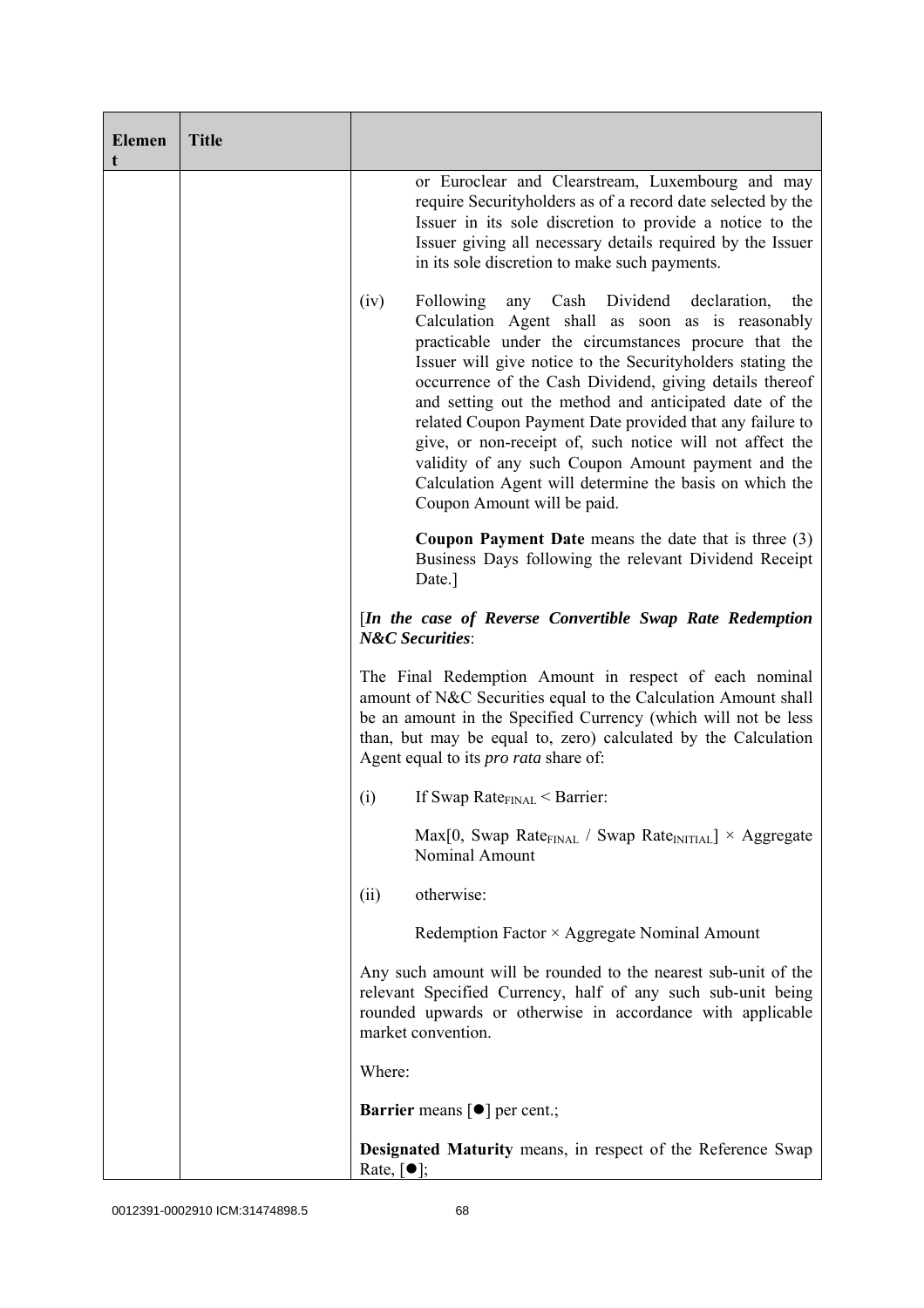| Element | Title | |
|---|---|---|
| | | or Euroclear and Clearstream, Luxembourg and may require Securityholders as of a record date selected by the Issuer in its sole discretion to provide a notice to the Issuer giving all necessary details required by the Issuer in its sole discretion to make such payments.<br><br>(iv) Following any Cash Dividend declaration, the Calculation Agent shall as soon as is reasonably practicable under the circumstances procure that the Issuer will give notice to the Securityholders stating the occurrence of the Cash Dividend, giving details thereof and setting out the method and anticipated date of the related Coupon Payment Date provided that any failure to give, or non-receipt of, such notice will not affect the validity of any such Coupon Amount payment and the Calculation Agent will determine the basis on which the Coupon Amount will be paid.<br><br>**Coupon Payment Date** means the date that is three (3) Business Days following the relevant Dividend Receipt Date.]<br><br>[***In the case of Reverse Convertible Swap Rate Redemption N&C Securities***:<br><br>The Final Redemption Amount in respect of each nominal amount of N&C Securities equal to the Calculation Amount shall be an amount in the Specified Currency (which will not be less than, but may be equal to, zero) calculated by the Calculation Agent equal to its *pro rata* share of:<br><br>(i) If $\text{Swap Rate}_{\text{FINAL}} < \text{Barrier}$:<br><br>$\text{Max}[0, \text{Swap Rate}_{\text{FINAL}} / \text{Swap Rate}_{\text{INITIAL}}] \times \text{Aggregate Nominal Amount}$<br><br>(ii) otherwise:<br><br>Redemption Factor × Aggregate Nominal Amount<br><br>Any such amount will be rounded to the nearest sub-unit of the relevant Specified Currency, half of any such sub-unit being rounded upwards or otherwise in accordance with applicable market convention.<br><br>Where:<br><br>**Barrier** means [●] per cent.;<br><br>**Designated Maturity** means, in respect of the Reference Swap Rate, [●]; |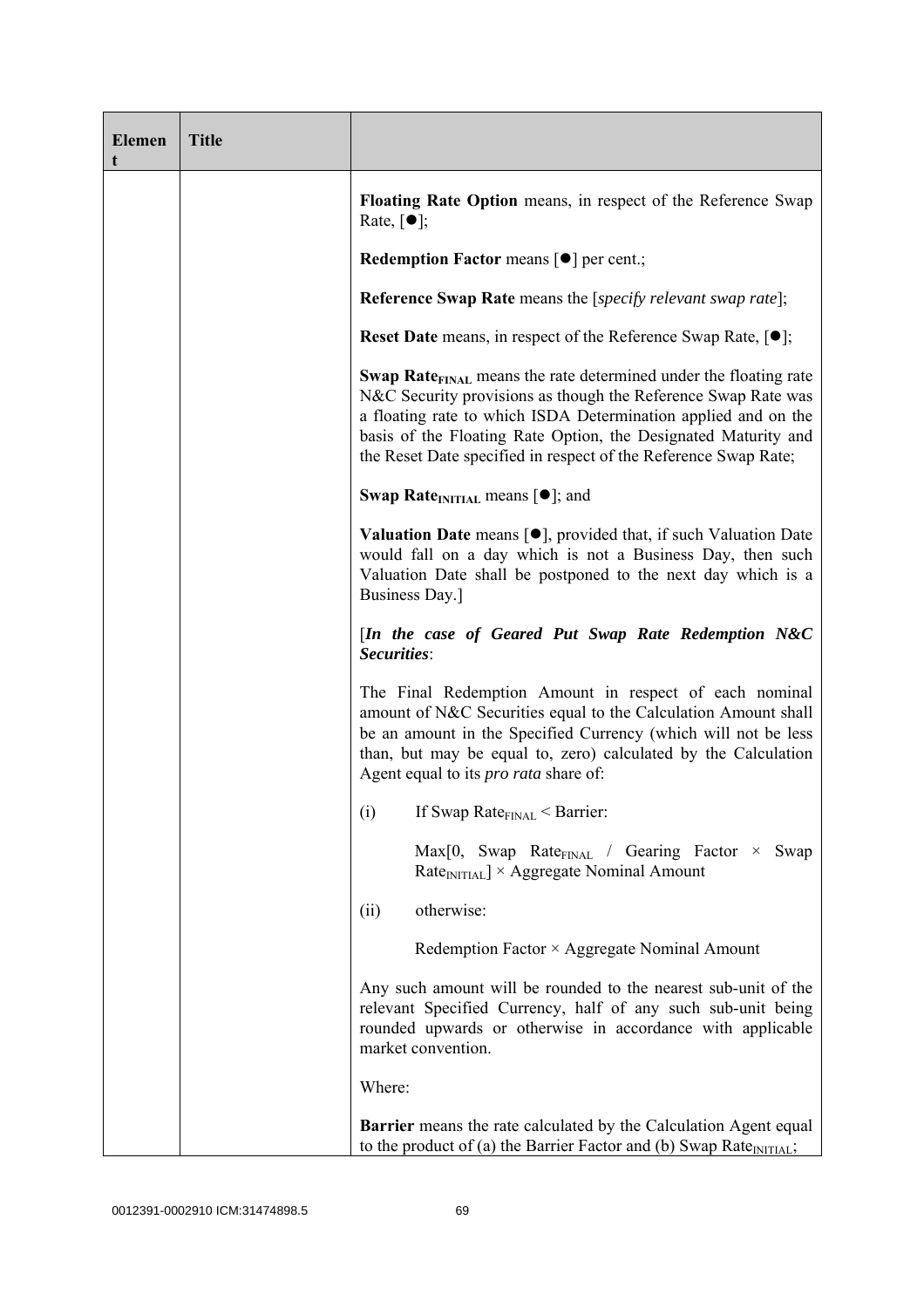| Element | Title | |
|---|---|---|
| | | **Floating Rate Option** means, in respect of the Reference Swap Rate, [●];<br><br>**Redemption Factor** means [●] per cent.;<br><br>**Reference Swap Rate** means the [*specify relevant swap rate*];<br><br>**Reset Date** means, in respect of the Reference Swap Rate, [●];<br><br>**Swap Rate$_{FINAL}$** means the rate determined under the floating rate N&C Security provisions as though the Reference Swap Rate was a floating rate to which ISDA Determination applied and on the basis of the Floating Rate Option, the Designated Maturity and the Reset Date specified in respect of the Reference Swap Rate;<br><br>**Swap Rate$_{INITIAL}$** means [●]; and<br><br>**Valuation Date** means [●], provided that, if such Valuation Date would fall on a day which is not a Business Day, then such Valuation Date shall be postponed to the next day which is a Business Day.]<br><br>[***In the case of Geared Put Swap Rate Redemption N&C Securities***:<br><br>The Final Redemption Amount in respect of each nominal amount of N&C Securities equal to the Calculation Amount shall be an amount in the Specified Currency (which will not be less than, but may be equal to, zero) calculated by the Calculation Agent equal to its *pro rata* share of:<br><br>(i) If Swap Rate$_{FINAL}$ < Barrier:<br><br>Max[0, Swap Rate$_{FINAL}$ / Gearing Factor × Swap Rate$_{INITIAL}$] × Aggregate Nominal Amount<br><br>(ii) otherwise:<br><br>Redemption Factor × Aggregate Nominal Amount<br><br>Any such amount will be rounded to the nearest sub-unit of the relevant Specified Currency, half of any such sub-unit being rounded upwards or otherwise in accordance with applicable market convention.<br><br>Where:<br><br>**Barrier** means the rate calculated by the Calculation Agent equal to the product of (a) the Barrier Factor and (b) Swap Rate$_{INITIAL}$; |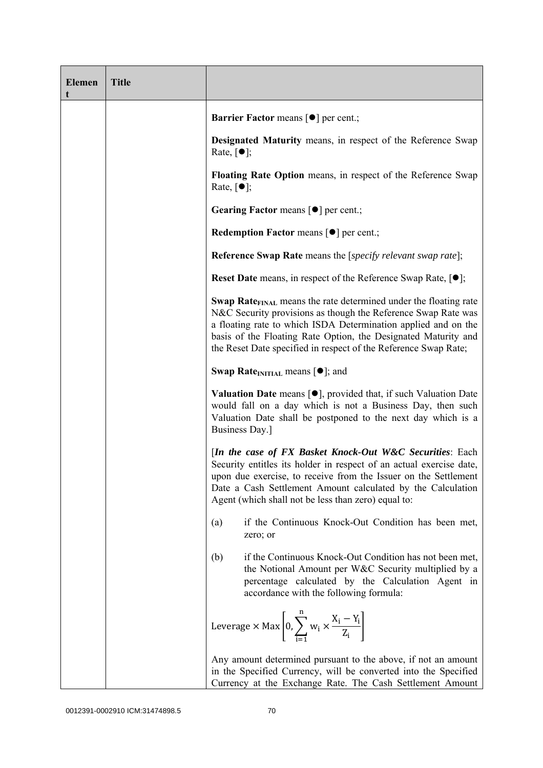| Element | Title | |
|---|---|---|
| | | **Barrier Factor** means [●] per cent.;<br><br>**Designated Maturity** means, in respect of the Reference Swap Rate, [●];<br><br>**Floating Rate Option** means, in respect of the Reference Swap Rate, [●];<br><br>**Gearing Factor** means [●] per cent.;<br><br>**Redemption Factor** means [●] per cent.;<br><br>**Reference Swap Rate** means the [*specify relevant swap rate*];<br><br>**Reset Date** means, in respect of the Reference Swap Rate, [●];<br><br>**Swap Rate$_{FINAL}$** means the rate determined under the floating rate N&C Security provisions as though the Reference Swap Rate was a floating rate to which ISDA Determination applied and on the basis of the Floating Rate Option, the Designated Maturity and the Reset Date specified in respect of the Reference Swap Rate;<br><br>**Swap Rate$_{INITIAL}$** means [●]; and<br><br>**Valuation Date** means [●], provided that, if such Valuation Date would fall on a day which is not a Business Day, then such Valuation Date shall be postponed to the next day which is a Business Day.]<br><br>[***In the case of FX Basket Knock-Out W&C Securities***: Each Security entitles its holder in respect of an actual exercise date, upon due exercise, to receive from the Issuer on the Settlement Date a Cash Settlement Amount calculated by the Calculation Agent (which shall not be less than zero) equal to:<br><br>(a) if the Continuous Knock-Out Condition has been met, zero; or<br><br>(b) if the Continuous Knock-Out Condition has not been met, the Notional Amount per W&C Security multiplied by a percentage calculated by the Calculation Agent in accordance with the following formula:<br><br>$\text{Leverage} \times \text{Max}\left[0, \sum_{i=1}^{n} w_i \times \frac{X_i - Y_i}{Z_i}\right]$<br><br>Any amount determined pursuant to the above, if not an amount in the Specified Currency, will be converted into the Specified Currency at the Exchange Rate. The Cash Settlement Amount |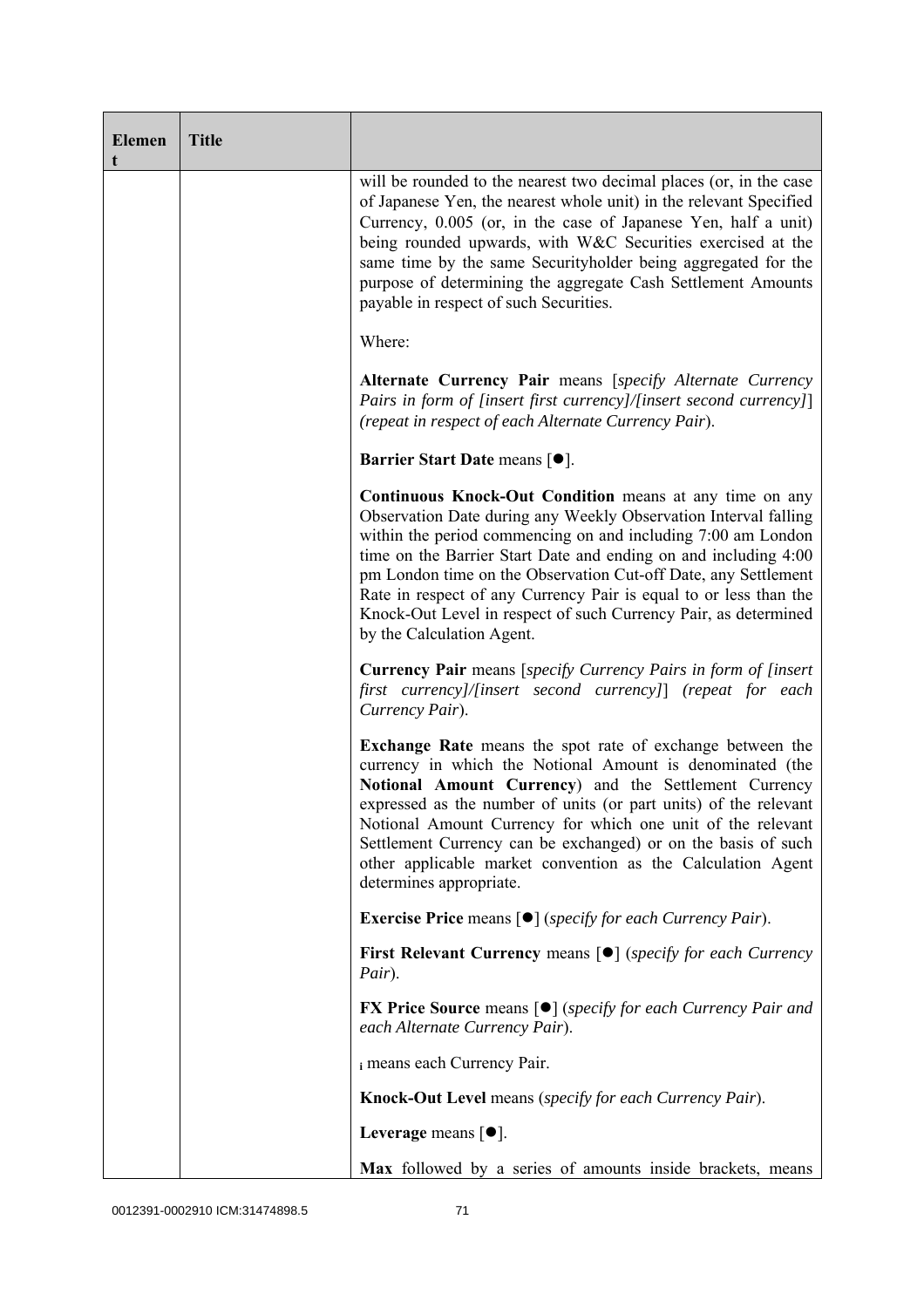| Element | Title | |
|---|---|---|
| | | will be rounded to the nearest two decimal places (or, in the case of Japanese Yen, the nearest whole unit) in the relevant Specified Currency, 0.005 (or, in the case of Japanese Yen, half a unit) being rounded upwards, with W&C Securities exercised at the same time by the same Securityholder being aggregated for the purpose of determining the aggregate Cash Settlement Amounts payable in respect of such Securities.<br><br>Where:<br><br>**Alternate Currency Pair** means [*specify Alternate Currency Pairs in form of [insert first currency]/[insert second currency]*] *(repeat in respect of each Alternate Currency Pair*).<br><br>**Barrier Start Date** means [●].<br><br>**Continuous Knock-Out Condition** means at any time on any Observation Date during any Weekly Observation Interval falling within the period commencing on and including 7:00 am London time on the Barrier Start Date and ending on and including 4:00 pm London time on the Observation Cut-off Date, any Settlement Rate in respect of any Currency Pair is equal to or less than the Knock-Out Level in respect of such Currency Pair, as determined by the Calculation Agent.<br><br>**Currency Pair** means [*specify Currency Pairs in form of [insert first currency]/[insert second currency]*] *(repeat for each Currency Pair*).<br><br>**Exchange Rate** means the spot rate of exchange between the currency in which the Notional Amount is denominated (the **Notional Amount Currency**) and the Settlement Currency expressed as the number of units (or part units) of the relevant Notional Amount Currency for which one unit of the relevant Settlement Currency can be exchanged) or on the basis of such other applicable market convention as the Calculation Agent determines appropriate.<br><br>**Exercise Price** means [●] (*specify for each Currency Pair*).<br><br>**First Relevant Currency** means [●] (*specify for each Currency Pair*).<br><br>**FX Price Source** means [●] (*specify for each Currency Pair and each Alternate Currency Pair*).<br><br>$_i$ means each Currency Pair.<br><br>**Knock-Out Level** means (*specify for each Currency Pair*).<br><br>**Leverage** means [●].<br><br>**Max** followed by a series of amounts inside brackets, means |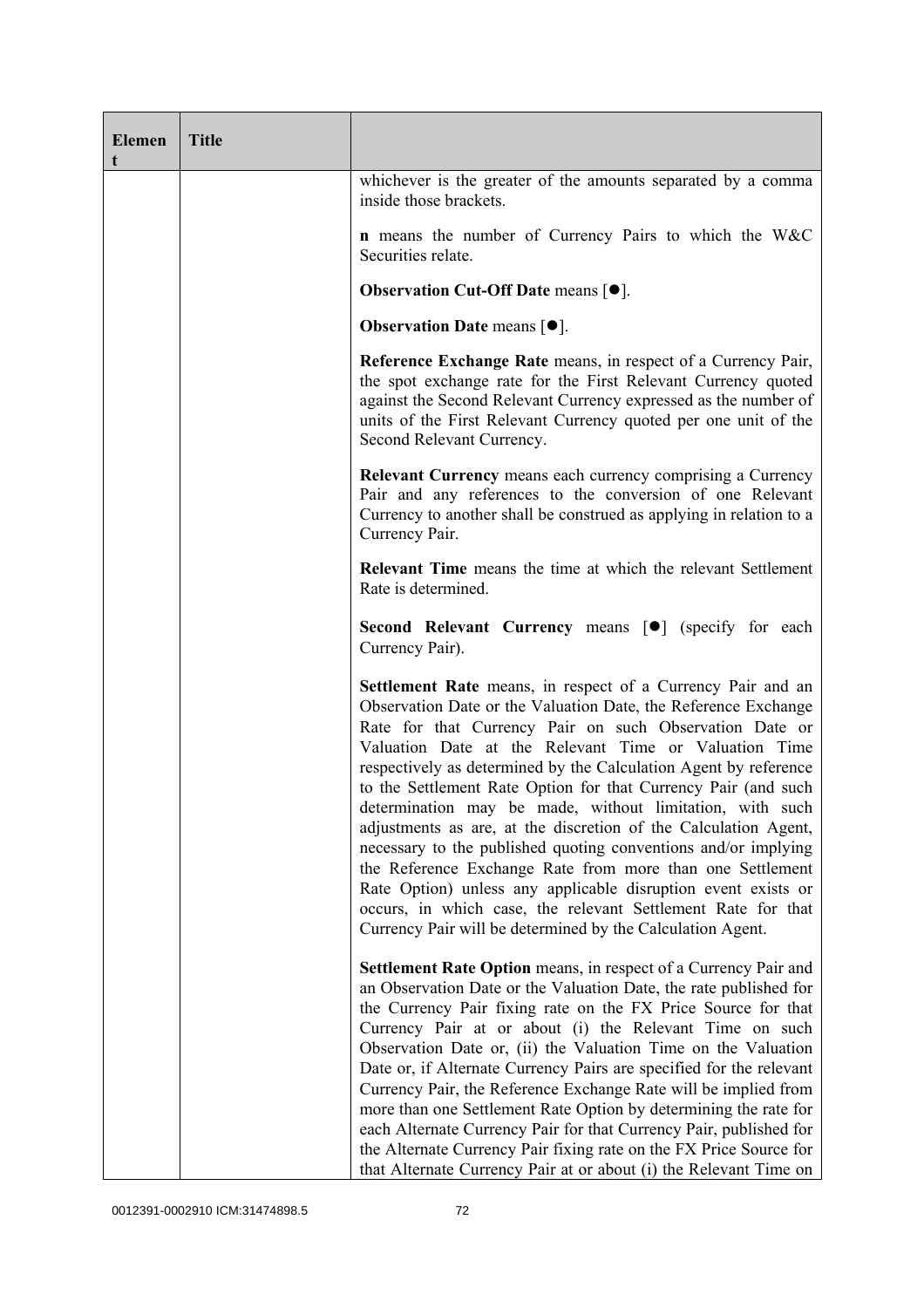| Element | Title | |
|---|---|---|
| | | whichever is the greater of the amounts separated by a comma inside those brackets.<br><br>**n** means the number of Currency Pairs to which the W&C Securities relate.<br><br>**Observation Cut-Off Date** means [●].<br><br>**Observation Date** means [●].<br><br>**Reference Exchange Rate** means, in respect of a Currency Pair, the spot exchange rate for the First Relevant Currency quoted against the Second Relevant Currency expressed as the number of units of the First Relevant Currency quoted per one unit of the Second Relevant Currency.<br><br>**Relevant Currency** means each currency comprising a Currency Pair and any references to the conversion of one Relevant Currency to another shall be construed as applying in relation to a Currency Pair.<br><br>**Relevant Time** means the time at which the relevant Settlement Rate is determined.<br><br>**Second Relevant Currency** means [●] (specify for each Currency Pair).<br><br>**Settlement Rate** means, in respect of a Currency Pair and an Observation Date or the Valuation Date, the Reference Exchange Rate for that Currency Pair on such Observation Date or Valuation Date at the Relevant Time or Valuation Time respectively as determined by the Calculation Agent by reference to the Settlement Rate Option for that Currency Pair (and such determination may be made, without limitation, with such adjustments as are, at the discretion of the Calculation Agent, necessary to the published quoting conventions and/or implying the Reference Exchange Rate from more than one Settlement Rate Option) unless any applicable disruption event exists or occurs, in which case, the relevant Settlement Rate for that Currency Pair will be determined by the Calculation Agent.<br><br>**Settlement Rate Option** means, in respect of a Currency Pair and an Observation Date or the Valuation Date, the rate published for the Currency Pair fixing rate on the FX Price Source for that Currency Pair at or about (i) the Relevant Time on such Observation Date or, (ii) the Valuation Time on the Valuation Date or, if Alternate Currency Pairs are specified for the relevant Currency Pair, the Reference Exchange Rate will be implied from more than one Settlement Rate Option by determining the rate for each Alternate Currency Pair for that Currency Pair, published for the Alternate Currency Pair fixing rate on the FX Price Source for that Alternate Currency Pair at or about (i) the Relevant Time on |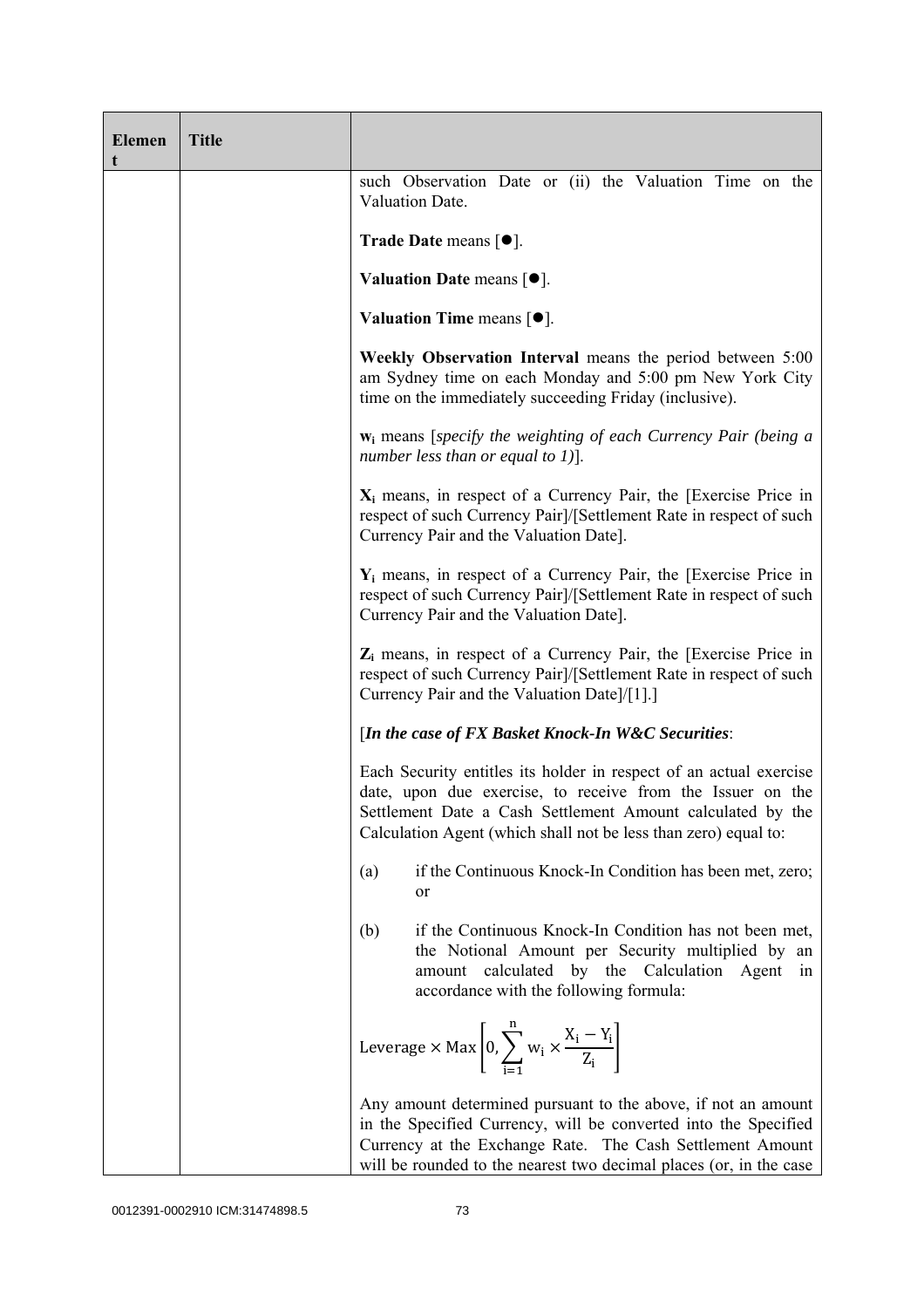| Element | Title | |
| --- | --- | --- |
| | | such Observation Date or (ii) the Valuation Time on the Valuation Date.<br><br>**Trade Date** means [●].<br><br>**Valuation Date** means [●].<br><br>**Valuation Time** means [●].<br><br>**Weekly Observation Interval** means the period between 5:00 am Sydney time on each Monday and 5:00 pm New York City time on the immediately succeeding Friday (inclusive).<br><br>$\mathbf{w_i}$ means [*specify the weighting of each Currency Pair (being a number less than or equal to 1)*].<br><br>$\mathbf{X_i}$ means, in respect of a Currency Pair, the [Exercise Price in respect of such Currency Pair]/[Settlement Rate in respect of such Currency Pair and the Valuation Date].<br><br>$\mathbf{Y_i}$ means, in respect of a Currency Pair, the [Exercise Price in respect of such Currency Pair]/[Settlement Rate in respect of such Currency Pair and the Valuation Date].<br><br>$\mathbf{Z_i}$ means, in respect of a Currency Pair, the [Exercise Price in respect of such Currency Pair]/[Settlement Rate in respect of such Currency Pair and the Valuation Date]/[1].]<br><br>[***In the case of FX Basket Knock-In W&C Securities***:<br><br>Each Security entitles its holder in respect of an actual exercise date, upon due exercise, to receive from the Issuer on the Settlement Date a Cash Settlement Amount calculated by the Calculation Agent (which shall not be less than zero) equal to:<br><br>(a) if the Continuous Knock-In Condition has been met, zero; or<br><br>(b) if the Continuous Knock-In Condition has not been met, the Notional Amount per Security multiplied by an amount calculated by the Calculation Agent in accordance with the following formula:<br><br>$$\text{Leverage} \times \text{Max}\left[0, \sum_{i=1}^{n} w_i \times \frac{X_i - Y_i}{Z_i}\right]$$<br><br>Any amount determined pursuant to the above, if not an amount in the Specified Currency, will be converted into the Specified Currency at the Exchange Rate. The Cash Settlement Amount will be rounded to the nearest two decimal places (or, in the case |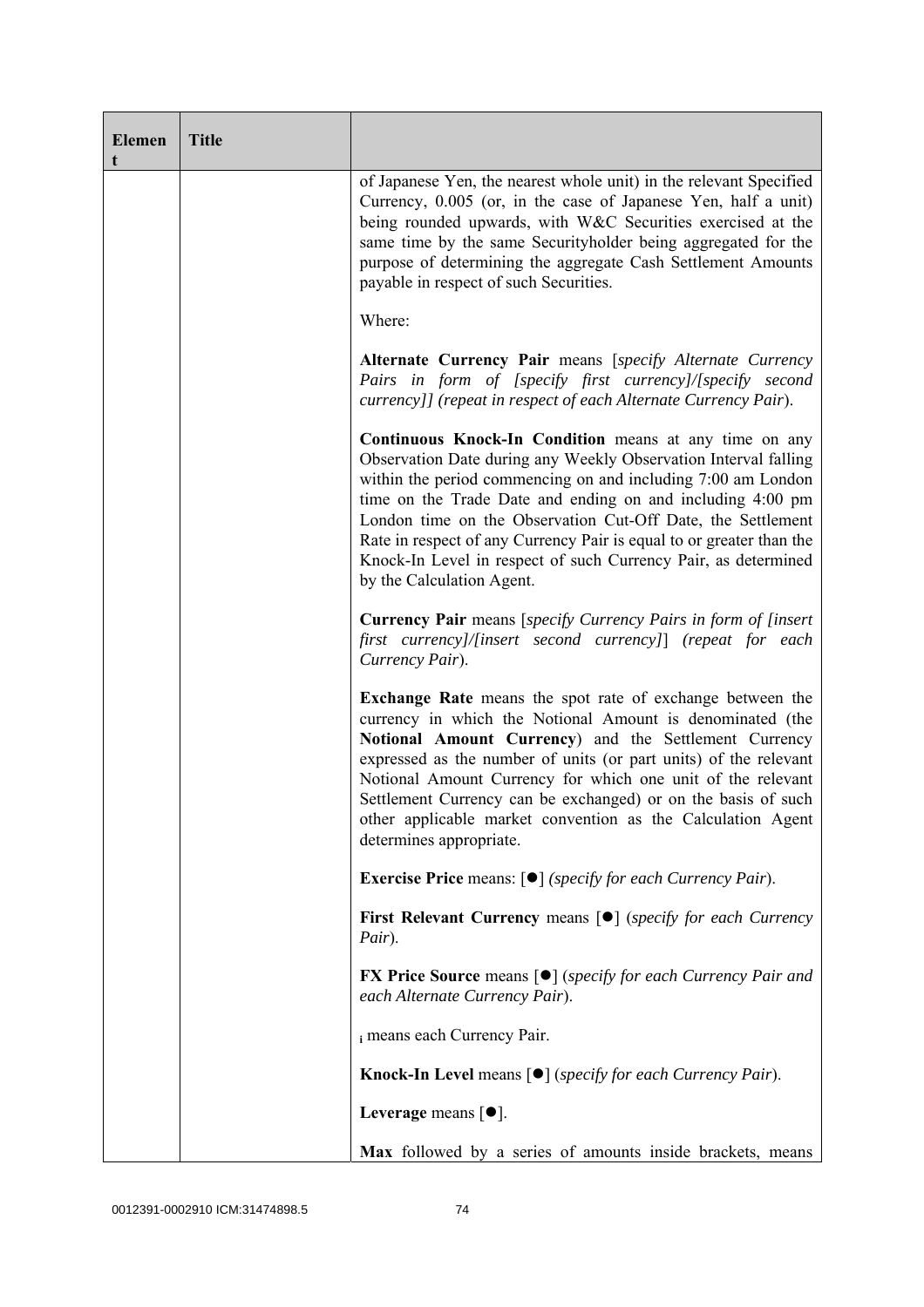| Element | Title | |
|---|---|---|
| | | of Japanese Yen, the nearest whole unit) in the relevant Specified Currency, 0.005 (or, in the case of Japanese Yen, half a unit) being rounded upwards, with W&C Securities exercised at the same time by the same Securityholder being aggregated for the purpose of determining the aggregate Cash Settlement Amounts payable in respect of such Securities.<br><br>Where:<br><br>**Alternate Currency Pair** means [*specify Alternate Currency Pairs in form of [specify first currency]/[specify second currency]] (repeat in respect of each Alternate Currency Pair*).<br><br>**Continuous Knock-In Condition** means at any time on any Observation Date during any Weekly Observation Interval falling within the period commencing on and including 7:00 am London time on the Trade Date and ending on and including 4:00 pm London time on the Observation Cut-Off Date, the Settlement Rate in respect of any Currency Pair is equal to or greater than the Knock-In Level in respect of such Currency Pair, as determined by the Calculation Agent.<br><br>**Currency Pair** means [*specify Currency Pairs in form of [insert first currency]/[insert second currency]*] *(repeat for each Currency Pair*).<br><br>**Exchange Rate** means the spot rate of exchange between the currency in which the Notional Amount is denominated (the **Notional Amount Currency**) and the Settlement Currency expressed as the number of units (or part units) of the relevant Notional Amount Currency for which one unit of the relevant Settlement Currency can be exchanged) or on the basis of such other applicable market convention as the Calculation Agent determines appropriate.<br><br>**Exercise Price** means: [●] *(specify for each Currency Pair*).<br><br>**First Relevant Currency** means [●] (*specify for each Currency Pair*).<br><br>**FX Price Source** means [●] (*specify for each Currency Pair and each Alternate Currency Pair*).<br><br>$_i$ means each Currency Pair.<br><br>**Knock-In Level** means [●] (*specify for each Currency Pair*).<br><br>**Leverage** means [●].<br><br>**Max** followed by a series of amounts inside brackets, means |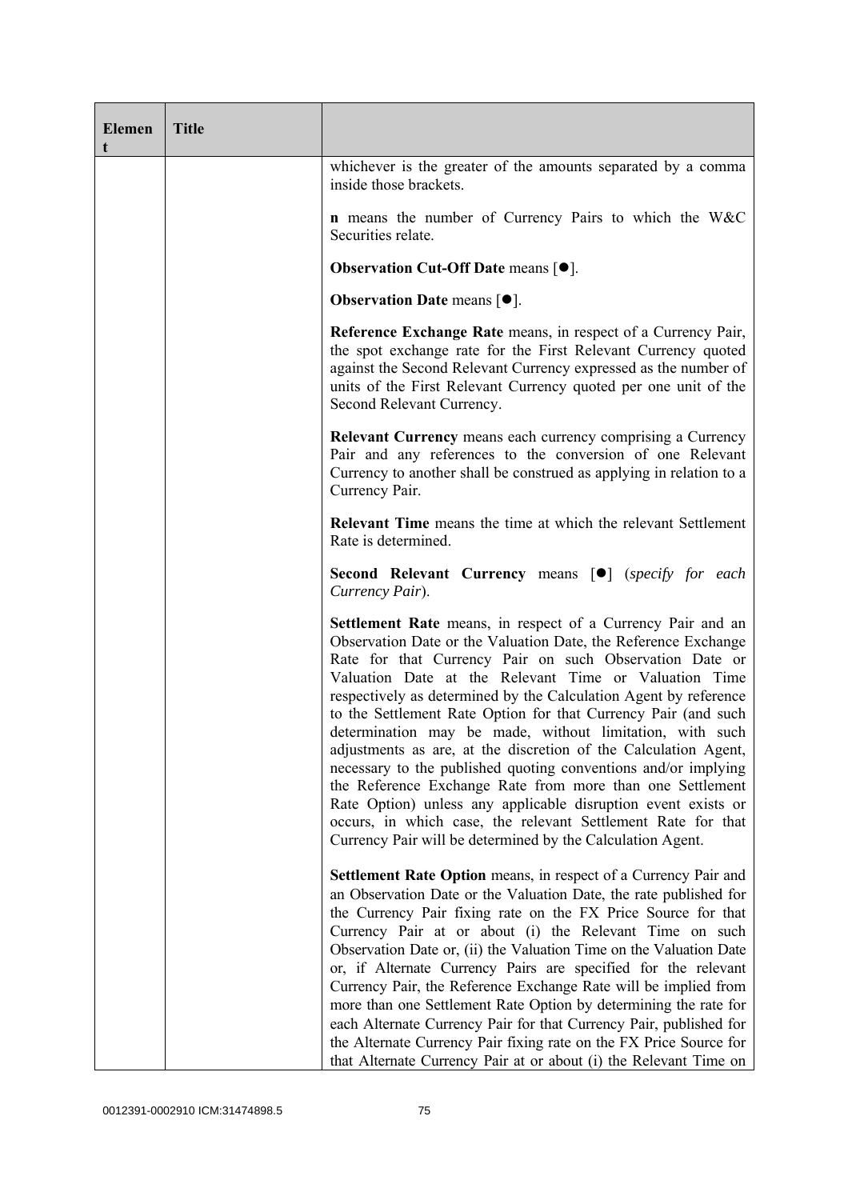| Element | Title | |
|---|---|---|
| | | whichever is the greater of the amounts separated by a comma inside those brackets.<br><br>**n** means the number of Currency Pairs to which the W&C Securities relate.<br><br>**Observation Cut-Off Date** means [●].<br><br>**Observation Date** means [●].<br><br>**Reference Exchange Rate** means, in respect of a Currency Pair, the spot exchange rate for the First Relevant Currency quoted against the Second Relevant Currency expressed as the number of units of the First Relevant Currency quoted per one unit of the Second Relevant Currency.<br><br>**Relevant Currency** means each currency comprising a Currency Pair and any references to the conversion of one Relevant Currency to another shall be construed as applying in relation to a Currency Pair.<br><br>**Relevant Time** means the time at which the relevant Settlement Rate is determined.<br><br>**Second Relevant Currency** means [●] (*specify for each Currency Pair*).<br><br>**Settlement Rate** means, in respect of a Currency Pair and an Observation Date or the Valuation Date, the Reference Exchange Rate for that Currency Pair on such Observation Date or Valuation Date at the Relevant Time or Valuation Time respectively as determined by the Calculation Agent by reference to the Settlement Rate Option for that Currency Pair (and such determination may be made, without limitation, with such adjustments as are, at the discretion of the Calculation Agent, necessary to the published quoting conventions and/or implying the Reference Exchange Rate from more than one Settlement Rate Option) unless any applicable disruption event exists or occurs, in which case, the relevant Settlement Rate for that Currency Pair will be determined by the Calculation Agent.<br><br>**Settlement Rate Option** means, in respect of a Currency Pair and an Observation Date or the Valuation Date, the rate published for the Currency Pair fixing rate on the FX Price Source for that Currency Pair at or about (i) the Relevant Time on such Observation Date or, (ii) the Valuation Time on the Valuation Date or, if Alternate Currency Pairs are specified for the relevant Currency Pair, the Reference Exchange Rate will be implied from more than one Settlement Rate Option by determining the rate for each Alternate Currency Pair for that Currency Pair, published for the Alternate Currency Pair fixing rate on the FX Price Source for that Alternate Currency Pair at or about (i) the Relevant Time on |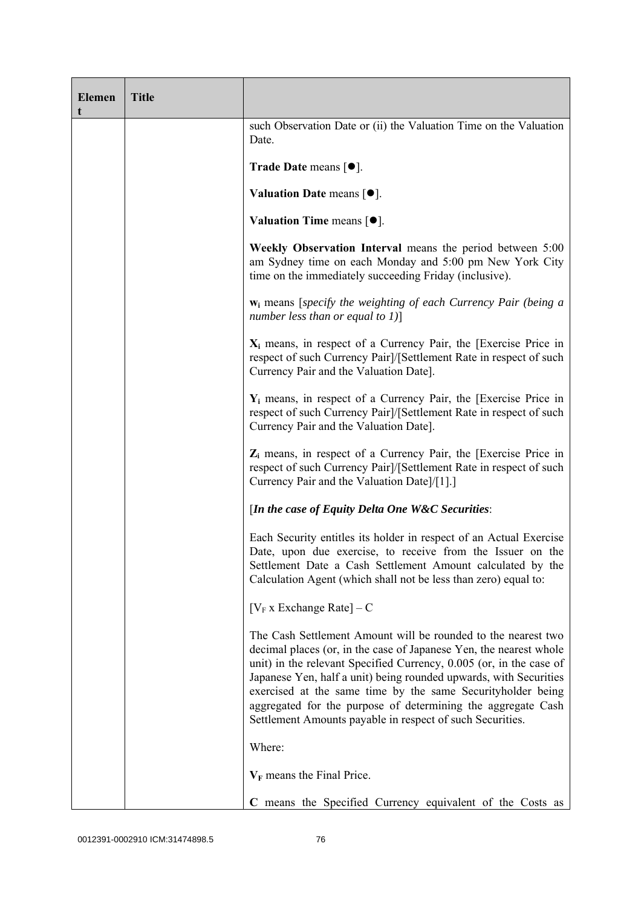| Element | Title | |
|---|---|---|
| | | such Observation Date or (ii) the Valuation Time on the Valuation Date.<br><br>**Trade Date** means [●].<br><br>**Valuation Date** means [●].<br><br>**Valuation Time** means [●].<br><br>**Weekly Observation Interval** means the period between 5:00 am Sydney time on each Monday and 5:00 pm New York City time on the immediately succeeding Friday (inclusive).<br><br>$\mathbf{w_i}$ means [*specify the weighting of each Currency Pair (being a number less than or equal to 1)*]<br><br>$\mathbf{X_i}$ means, in respect of a Currency Pair, the [Exercise Price in respect of such Currency Pair]/[Settlement Rate in respect of such Currency Pair and the Valuation Date].<br><br>$\mathbf{Y_i}$ means, in respect of a Currency Pair, the [Exercise Price in respect of such Currency Pair]/[Settlement Rate in respect of such Currency Pair and the Valuation Date].<br><br>$\mathbf{Z_i}$ means, in respect of a Currency Pair, the [Exercise Price in respect of such Currency Pair]/[Settlement Rate in respect of such Currency Pair and the Valuation Date]/[1].]<br><br>[***In the case of Equity Delta One W&C Securities***:<br><br>Each Security entitles its holder in respect of an Actual Exercise Date, upon due exercise, to receive from the Issuer on the Settlement Date a Cash Settlement Amount calculated by the Calculation Agent (which shall not be less than zero) equal to:<br><br>$[V_F \times \text{Exchange Rate}] - C$<br><br>The Cash Settlement Amount will be rounded to the nearest two decimal places (or, in the case of Japanese Yen, the nearest whole unit) in the relevant Specified Currency, 0.005 (or, in the case of Japanese Yen, half a unit) being rounded upwards, with Securities exercised at the same time by the same Securityholder being aggregated for the purpose of determining the aggregate Cash Settlement Amounts payable in respect of such Securities.<br><br>Where:<br><br>$\mathbf{V_F}$ means the Final Price.<br><br>**C** means the Specified Currency equivalent of the Costs as |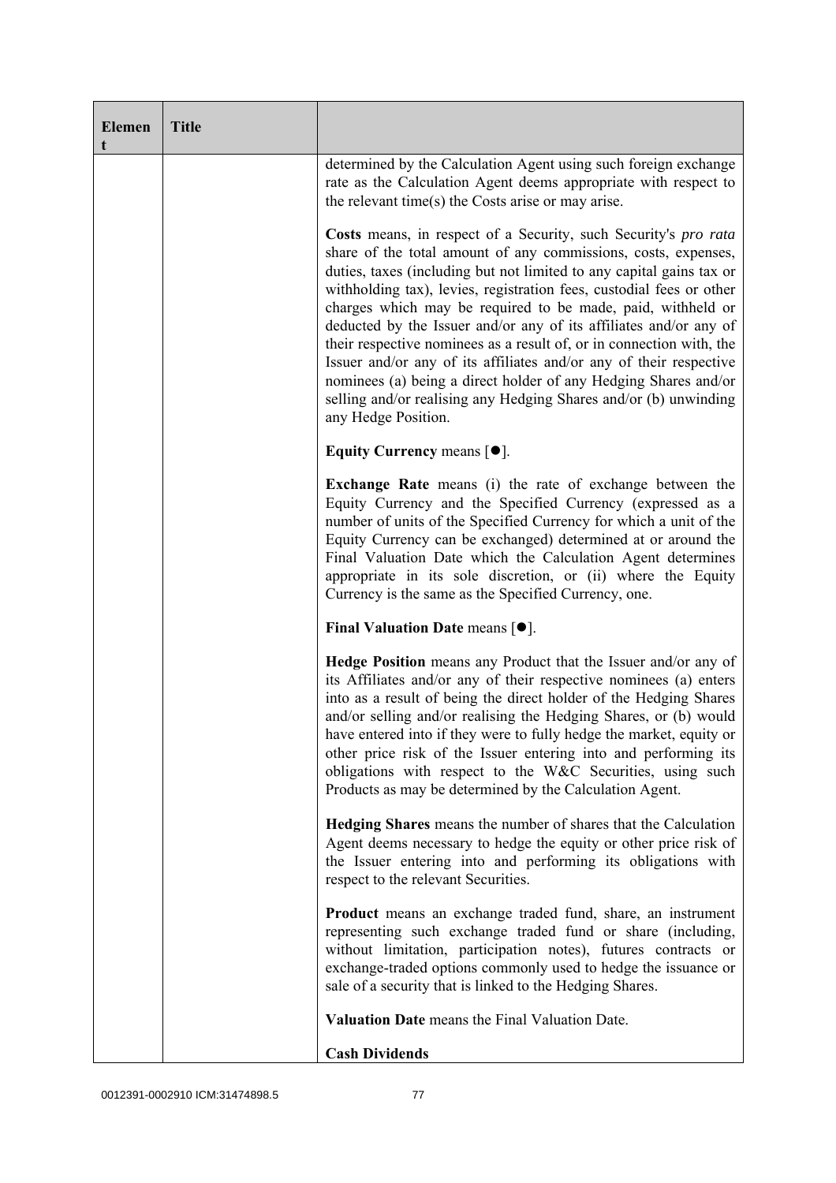| Element | Title | |
|---|---|---|
| | | determined by the Calculation Agent using such foreign exchange rate as the Calculation Agent deems appropriate with respect to the relevant time(s) the Costs arise or may arise.<br><br>**Costs** means, in respect of a Security, such Security's *pro rata* share of the total amount of any commissions, costs, expenses, duties, taxes (including but not limited to any capital gains tax or withholding tax), levies, registration fees, custodial fees or other charges which may be required to be made, paid, withheld or deducted by the Issuer and/or any of its affiliates and/or any of their respective nominees as a result of, or in connection with, the Issuer and/or any of its affiliates and/or any of their respective nominees (a) being a direct holder of any Hedging Shares and/or selling and/or realising any Hedging Shares and/or (b) unwinding any Hedge Position.<br><br>**Equity Currency** means [●].<br><br>**Exchange Rate** means (i) the rate of exchange between the Equity Currency and the Specified Currency (expressed as a number of units of the Specified Currency for which a unit of the Equity Currency can be exchanged) determined at or around the Final Valuation Date which the Calculation Agent determines appropriate in its sole discretion, or (ii) where the Equity Currency is the same as the Specified Currency, one.<br><br>**Final Valuation Date** means [●].<br><br>**Hedge Position** means any Product that the Issuer and/or any of its Affiliates and/or any of their respective nominees (a) enters into as a result of being the direct holder of the Hedging Shares and/or selling and/or realising the Hedging Shares, or (b) would have entered into if they were to fully hedge the market, equity or other price risk of the Issuer entering into and performing its obligations with respect to the W&C Securities, using such Products as may be determined by the Calculation Agent.<br><br>**Hedging Shares** means the number of shares that the Calculation Agent deems necessary to hedge the equity or other price risk of the Issuer entering into and performing its obligations with respect to the relevant Securities.<br><br>**Product** means an exchange traded fund, share, an instrument representing such exchange traded fund or share (including, without limitation, participation notes), futures contracts or exchange-traded options commonly used to hedge the issuance or sale of a security that is linked to the Hedging Shares.<br><br>**Valuation Date** means the Final Valuation Date.<br><br>**Cash Dividends** |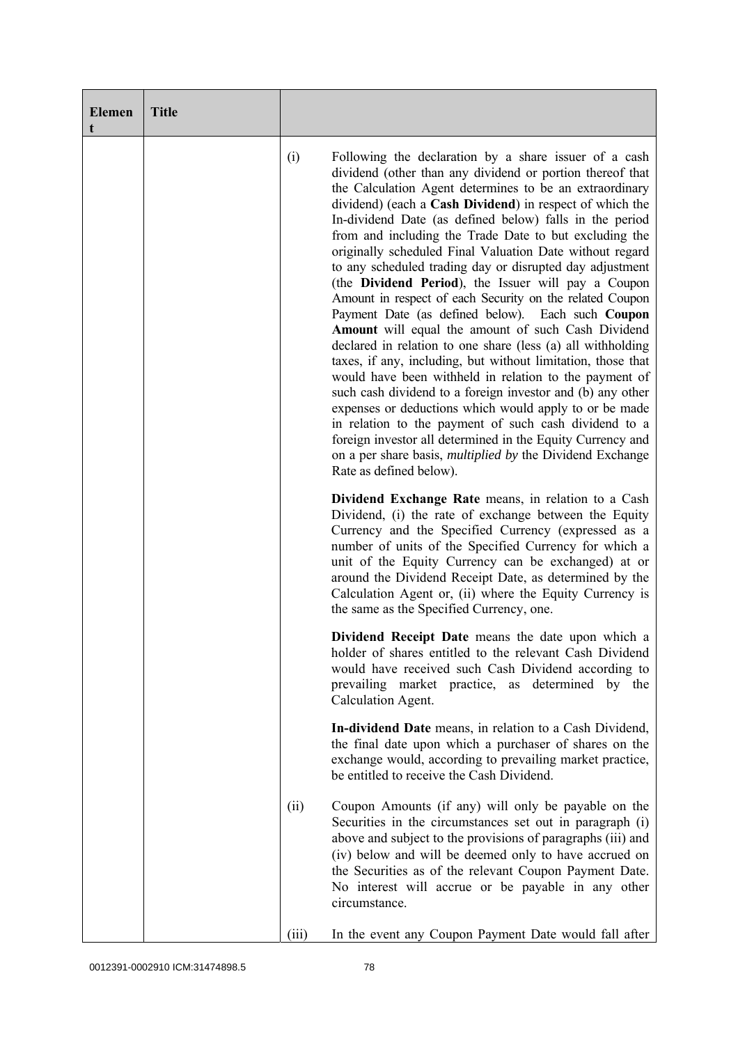| Element | Title | |
|---|---|---|
| | | (i) Following the declaration by a share issuer of a cash dividend (other than any dividend or portion thereof that the Calculation Agent determines to be an extraordinary dividend) (each a **Cash Dividend**) in respect of which the In-dividend Date (as defined below) falls in the period from and including the Trade Date to but excluding the originally scheduled Final Valuation Date without regard to any scheduled trading day or disrupted day adjustment (the **Dividend Period**), the Issuer will pay a Coupon Amount in respect of each Security on the related Coupon Payment Date (as defined below). Each such **Coupon Amount** will equal the amount of such Cash Dividend declared in relation to one share (less (a) all withholding taxes, if any, including, but without limitation, those that would have been withheld in relation to the payment of such cash dividend to a foreign investor and (b) any other expenses or deductions which would apply to or be made in relation to the payment of such cash dividend to a foreign investor all determined in the Equity Currency and on a per share basis, *multiplied by* the Dividend Exchange Rate as defined below).<br><br>**Dividend Exchange Rate** means, in relation to a Cash Dividend, (i) the rate of exchange between the Equity Currency and the Specified Currency (expressed as a number of units of the Specified Currency for which a unit of the Equity Currency can be exchanged) at or around the Dividend Receipt Date, as determined by the Calculation Agent or, (ii) where the Equity Currency is the same as the Specified Currency, one.<br><br>**Dividend Receipt Date** means the date upon which a holder of shares entitled to the relevant Cash Dividend would have received such Cash Dividend according to prevailing market practice, as determined by the Calculation Agent.<br><br>**In-dividend Date** means, in relation to a Cash Dividend, the final date upon which a purchaser of shares on the exchange would, according to prevailing market practice, be entitled to receive the Cash Dividend.<br><br>(ii) Coupon Amounts (if any) will only be payable on the Securities in the circumstances set out in paragraph (i) above and subject to the provisions of paragraphs (iii) and (iv) below and will be deemed only to have accrued on the Securities as of the relevant Coupon Payment Date. No interest will accrue or be payable in any other circumstance.<br><br>(iii) In the event any Coupon Payment Date would fall after |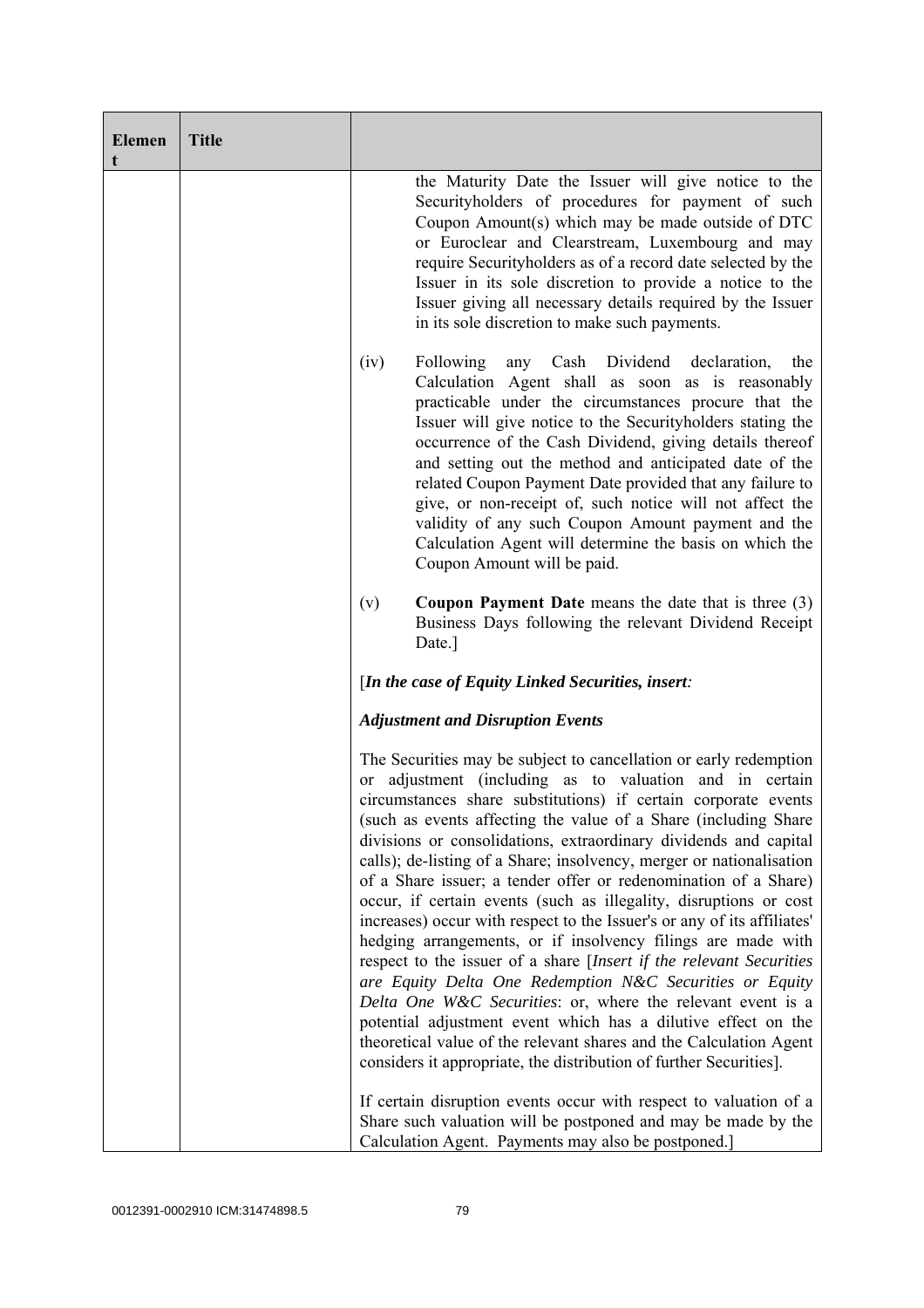| Element | Title | |
|---|---|---|
| | | the Maturity Date the Issuer will give notice to the Securityholders of procedures for payment of such Coupon Amount(s) which may be made outside of DTC or Euroclear and Clearstream, Luxembourg and may require Securityholders as of a record date selected by the Issuer in its sole discretion to provide a notice to the Issuer giving all necessary details required by the Issuer in its sole discretion to make such payments.<br><br>(iv) Following any Cash Dividend declaration, the Calculation Agent shall as soon as is reasonably practicable under the circumstances procure that the Issuer will give notice to the Securityholders stating the occurrence of the Cash Dividend, giving details thereof and setting out the method and anticipated date of the related Coupon Payment Date provided that any failure to give, or non-receipt of, such notice will not affect the validity of any such Coupon Amount payment and the Calculation Agent will determine the basis on which the Coupon Amount will be paid.<br><br>(v) **Coupon Payment Date** means the date that is three (3) Business Days following the relevant Dividend Receipt Date.]<br><br>[***In the case of Equity Linked Securities, insert:***<br><br>***Adjustment and Disruption Events***<br><br>The Securities may be subject to cancellation or early redemption or adjustment (including as to valuation and in certain circumstances share substitutions) if certain corporate events (such as events affecting the value of a Share (including Share divisions or consolidations, extraordinary dividends and capital calls); de-listing of a Share; insolvency, merger or nationalisation of a Share issuer; a tender offer or redenomination of a Share) occur, if certain events (such as illegality, disruptions or cost increases) occur with respect to the Issuer's or any of its affiliates' hedging arrangements, or if insolvency filings are made with respect to the issuer of a share [*Insert if the relevant Securities are Equity Delta One Redemption N&C Securities or Equity Delta One W&C Securities*: or, where the relevant event is a potential adjustment event which has a dilutive effect on the theoretical value of the relevant shares and the Calculation Agent considers it appropriate, the distribution of further Securities].<br><br>If certain disruption events occur with respect to valuation of a Share such valuation will be postponed and may be made by the Calculation Agent. Payments may also be postponed.] |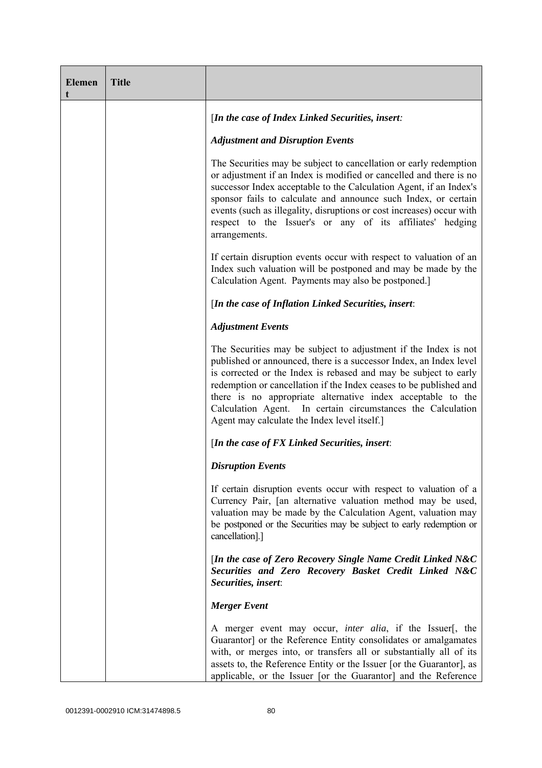| Element | Title | |
|---|---|---|
| | | [*In the case of Index Linked Securities, insert:*<br><br>***Adjustment and Disruption Events***<br><br>The Securities may be subject to cancellation or early redemption or adjustment if an Index is modified or cancelled and there is no successor Index acceptable to the Calculation Agent, if an Index's sponsor fails to calculate and announce such Index, or certain events (such as illegality, disruptions or cost increases) occur with respect to the Issuer's or any of its affiliates' hedging arrangements.<br><br>If certain disruption events occur with respect to valuation of an Index such valuation will be postponed and may be made by the Calculation Agent. Payments may also be postponed.]<br><br>[***In the case of Inflation Linked Securities, insert***:<br><br>***Adjustment Events***<br><br>The Securities may be subject to adjustment if the Index is not published or announced, there is a successor Index, an Index level is corrected or the Index is rebased and may be subject to early redemption or cancellation if the Index ceases to be published and there is no appropriate alternative index acceptable to the Calculation Agent. In certain circumstances the Calculation Agent may calculate the Index level itself.]<br><br>[***In the case of FX Linked Securities, insert***:<br><br>***Disruption Events***<br><br>If certain disruption events occur with respect to valuation of a Currency Pair, [an alternative valuation method may be used, valuation may be made by the Calculation Agent, valuation may be postponed or the Securities may be subject to early redemption or cancellation].]<br><br>[***In the case of Zero Recovery Single Name Credit Linked N&C Securities and Zero Recovery Basket Credit Linked N&C Securities, insert***:<br><br>***Merger Event***<br><br>A merger event may occur, *inter alia*, if the Issuer[, the Guarantor] or the Reference Entity consolidates or amalgamates with, or merges into, or transfers all or substantially all of its assets to, the Reference Entity or the Issuer [or the Guarantor], as applicable, or the Issuer [or the Guarantor] and the Reference |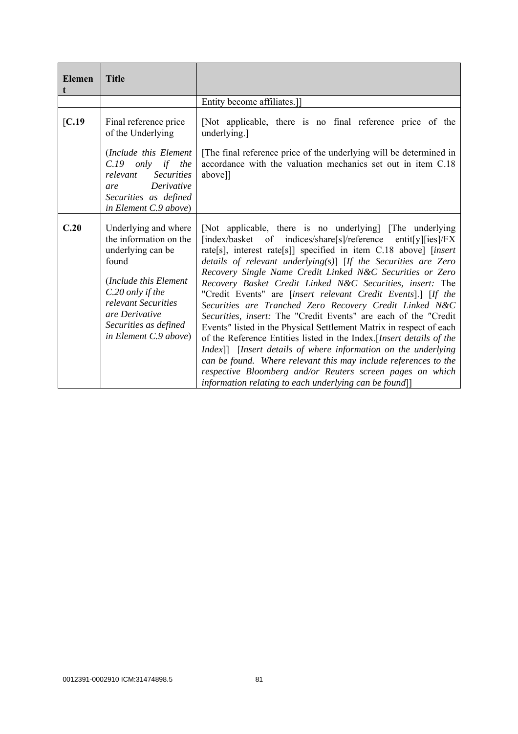| Element | Title | |
|---|---|---|
| | | Entity become affiliates.]] |
| [C.19 | Final reference price of the Underlying<br><br>(*Include this Element C.19 only if the relevant Securities are Derivative Securities as defined in Element C.9 above*) | [Not applicable, there is no final reference price of the underlying.]<br><br>[The final reference price of the underlying will be determined in accordance with the valuation mechanics set out in item C.18 above]] |
| C.20 | Underlying and where the information on the underlying can be found<br><br>(*Include this Element C.20 only if the relevant Securities are Derivative Securities as defined in Element C.9 above*) | [Not applicable, there is no underlying] [The underlying [index/basket of indices/share[s]/reference entit[y][ies]/FX rate[s], interest rate[s]] specified in item C.18 above] [*insert details of relevant underlying(s)*] [*If the Securities are Zero Recovery Single Name Credit Linked N&C Securities or Zero Recovery Basket Credit Linked N&C Securities, insert:* The "Credit Events" are [*insert relevant Credit Events*].] [*If the Securities are Tranched Zero Recovery Credit Linked N&C Securities, insert:* The "Credit Events" are each of the "Credit Events" listed in the Physical Settlement Matrix in respect of each of the Reference Entities listed in the Index.[*Insert details of the Index*]] [*Insert details of where information on the underlying can be found. Where relevant this may include references to the respective Bloomberg and/or Reuters screen pages on which information relating to each underlying can be found*]] |

0012391-0002910 ICM:31474898.5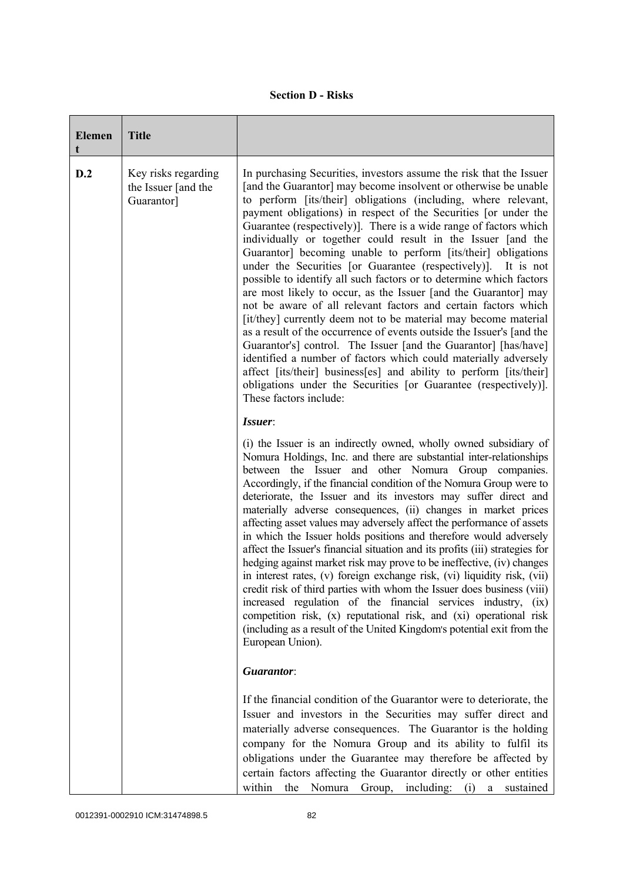**Section D - Risks**

| Element | Title | |
|---|---|---|
| D.2 | Key risks regarding the Issuer [and the Guarantor] | In purchasing Securities, investors assume the risk that the Issuer [and the Guarantor] may become insolvent or otherwise be unable to perform [its/their] obligations (including, where relevant, payment obligations) in respect of the Securities [or under the Guarantee (respectively)]. There is a wide range of factors which individually or together could result in the Issuer [and the Guarantor] becoming unable to perform [its/their] obligations under the Securities [or Guarantee (respectively)]. It is not possible to identify all such factors or to determine which factors are most likely to occur, as the Issuer [and the Guarantor] may not be aware of all relevant factors and certain factors which [it/they] currently deem not to be material may become material as a result of the occurrence of events outside the Issuer's [and the Guarantor's] control. The Issuer [and the Guarantor] [has/have] identified a number of factors which could materially adversely affect [its/their] business[es] and ability to perform [its/their] obligations under the Securities [or Guarantee (respectively)]. These factors include:<br><br>***Issuer***:<br><br>(i) the Issuer is an indirectly owned, wholly owned subsidiary of Nomura Holdings, Inc. and there are substantial inter-relationships between the Issuer and other Nomura Group companies. Accordingly, if the financial condition of the Nomura Group were to deteriorate, the Issuer and its investors may suffer direct and materially adverse consequences, (ii) changes in market prices affecting asset values may adversely affect the performance of assets in which the Issuer holds positions and therefore would adversely affect the Issuer's financial situation and its profits (iii) strategies for hedging against market risk may prove to be ineffective, (iv) changes in interest rates, (v) foreign exchange risk, (vi) liquidity risk, (vii) credit risk of third parties with whom the Issuer does business (viii) increased regulation of the financial services industry, (ix) competition risk, (x) reputational risk, and (xi) operational risk (including as a result of the United Kingdom's potential exit from the European Union).<br><br>***Guarantor***:<br><br>If the financial condition of the Guarantor were to deteriorate, the Issuer and investors in the Securities may suffer direct and materially adverse consequences. The Guarantor is the holding company for the Nomura Group and its ability to fulfil its obligations under the Guarantee may therefore be affected by certain factors affecting the Guarantor directly or other entities within the Nomura Group, including: (i) a sustained |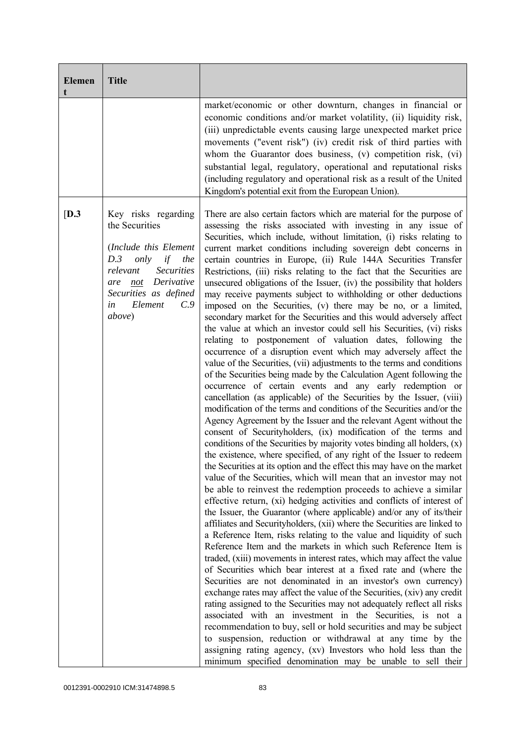| Element | Title | |
|---|---|---|
| | | market/economic or other downturn, changes in financial or economic conditions and/or market volatility, (ii) liquidity risk, (iii) unpredictable events causing large unexpected market price movements ("event risk") (iv) credit risk of third parties with whom the Guarantor does business, (v) competition risk, (vi) substantial legal, regulatory, operational and reputational risks (including regulatory and operational risk as a result of the United Kingdom's potential exit from the European Union). |
| [**D.3** | Key risks regarding the Securities<br><br>(*Include this Element D.3 only if the relevant Securities are* <u>*not*</u> *Derivative Securities as defined in Element C.9 above*) | There are also certain factors which are material for the purpose of assessing the risks associated with investing in any issue of Securities, which include, without limitation, (i) risks relating to current market conditions including sovereign debt concerns in certain countries in Europe, (ii) Rule 144A Securities Transfer Restrictions, (iii) risks relating to the fact that the Securities are unsecured obligations of the Issuer, (iv) the possibility that holders may receive payments subject to withholding or other deductions imposed on the Securities, (v) there may be no, or a limited, secondary market for the Securities and this would adversely affect the value at which an investor could sell his Securities, (vi) risks relating to postponement of valuation dates, following the occurrence of a disruption event which may adversely affect the value of the Securities, (vii) adjustments to the terms and conditions of the Securities being made by the Calculation Agent following the occurrence of certain events and any early redemption or cancellation (as applicable) of the Securities by the Issuer, (viii) modification of the terms and conditions of the Securities and/or the Agency Agreement by the Issuer and the relevant Agent without the consent of Securityholders, (ix) modification of the terms and conditions of the Securities by majority votes binding all holders, (x) the existence, where specified, of any right of the Issuer to redeem the Securities at its option and the effect this may have on the market value of the Securities, which will mean that an investor may not be able to reinvest the redemption proceeds to achieve a similar effective return, (xi) hedging activities and conflicts of interest of the Issuer, the Guarantor (where applicable) and/or any of its/their affiliates and Securityholders, (xii) where the Securities are linked to a Reference Item, risks relating to the value and liquidity of such Reference Item and the markets in which such Reference Item is traded, (xiii) movements in interest rates, which may affect the value of Securities which bear interest at a fixed rate and (where the Securities are not denominated in an investor's own currency) exchange rates may affect the value of the Securities, (xiv) any credit rating assigned to the Securities may not adequately reflect all risks associated with an investment in the Securities, is not a recommendation to buy, sell or hold securities and may be subject to suspension, reduction or withdrawal at any time by the assigning rating agency, (xv) Investors who hold less than the minimum specified denomination may be unable to sell their |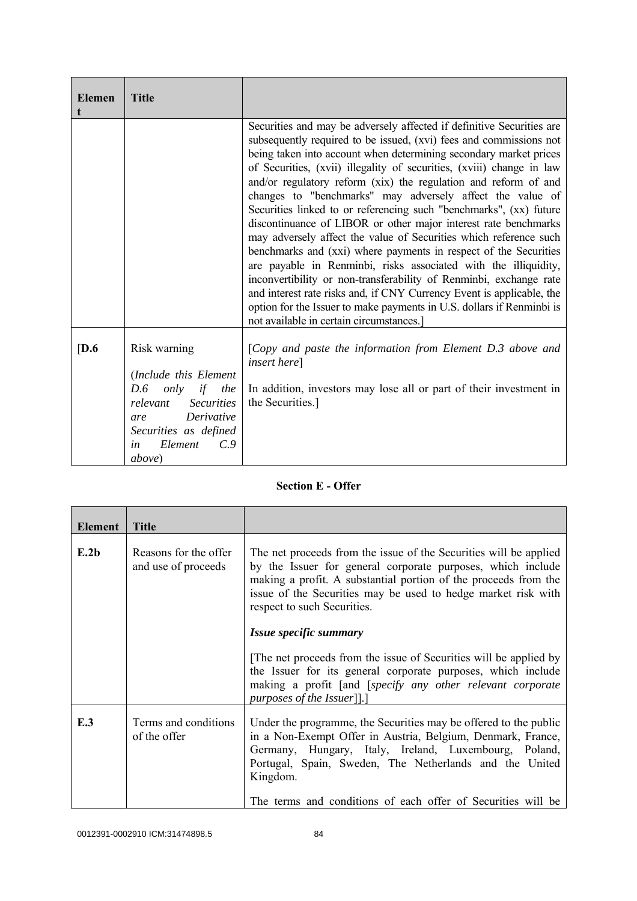| Element | Title | |
|---|---|---|
| | | Securities and may be adversely affected if definitive Securities are subsequently required to be issued, (xvi) fees and commissions not being taken into account when determining secondary market prices of Securities, (xvii) illegality of securities, (xviii) change in law and/or regulatory reform (xix) the regulation and reform of and changes to "benchmarks" may adversely affect the value of Securities linked to or referencing such "benchmarks", (xx) future discontinuance of LIBOR or other major interest rate benchmarks may adversely affect the value of Securities which reference such benchmarks and (xxi) where payments in respect of the Securities are payable in Renminbi, risks associated with the illiquidity, inconvertibility or non-transferability of Renminbi, exchange rate and interest rate risks and, if CNY Currency Event is applicable, the option for the Issuer to make payments in U.S. dollars if Renminbi is not available in certain circumstances.] |
| [**D.6** | Risk warning<br><br>(*Include this Element D.6 only if the relevant Securities are Derivative Securities as defined in Element C.9 above*) | [*Copy and paste the information from Element D.3 above and insert here*]<br><br>In addition, investors may lose all or part of their investment in the Securities.] |

**Section E - Offer**

| Element | Title | |
|---|---|---|
| **E.2b** | Reasons for the offer and use of proceeds | The net proceeds from the issue of the Securities will be applied by the Issuer for general corporate purposes, which include making a profit. A substantial portion of the proceeds from the issue of the Securities may be used to hedge market risk with respect to such Securities.<br><br>***Issue specific summary***<br><br>[The net proceeds from the issue of Securities will be applied by the Issuer for its general corporate purposes, which include making a profit [and [*specify any other relevant corporate purposes of the Issuer*]].] |
| **E.3** | Terms and conditions of the offer | Under the programme, the Securities may be offered to the public in a Non-Exempt Offer in Austria, Belgium, Denmark, France, Germany, Hungary, Italy, Ireland, Luxembourg, Poland, Portugal, Spain, Sweden, The Netherlands and the United Kingdom.<br><br>The terms and conditions of each offer of Securities will be |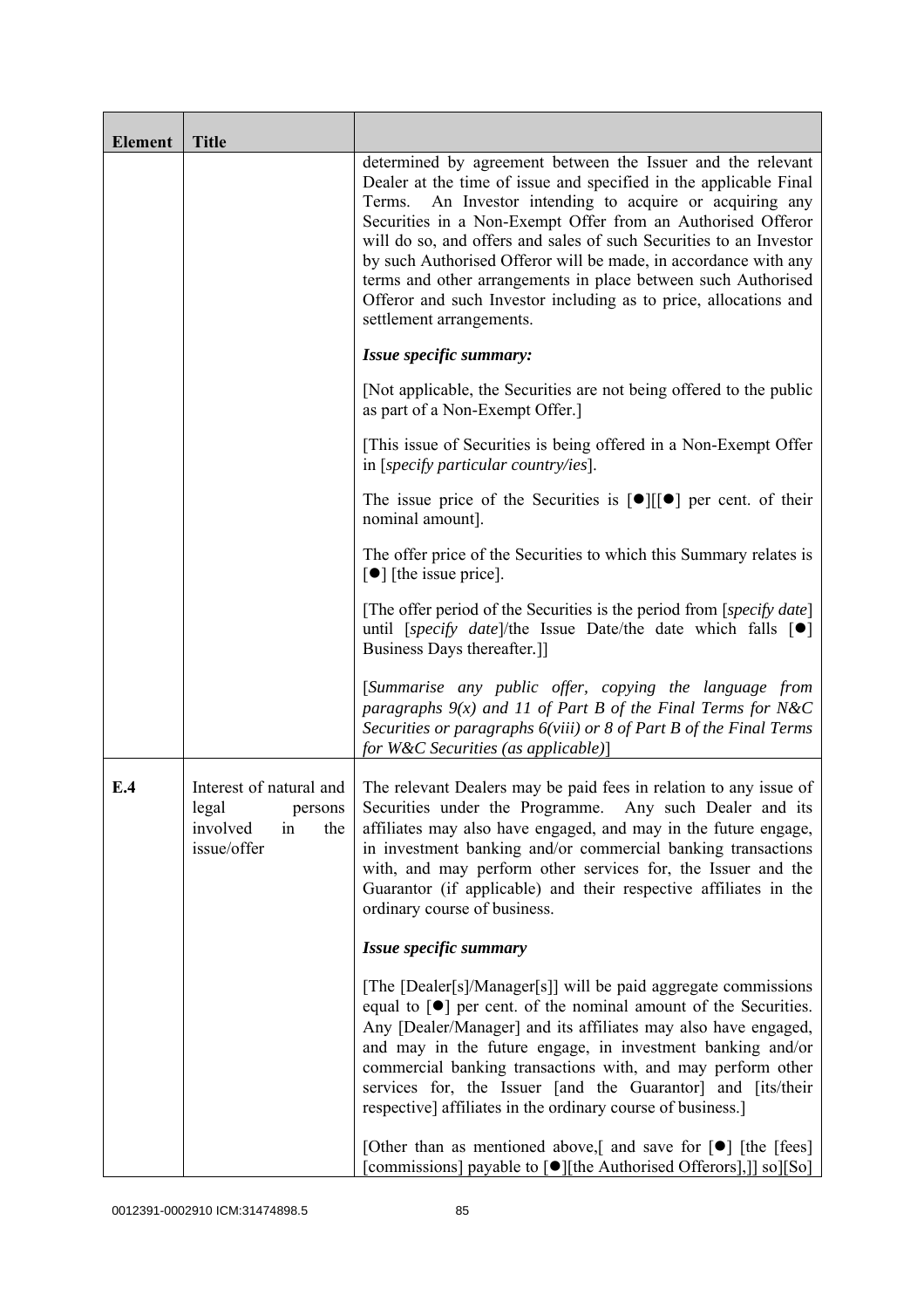| Element | Title | |
|---|---|---|
| | | determined by agreement between the Issuer and the relevant Dealer at the time of issue and specified in the applicable Final Terms. An Investor intending to acquire or acquiring any Securities in a Non-Exempt Offer from an Authorised Offeror will do so, and offers and sales of such Securities to an Investor by such Authorised Offeror will be made, in accordance with any terms and other arrangements in place between such Authorised Offeror and such Investor including as to price, allocations and settlement arrangements.<br><br>***Issue specific summary:***<br><br>[Not applicable, the Securities are not being offered to the public as part of a Non-Exempt Offer.]<br><br>[This issue of Securities is being offered in a Non-Exempt Offer in [*specify particular country/ies*].<br><br>The issue price of the Securities is [●][[●] per cent. of their nominal amount].<br><br>The offer price of the Securities to which this Summary relates is [●] [the issue price].<br><br>[The offer period of the Securities is the period from [*specify date*] until [*specify date*]/the Issue Date/the date which falls [●] Business Days thereafter.]]<br><br>[*Summarise any public offer, copying the language from paragraphs 9(x) and 11 of Part B of the Final Terms for N&C Securities or paragraphs 6(viii) or 8 of Part B of the Final Terms for W&C Securities (as applicable)*] |
| **E.4** | Interest of natural and legal persons involved in the issue/offer | The relevant Dealers may be paid fees in relation to any issue of Securities under the Programme. Any such Dealer and its affiliates may also have engaged, and may in the future engage, in investment banking and/or commercial banking transactions with, and may perform other services for, the Issuer and the Guarantor (if applicable) and their respective affiliates in the ordinary course of business.<br><br>***Issue specific summary***<br><br>[The [Dealer[s]/Manager[s]] will be paid aggregate commissions equal to [●] per cent. of the nominal amount of the Securities. Any [Dealer/Manager] and its affiliates may also have engaged, and may in the future engage, in investment banking and/or commercial banking transactions with, and may perform other services for, the Issuer [and the Guarantor] and [its/their respective] affiliates in the ordinary course of business.]<br><br>[Other than as mentioned above,[ and save for [●] [the [fees] [commissions] payable to [●][the Authorised Offerors],]] so][So] |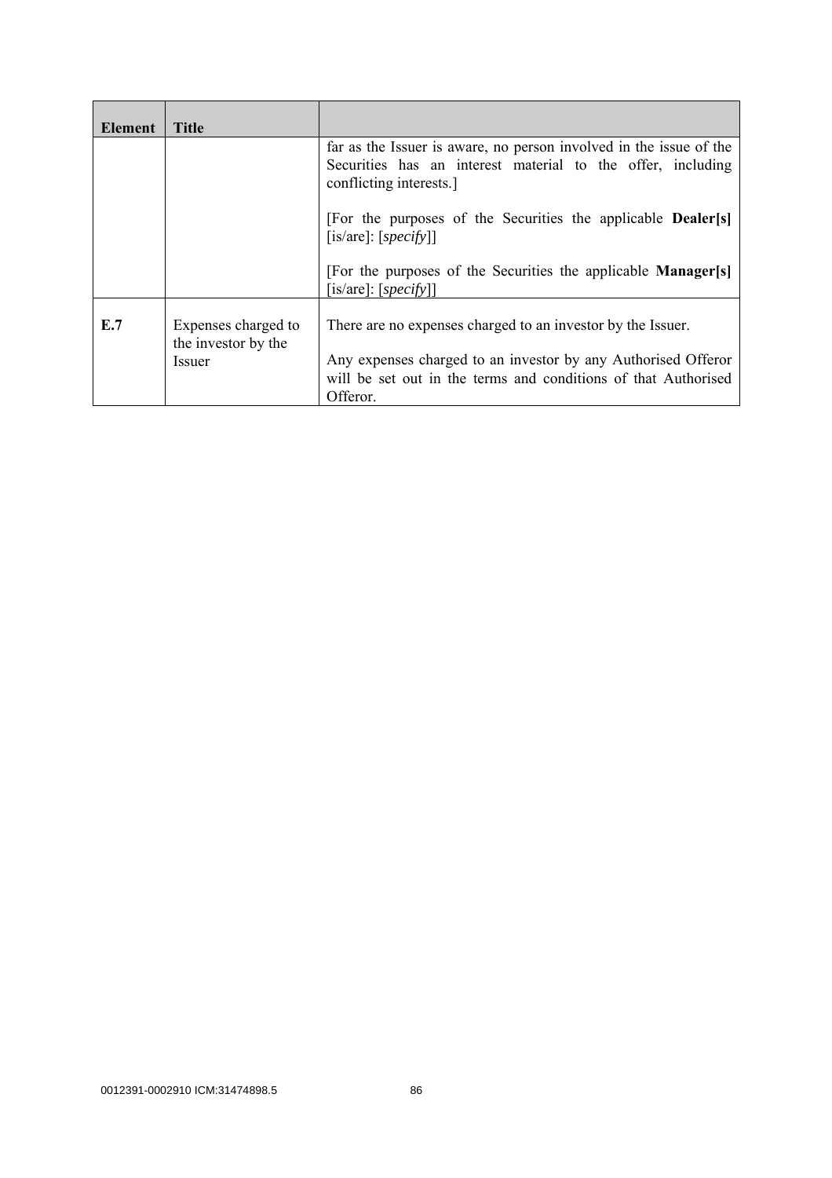| Element | Title | |
|---|---|---|
| | | far as the Issuer is aware, no person involved in the issue of the Securities has an interest material to the offer, including conflicting interests.]<br><br>[For the purposes of the Securities the applicable **Dealer[s]** [is/are]: [*specify*]]<br><br>[For the purposes of the Securities the applicable **Manager[s]** [is/are]: [*specify*]] |
| **E.7** | Expenses charged to the investor by the Issuer | There are no expenses charged to an investor by the Issuer.<br><br>Any expenses charged to an investor by any Authorised Offeror will be set out in the terms and conditions of that Authorised Offeror. |

0012391-0002910 ICM:31474898.5